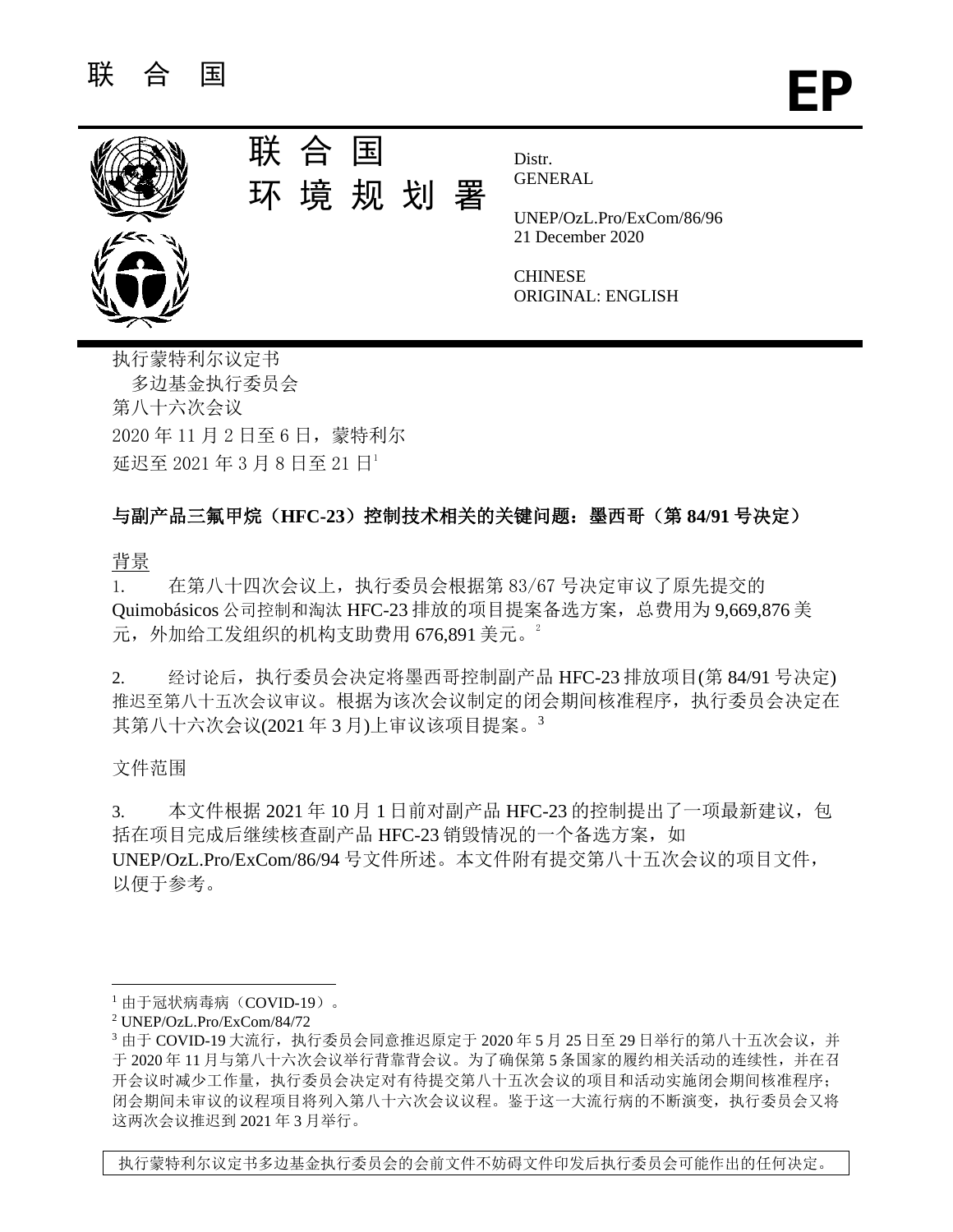联 合 国 **EP**

联 合 国
环 境 规 划 署

Distr.
GENERAL

UNEP/OzL.Pro/ExCom/86/96
21 December 2020

CHINESE
ORIGINAL: ENGLISH

执行蒙特利尔议定书
多边基金执行委员会
第八十六次会议
2020 年 11 月 2 日至 6 日，蒙特利尔
延迟至 2021 年 3 月 8 日至 21 日[1]

## 与副产品三氟甲烷（HFC-23）控制技术相关的关键问题：墨西哥（第 84/91 号决定）

背景

1. 在第八十四次会议上，执行委员会根据第 83/67 号决定审议了原先提交的 Quimobásicos 公司控制和淘汰 HFC-23 排放的项目提案备选方案，总费用为 9,669,876 美元，外加给工发组织的机构支助费用 676,891 美元。[2]

2. 经讨论后，执行委员会决定将墨西哥控制副产品 HFC-23 排放项目(第 84/91 号决定)推迟至第八十五次会议审议。根据为该次会议制定的闭会期间核准程序，执行委员会决定在其第八十六次会议(2021 年 3 月)上审议该项目提案。[3]

文件范围

3. 本文件根据 2021 年 10 月 1 日前对副产品 HFC-23 的控制提出了一项最新建议，包括在项目完成后继续核查副产品 HFC-23 销毁情况的一个备选方案，如 UNEP/OzL.Pro/ExCom/86/94 号文件所述。本文件附有提交第八十五次会议的项目文件，以便于参考。

[1] 由于冠状病毒病（COVID-19）。
[2] UNEP/OzL.Pro/ExCom/84/72
[3] 由于 COVID-19 大流行，执行委员会同意推迟原定于 2020 年 5 月 25 日至 29 日举行的第八十五次会议，并于 2020 年 11 月与第八十六次会议举行背靠背会议。为了确保第 5 条国家的履约相关活动的连续性，并在召开会议时减少工作量，执行委员会决定对有待提交第八十五次会议的项目和活动实施闭会期间核准程序；闭会期间未审议的议程项目将列入第八十六次会议议程。鉴于这一大流行病的不断演变，执行委员会又将这两次会议推迟到 2021 年 3 月举行。

执行蒙特利尔议定书多边基金执行委员会的会前文件不妨碍文件印发后执行委员会可能作出的任何决定。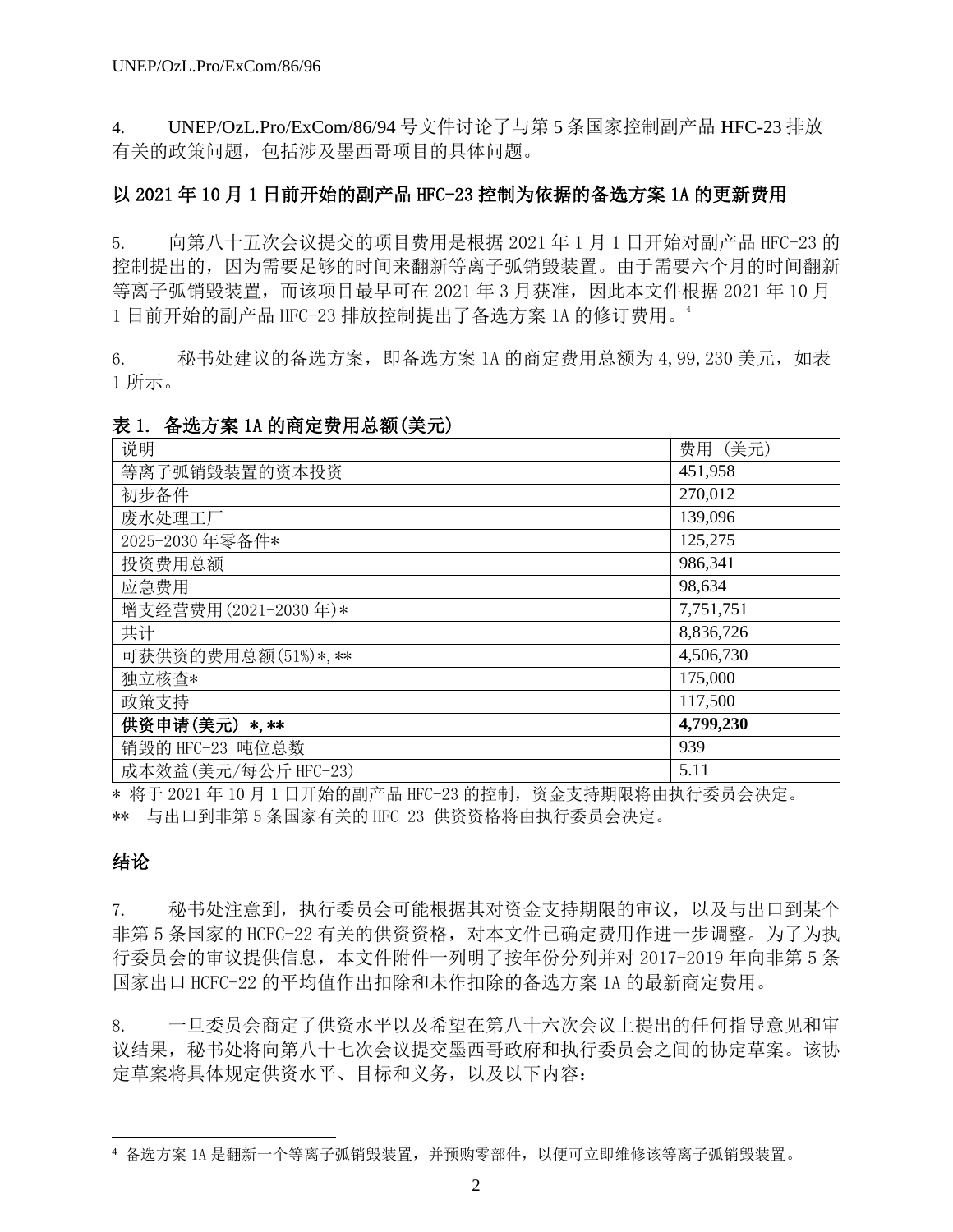4. UNEP/OzL.Pro/ExCom/86/94 号文件讨论了与第 5 条国家控制副产品 HFC-23 排放有关的政策问题，包括涉及墨西哥项目的具体问题。

## 以 2021 年 10 月 1 日前开始的副产品 HFC-23 控制为依据的备选方案 1A 的更新费用

5. 向第八十五次会议提交的项目费用是根据 2021 年 1 月 1 日开始对副产品 HFC-23 的控制提出的，因为需要足够的时间来翻新等离子弧销毁装置。由于需要六个月的时间翻新等离子弧销毁装置，而该项目最早可在 2021 年 3 月获准，因此本文件根据 2021 年 10 月 1 日前开始的副产品 HFC-23 排放控制提出了备选方案 1A 的修订费用。[4]

6. 秘书处建议的备选方案，即备选方案 1A 的商定费用总额为 4,99,230 美元，如表 1 所示。

**表 1. 备选方案 1A 的商定费用总额(美元)**

| 说明 | 费用 (美元) |
|---|---|
| 等离子弧销毁装置的资本投资 | 451,958 |
| 初步备件 | 270,012 |
| 废水处理工厂 | 139,096 |
| 2025-2030 年零备件* | 125,275 |
| 投资费用总额 | 986,341 |
| 应急费用 | 98,634 |
| 增支经营费用(2021-2030 年)* | 7,751,751 |
| 共计 | 8,836,726 |
| 可获供资的费用总额(51%)*, ** | 4,506,730 |
| 独立核查* | 175,000 |
| 政策支持 | 117,500 |
| **供资申请(美元) *, **** | **4,799,230** |
| 销毁的 HFC-23 吨位总数 | 939 |
| 成本效益(美元/每公斤 HFC-23) | 5.11 |

\* 将于 2021 年 10 月 1 日开始的副产品 HFC-23 的控制，资金支持期限将由执行委员会决定。
** 与出口到非第 5 条国家有关的 HFC-23 供资资格将由执行委员会决定。

## 结论

7. 秘书处注意到，执行委员会可能根据其对资金支持期限的审议，以及与出口到某个非第 5 条国家的 HCFC-22 有关的供资资格，对本文件已确定费用作进一步调整。为了为执行委员会的审议提供信息，本文件附件一列明了按年份分列并对 2017-2019 年向非第 5 条国家出口 HCFC-22 的平均值作出扣除和未作扣除的备选方案 1A 的最新商定费用。

8. 一旦委员会商定了供资水平以及希望在第八十六次会议上提出的任何指导意见和审议结果，秘书处将向第八十七次会议提交墨西哥政府和执行委员会之间的协定草案。该协定草案将具体规定供资水平、目标和义务，以及以下内容：

[4] 备选方案 1A 是翻新一个等离子弧销毁装置，并预购零部件，以便可立即维修该等离子弧销毁装置。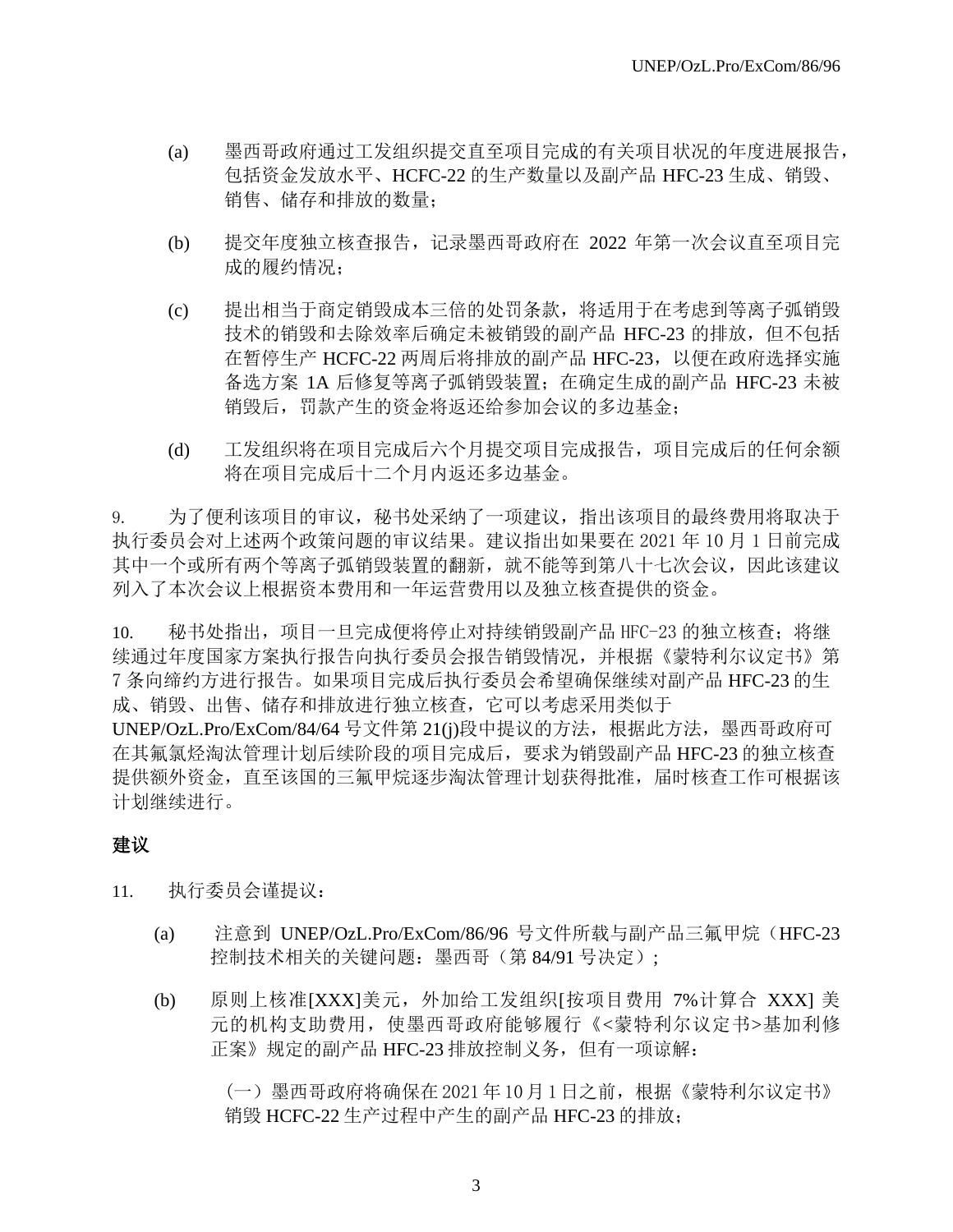(a) 墨西哥政府通过工发组织提交直至项目完成的有关项目状况的年度进展报告，包括资金发放水平、HCFC-22 的生产数量以及副产品 HFC-23 生成、销毁、销售、储存和排放的数量；

(b) 提交年度独立核查报告，记录墨西哥政府在 2022 年第一次会议直至项目完成的履约情况；

(c) 提出相当于商定销毁成本三倍的处罚条款，将适用于在考虑到等离子弧销毁技术的销毁和去除效率后确定未被销毁的副产品 HFC-23 的排放，但不包括在暂停生产 HCFC-22 两周后将排放的副产品 HFC-23，以便在政府选择实施备选方案 1A 后修复等离子弧销毁装置；在确定生成的副产品 HFC-23 未被销毁后，罚款产生的资金将返还给参加会议的多边基金；

(d) 工发组织将在项目完成后六个月提交项目完成报告，项目完成后的任何余额将在项目完成后十二个月内返还多边基金。

9. 为了便利该项目的审议，秘书处采纳了一项建议，指出该项目的最终费用将取决于执行委员会对上述两个政策问题的审议结果。建议指出如果要在 2021 年 10 月 1 日前完成其中一个或所有两个等离子弧销毁装置的翻新，就不能等到第八十七次会议，因此该建议列入了本次会议上根据资本费用和一年运营费用以及独立核查提供的资金。

10. 秘书处指出，项目一旦完成便将停止对持续销毁副产品 HFC-23 的独立核查；将继续通过年度国家方案执行报告向执行委员会报告销毁情况，并根据《蒙特利尔议定书》第 7 条向缔约方进行报告。如果项目完成后执行委员会希望确保继续对副产品 HFC-23 的生成、销毁、出售、储存和排放进行独立核查，它可以考虑采用类似于 UNEP/OzL.Pro/ExCom/84/64 号文件第 21(j)段中提议的方法，根据此方法，墨西哥政府可在其氟氯烃淘汰管理计划后续阶段的项目完成后，要求为销毁副产品 HFC-23 的独立核查提供额外资金，直至该国的三氟甲烷逐步淘汰管理计划获得批准，届时核查工作可根据该计划继续进行。

## 建议

11. 执行委员会谨提议：

(a) 注意到 UNEP/OzL.Pro/ExCom/86/96 号文件所载与副产品三氟甲烷（HFC-23 控制技术相关的关键问题：墨西哥（第 84/91 号决定）；

(b) 原则上核准[XXX]美元，外加给工发组织[按项目费用 7%计算合 XXX] 美元的机构支助费用，使墨西哥政府能够履行《<蒙特利尔议定书>基加利修正案》规定的副产品 HFC-23 排放控制义务，但有一项谅解：

（一）墨西哥政府将确保在 2021 年 10 月 1 日之前，根据《蒙特利尔议定书》销毁 HCFC-22 生产过程中产生的副产品 HFC-23 的排放；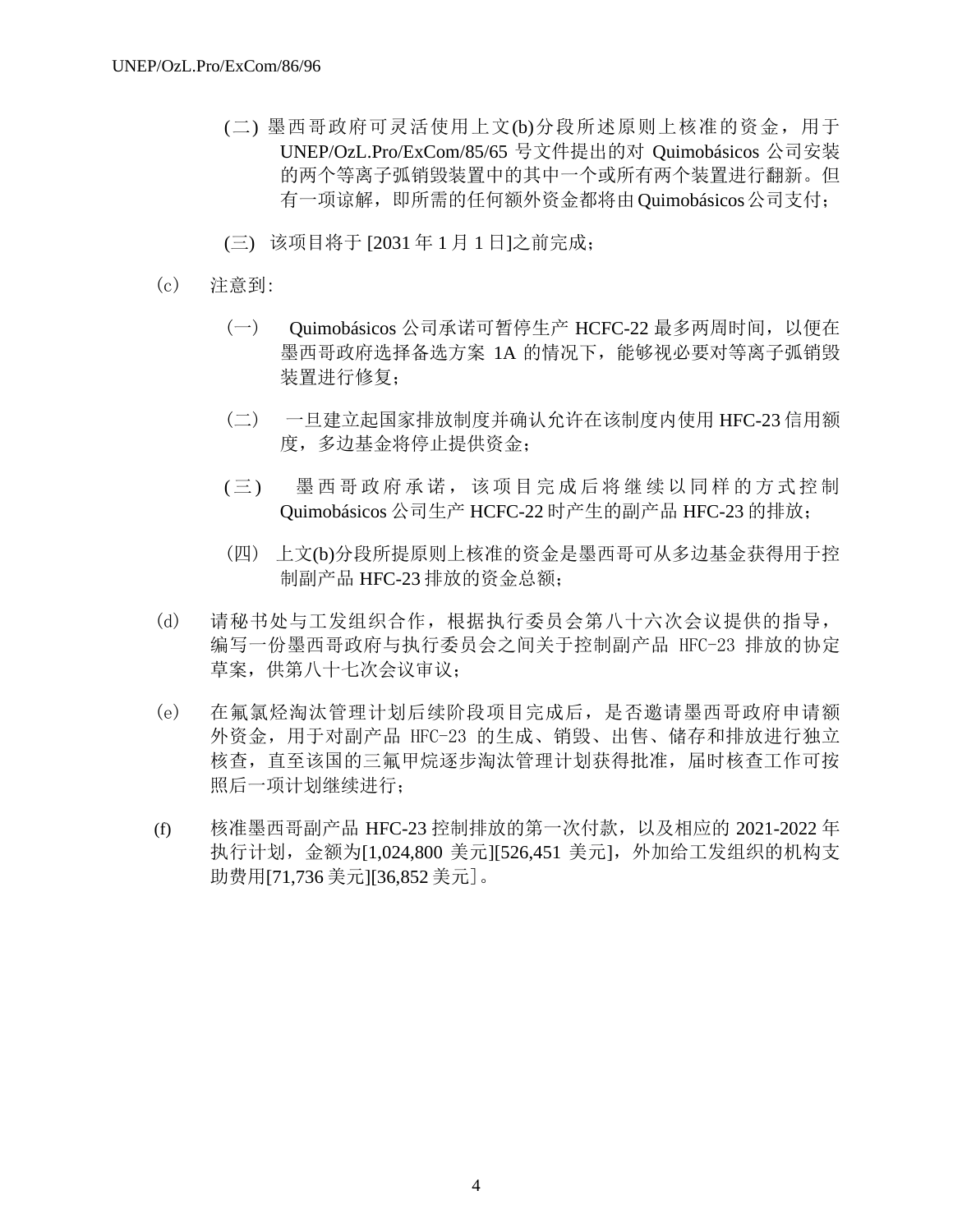(二) 墨西哥政府可灵活使用上文(b)分段所述原则上核准的资金，用于 UNEP/OzL.Pro/ExCom/85/65 号文件提出的对 Quimobásicos 公司安装的两个等离子弧销毁装置中的其中一个或所有两个装置进行翻新。但有一项谅解，即所需的任何额外资金都将由Quimobásicos公司支付；

(三) 该项目将于 [2031 年 1 月 1 日]之前完成；

(c) 注意到:

（一） Quimobásicos 公司承诺可暂停生产 HCFC-22 最多两周时间，以便在墨西哥政府选择备选方案 1A 的情况下，能够视必要对等离子弧销毁装置进行修复；

（二） 一旦建立起国家排放制度并确认允许在该制度内使用 HFC-23 信用额度，多边基金将停止提供资金；

(三) 墨西哥政府承诺，该项目完成后将继续以同样的方式控制 Quimobásicos 公司生产 HCFC-22 时产生的副产品 HFC-23 的排放；

（四） 上文(b)分段所提原则上核准的资金是墨西哥可从多边基金获得用于控制副产品 HFC-23 排放的资金总额；

(d) 请秘书处与工发组织合作，根据执行委员会第八十六次会议提供的指导，编写一份墨西哥政府与执行委员会之间关于控制副产品 HFC-23 排放的协定草案，供第八十七次会议审议；

(e) 在氟氯烃淘汰管理计划后续阶段项目完成后，是否邀请墨西哥政府申请额外资金，用于对副产品 HFC-23 的生成、销毁、出售、储存和排放进行独立核查，直至该国的三氟甲烷逐步淘汰管理计划获得批准，届时核查工作可按照后一项计划继续进行；

(f) 核准墨西哥副产品 HFC-23 控制排放的第一次付款，以及相应的 2021-2022 年执行计划，金额为[1,024,800 美元][526,451 美元]，外加给工发组织的机构支助费用[71,736 美元][36,852 美元]。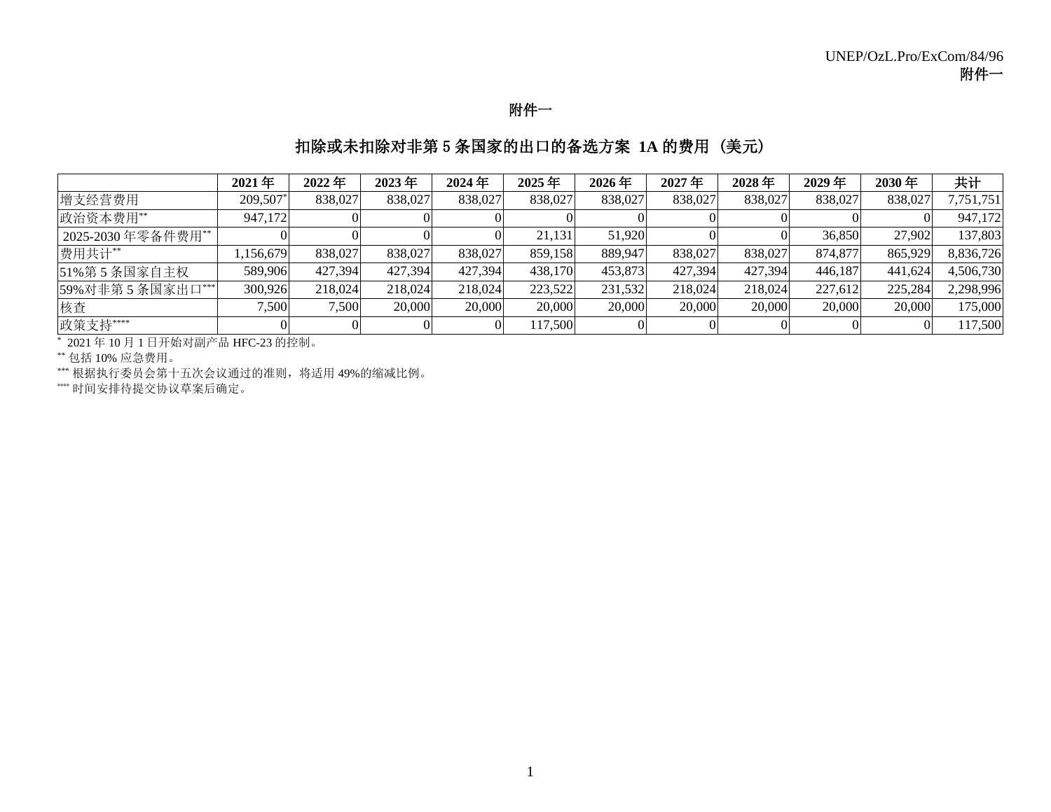# 附件一

## 扣除或未扣除对非第 5 条国家的出口的备选方案 1A 的费用（美元）

| | 2021 年 | 2022 年 | 2023 年 | 2024 年 | 2025 年 | 2026 年 | 2027 年 | 2028 年 | 2029 年 | 2030 年 | 共计 |
|---|---|---|---|---|---|---|---|---|---|---|---|
| 增支经营费用 | 209,507* | 838,027 | 838,027 | 838,027 | 838,027 | 838,027 | 838,027 | 838,027 | 838,027 | 838,027 | 7,751,751 |
| 政治资本费用** | 947,172 | 0 | 0 | 0 | 0 | 0 | 0 | 0 | 0 | 0 | 947,172 |
| 2025-2030 年零备件费用** | 0 | 0 | 0 | 0 | 21,131 | 51,920 | 0 | 0 | 36,850 | 27,902 | 137,803 |
| 费用共计** | 1,156,679 | 838,027 | 838,027 | 838,027 | 859,158 | 889,947 | 838,027 | 838,027 | 874,877 | 865,929 | 8,836,726 |
| 51%第 5 条国家自主权 | 589,906 | 427,394 | 427,394 | 427,394 | 438,170 | 453,873 | 427,394 | 427,394 | 446,187 | 441,624 | 4,506,730 |
| 59%对非第 5 条国家出口*** | 300,926 | 218,024 | 218,024 | 218,024 | 223,522 | 231,532 | 218,024 | 218,024 | 227,612 | 225,284 | 2,298,996 |
| 核查 | 7,500 | 7,500 | 20,000 | 20,000 | 20,000 | 20,000 | 20,000 | 20,000 | 20,000 | 20,000 | 175,000 |
| 政策支持**** | 0 | 0 | 0 | 0 | 117,500 | 0 | 0 | 0 | 0 | 0 | 117,500 |

\* 2021 年 10 月 1 日开始对副产品 HFC-23 的控制。

** 包括 10% 应急费用。

*** 根据执行委员会第十五次会议通过的准则，将适用 49%的缩减比例。

**** 时间安排待提交协议草案后确定。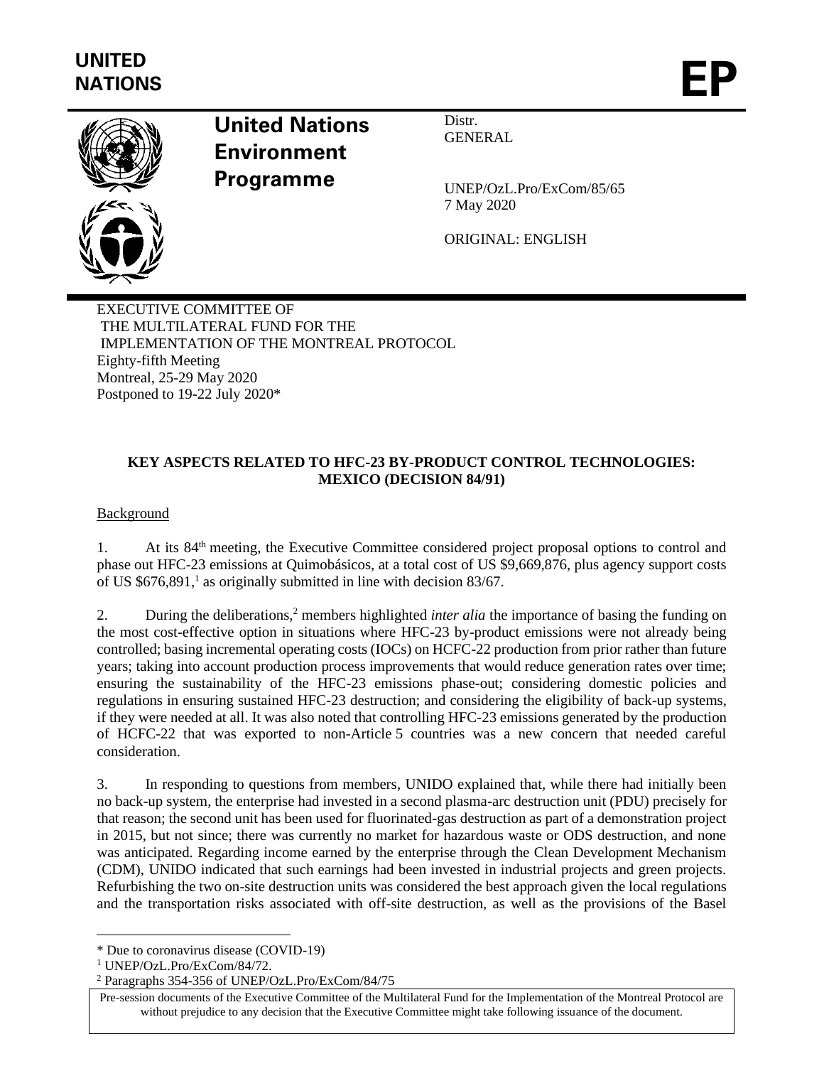**UNITED NATIONS**

**EP**

**United Nations Environment Programme**

Distr.
GENERAL

UNEP/OzL.Pro/ExCom/85/65
7 May 2020

ORIGINAL: ENGLISH

EXECUTIVE COMMITTEE OF
THE MULTILATERAL FUND FOR THE
IMPLEMENTATION OF THE MONTREAL PROTOCOL
Eighty-fifth Meeting
Montreal, 25-29 May 2020
Postponed to 19-22 July 2020*

**KEY ASPECTS RELATED TO HFC-23 BY-PRODUCT CONTROL TECHNOLOGIES: MEXICO (DECISION 84/91)**

Background

1. At its 84th meeting, the Executive Committee considered project proposal options to control and phase out HFC-23 emissions at Quimobásicos, at a total cost of US $9,669,876, plus agency support costs of US $676,891,[1] as originally submitted in line with decision 83/67.

2. During the deliberations,[2] members highlighted *inter alia* the importance of basing the funding on the most cost-effective option in situations where HFC-23 by-product emissions were not already being controlled; basing incremental operating costs (IOCs) on HCFC-22 production from prior rather than future years; taking into account production process improvements that would reduce generation rates over time; ensuring the sustainability of the HFC-23 emissions phase-out; considering domestic policies and regulations in ensuring sustained HFC-23 destruction; and considering the eligibility of back-up systems, if they were needed at all. It was also noted that controlling HFC-23 emissions generated by the production of HCFC-22 that was exported to non-Article 5 countries was a new concern that needed careful consideration.

3. In responding to questions from members, UNIDO explained that, while there had initially been no back-up system, the enterprise had invested in a second plasma-arc destruction unit (PDU) precisely for that reason; the second unit has been used for fluorinated-gas destruction as part of a demonstration project in 2015, but not since; there was currently no market for hazardous waste or ODS destruction, and none was anticipated. Regarding income earned by the enterprise through the Clean Development Mechanism (CDM), UNIDO indicated that such earnings had been invested in industrial projects and green projects. Refurbishing the two on-site destruction units was considered the best approach given the local regulations and the transportation risks associated with off-site destruction, as well as the provisions of the Basel

---

\* Due to coronavirus disease (COVID-19)

[1] UNEP/OzL.Pro/ExCom/84/72.

[2] Paragraphs 354-356 of UNEP/OzL.Pro/ExCom/84/75

Pre-session documents of the Executive Committee of the Multilateral Fund for the Implementation of the Montreal Protocol are without prejudice to any decision that the Executive Committee might take following issuance of the document.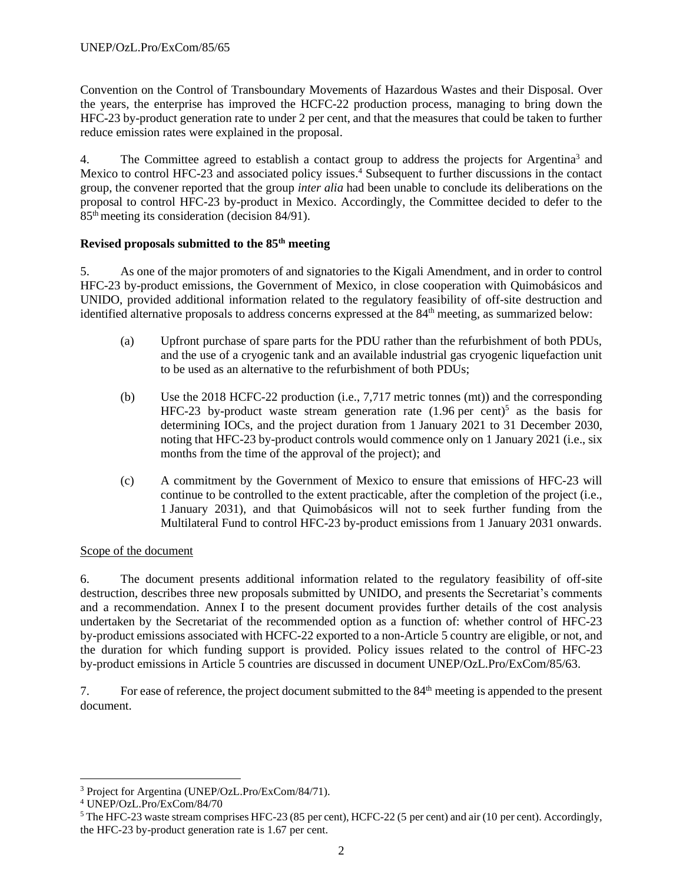Convention on the Control of Transboundary Movements of Hazardous Wastes and their Disposal. Over the years, the enterprise has improved the HCFC-22 production process, managing to bring down the HFC-23 by-product generation rate to under 2 per cent, and that the measures that could be taken to further reduce emission rates were explained in the proposal.

4. The Committee agreed to establish a contact group to address the projects for Argentina[3] and Mexico to control HFC-23 and associated policy issues.[4] Subsequent to further discussions in the contact group, the convener reported that the group *inter alia* had been unable to conclude its deliberations on the proposal to control HFC-23 by-product in Mexico. Accordingly, the Committee decided to defer to the 85th meeting its consideration (decision 84/91).

**Revised proposals submitted to the 85th meeting**

5. As one of the major promoters of and signatories to the Kigali Amendment, and in order to control HFC-23 by-product emissions, the Government of Mexico, in close cooperation with Quimobásicos and UNIDO, provided additional information related to the regulatory feasibility of off-site destruction and identified alternative proposals to address concerns expressed at the 84th meeting, as summarized below:

(a) Upfront purchase of spare parts for the PDU rather than the refurbishment of both PDUs, and the use of a cryogenic tank and an available industrial gas cryogenic liquefaction unit to be used as an alternative to the refurbishment of both PDUs;

(b) Use the 2018 HCFC-22 production (i.e., 7,717 metric tonnes (mt)) and the corresponding HFC-23 by-product waste stream generation rate (1.96 per cent)[5] as the basis for determining IOCs, and the project duration from 1 January 2021 to 31 December 2030, noting that HFC-23 by-product controls would commence only on 1 January 2021 (i.e., six months from the time of the approval of the project); and

(c) A commitment by the Government of Mexico to ensure that emissions of HFC-23 will continue to be controlled to the extent practicable, after the completion of the project (i.e., 1 January 2031), and that Quimobásicos will not to seek further funding from the Multilateral Fund to control HFC-23 by-product emissions from 1 January 2031 onwards.

Scope of the document

6. The document presents additional information related to the regulatory feasibility of off-site destruction, describes three new proposals submitted by UNIDO, and presents the Secretariat's comments and a recommendation. Annex I to the present document provides further details of the cost analysis undertaken by the Secretariat of the recommended option as a function of: whether control of HFC-23 by-product emissions associated with HCFC-22 exported to a non-Article 5 country are eligible, or not, and the duration for which funding support is provided. Policy issues related to the control of HFC-23 by-product emissions in Article 5 countries are discussed in document UNEP/OzL.Pro/ExCom/85/63.

7. For ease of reference, the project document submitted to the 84th meeting is appended to the present document.

---

[3] Project for Argentina (UNEP/OzL.Pro/ExCom/84/71).

[4] UNEP/OzL.Pro/ExCom/84/70

[5] The HFC-23 waste stream comprises HFC-23 (85 per cent), HCFC-22 (5 per cent) and air (10 per cent). Accordingly, the HFC-23 by-product generation rate is 1.67 per cent.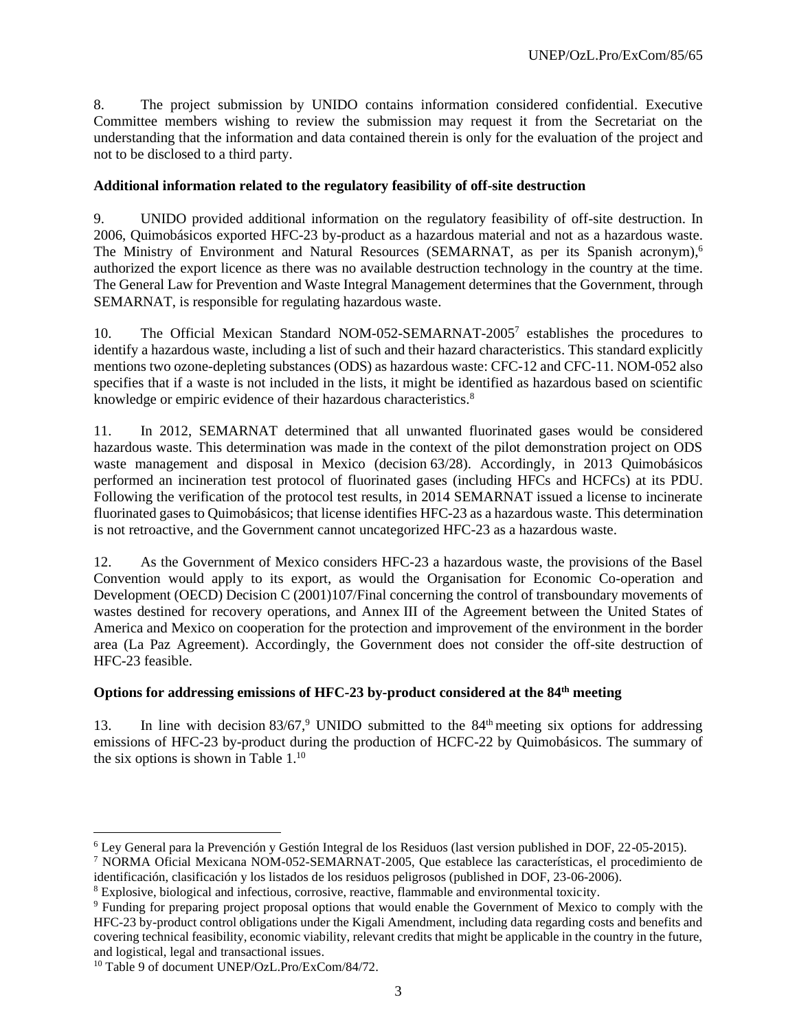8. The project submission by UNIDO contains information considered confidential. Executive Committee members wishing to review the submission may request it from the Secretariat on the understanding that the information and data contained therein is only for the evaluation of the project and not to be disclosed to a third party.

**Additional information related to the regulatory feasibility of off-site destruction**

9. UNIDO provided additional information on the regulatory feasibility of off-site destruction. In 2006, Quimobásicos exported HFC-23 by-product as a hazardous material and not as a hazardous waste. The Ministry of Environment and Natural Resources (SEMARNAT, as per its Spanish acronym),[6] authorized the export licence as there was no available destruction technology in the country at the time. The General Law for Prevention and Waste Integral Management determines that the Government, through SEMARNAT, is responsible for regulating hazardous waste.

10. The Official Mexican Standard NOM-052-SEMARNAT-2005[7] establishes the procedures to identify a hazardous waste, including a list of such and their hazard characteristics. This standard explicitly mentions two ozone-depleting substances (ODS) as hazardous waste: CFC-12 and CFC-11. NOM-052 also specifies that if a waste is not included in the lists, it might be identified as hazardous based on scientific knowledge or empiric evidence of their hazardous characteristics.[8]

11. In 2012, SEMARNAT determined that all unwanted fluorinated gases would be considered hazardous waste. This determination was made in the context of the pilot demonstration project on ODS waste management and disposal in Mexico (decision 63/28). Accordingly, in 2013 Quimobásicos performed an incineration test protocol of fluorinated gases (including HFCs and HCFCs) at its PDU. Following the verification of the protocol test results, in 2014 SEMARNAT issued a license to incinerate fluorinated gases to Quimobásicos; that license identifies HFC-23 as a hazardous waste. This determination is not retroactive, and the Government cannot uncategorized HFC-23 as a hazardous waste.

12. As the Government of Mexico considers HFC-23 a hazardous waste, the provisions of the Basel Convention would apply to its export, as would the Organisation for Economic Co-operation and Development (OECD) Decision C (2001)107/Final concerning the control of transboundary movements of wastes destined for recovery operations, and Annex III of the Agreement between the United States of America and Mexico on cooperation for the protection and improvement of the environment in the border area (La Paz Agreement). Accordingly, the Government does not consider the off-site destruction of HFC-23 feasible.

**Options for addressing emissions of HFC-23 by-product considered at the 84th meeting**

13. In line with decision 83/67,[9] UNIDO submitted to the 84th meeting six options for addressing emissions of HFC-23 by-product during the production of HCFC-22 by Quimobásicos. The summary of the six options is shown in Table 1.[10]

---

[6] Ley General para la Prevención y Gestión Integral de los Residuos (last version published in DOF, 22-05-2015).

[7] NORMA Oficial Mexicana NOM-052-SEMARNAT-2005, Que establece las características, el procedimiento de identificación, clasificación y los listados de los residuos peligrosos (published in DOF, 23-06-2006).

[8] Explosive, biological and infectious, corrosive, reactive, flammable and environmental toxicity.

[9] Funding for preparing project proposal options that would enable the Government of Mexico to comply with the HFC-23 by-product control obligations under the Kigali Amendment, including data regarding costs and benefits and covering technical feasibility, economic viability, relevant credits that might be applicable in the country in the future, and logistical, legal and transactional issues.

[10] Table 9 of document UNEP/OzL.Pro/ExCom/84/72.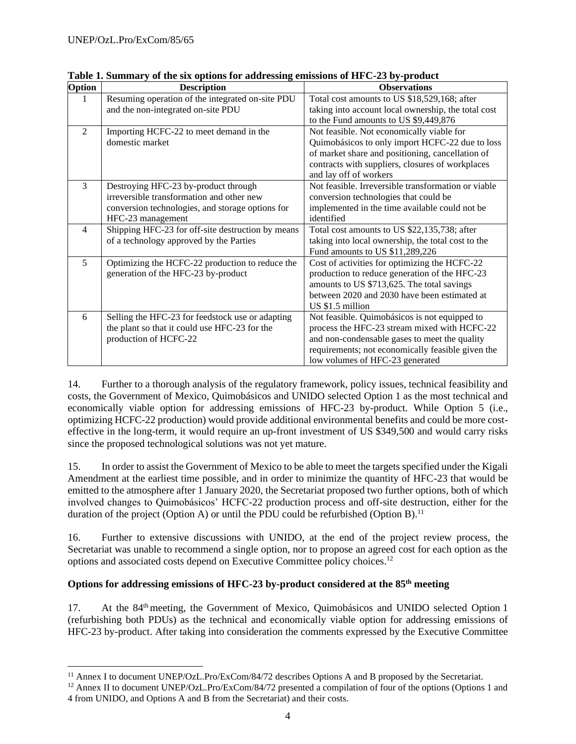**Table 1. Summary of the six options for addressing emissions of HFC-23 by-product**

| Option | Description | Observations |
|---|---|---|
| 1 | Resuming operation of the integrated on-site PDU and the non-integrated on-site PDU | Total cost amounts to US $18,529,168; after taking into account local ownership, the total cost to the Fund amounts to US $9,449,876 |
| 2 | Importing HCFC-22 to meet demand in the domestic market | Not feasible. Not economically viable for Quimobásicos to only import HCFC-22 due to loss of market share and positioning, cancellation of contracts with suppliers, closures of workplaces and lay off of workers |
| 3 | Destroying HFC-23 by-product through irreversible transformation and other new conversion technologies, and storage options for HFC-23 management | Not feasible. Irreversible transformation or viable conversion technologies that could be implemented in the time available could not be identified |
| 4 | Shipping HFC-23 for off-site destruction by means of a technology approved by the Parties | Total cost amounts to US $22,135,738; after taking into local ownership, the total cost to the Fund amounts to US $11,289,226 |
| 5 | Optimizing the HCFC-22 production to reduce the generation of the HFC-23 by-product | Cost of activities for optimizing the HCFC-22 production to reduce generation of the HFC-23 amounts to US $713,625. The total savings between 2020 and 2030 have been estimated at US $1.5 million |
| 6 | Selling the HFC-23 for feedstock use or adapting the plant so that it could use HFC-23 for the production of HCFC-22 | Not feasible. Quimobásicos is not equipped to process the HFC-23 stream mixed with HCFC-22 and non-condensable gases to meet the quality requirements; not economically feasible given the low volumes of HFC-23 generated |

14. Further to a thorough analysis of the regulatory framework, policy issues, technical feasibility and costs, the Government of Mexico, Quimobásicos and UNIDO selected Option 1 as the most technical and economically viable option for addressing emissions of HFC-23 by-product. While Option 5 (i.e., optimizing HCFC-22 production) would provide additional environmental benefits and could be more cost-effective in the long-term, it would require an up-front investment of US $349,500 and would carry risks since the proposed technological solutions was not yet mature.

15. In order to assist the Government of Mexico to be able to meet the targets specified under the Kigali Amendment at the earliest time possible, and in order to minimize the quantity of HFC-23 that would be emitted to the atmosphere after 1 January 2020, the Secretariat proposed two further options, both of which involved changes to Quimobásicos' HCFC-22 production process and off-site destruction, either for the duration of the project (Option A) or until the PDU could be refurbished (Option B).[11]

16. Further to extensive discussions with UNIDO, at the end of the project review process, the Secretariat was unable to recommend a single option, nor to propose an agreed cost for each option as the options and associated costs depend on Executive Committee policy choices.[12]

### Options for addressing emissions of HFC-23 by-product considered at the 85th meeting

17. At the 84th meeting, the Government of Mexico, Quimobásicos and UNIDO selected Option 1 (refurbishing both PDUs) as the technical and economically viable option for addressing emissions of HFC-23 by-product. After taking into consideration the comments expressed by the Executive Committee

[11] Annex I to document UNEP/OzL.Pro/ExCom/84/72 describes Options A and B proposed by the Secretariat.

[12] Annex II to document UNEP/OzL.Pro/ExCom/84/72 presented a compilation of four of the options (Options 1 and 4 from UNIDO, and Options A and B from the Secretariat) and their costs.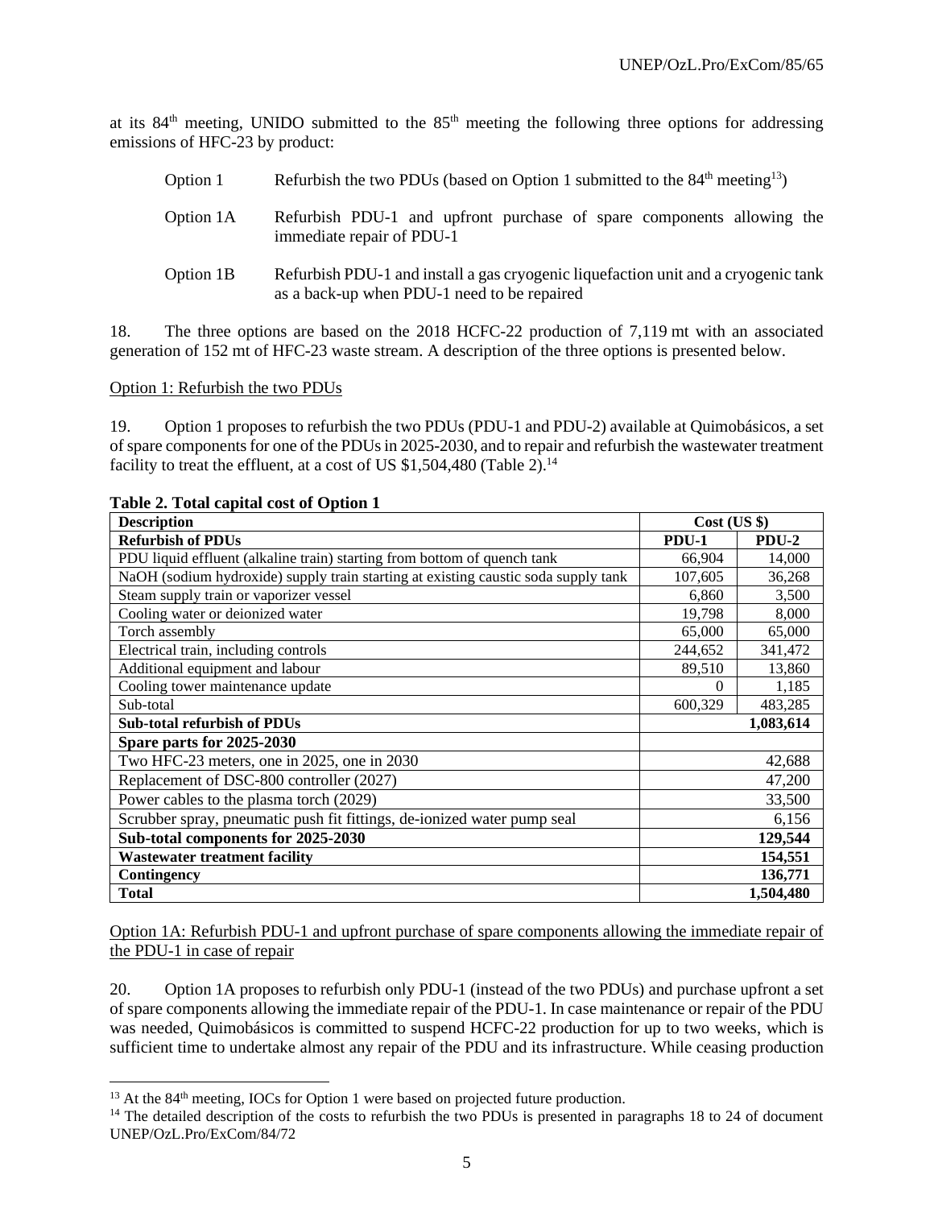at its 84th meeting, UNIDO submitted to the 85th meeting the following three options for addressing emissions of HFC-23 by product:

Option 1 Refurbish the two PDUs (based on Option 1 submitted to the 84th meeting[13])

Option 1A Refurbish PDU-1 and upfront purchase of spare components allowing the immediate repair of PDU-1

Option 1B Refurbish PDU-1 and install a gas cryogenic liquefaction unit and a cryogenic tank as a back-up when PDU-1 need to be repaired

18. The three options are based on the 2018 HCFC-22 production of 7,119 mt with an associated generation of 152 mt of HFC-23 waste stream. A description of the three options is presented below.

Option 1: Refurbish the two PDUs

19. Option 1 proposes to refurbish the two PDUs (PDU-1 and PDU-2) available at Quimobásicos, a set of spare components for one of the PDUs in 2025-2030, and to repair and refurbish the wastewater treatment facility to treat the effluent, at a cost of US $1,504,480 (Table 2).[14]

**Table 2. Total capital cost of Option 1**

| Description | Cost (US $) | |
|---|---|---|
| **Refurbish of PDUs** | **PDU-1** | **PDU-2** |
| PDU liquid effluent (alkaline train) starting from bottom of quench tank | 66,904 | 14,000 |
| NaOH (sodium hydroxide) supply train starting at existing caustic soda supply tank | 107,605 | 36,268 |
| Steam supply train or vaporizer vessel | 6,860 | 3,500 |
| Cooling water or deionized water | 19,798 | 8,000 |
| Torch assembly | 65,000 | 65,000 |
| Electrical train, including controls | 244,652 | 341,472 |
| Additional equipment and labour | 89,510 | 13,860 |
| Cooling tower maintenance update | 0 | 1,185 |
| Sub-total | 600,329 | 483,285 |
| **Sub-total refurbish of PDUs** | | **1,083,614** |
| **Spare parts for 2025-2030** | | |
| Two HFC-23 meters, one in 2025, one in 2030 | | 42,688 |
| Replacement of DSC-800 controller (2027) | | 47,200 |
| Power cables to the plasma torch (2029) | | 33,500 |
| Scrubber spray, pneumatic push fit fittings, de-ionized water pump seal | | 6,156 |
| **Sub-total components for 2025-2030** | | **129,544** |
| **Wastewater treatment facility** | | **154,551** |
| **Contingency** | | **136,771** |
| **Total** | | **1,504,480** |

Option 1A: Refurbish PDU-1 and upfront purchase of spare components allowing the immediate repair of the PDU-1 in case of repair

20. Option 1A proposes to refurbish only PDU-1 (instead of the two PDUs) and purchase upfront a set of spare components allowing the immediate repair of the PDU-1. In case maintenance or repair of the PDU was needed, Quimobásicos is committed to suspend HCFC-22 production for up to two weeks, which is sufficient time to undertake almost any repair of the PDU and its infrastructure. While ceasing production

[13] At the 84th meeting, IOCs for Option 1 were based on projected future production.

[14] The detailed description of the costs to refurbish the two PDUs is presented in paragraphs 18 to 24 of document UNEP/OzL.Pro/ExCom/84/72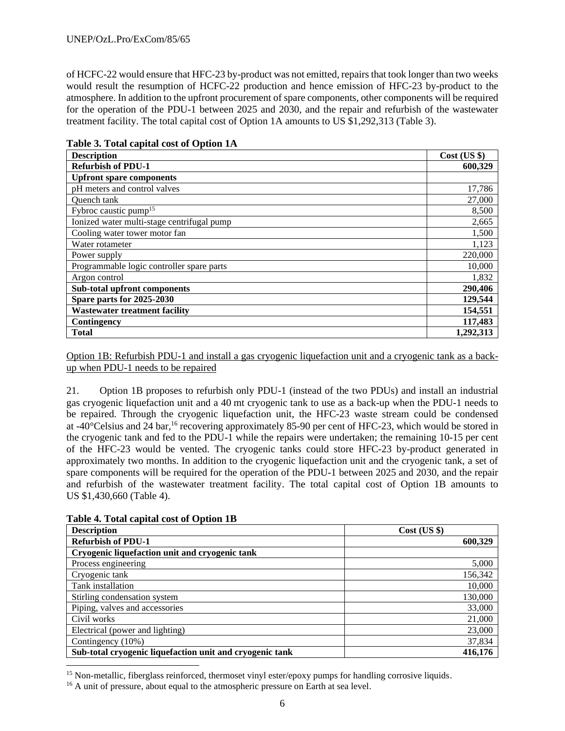of HCFC-22 would ensure that HFC-23 by-product was not emitted, repairs that took longer than two weeks would result the resumption of HCFC-22 production and hence emission of HFC-23 by-product to the atmosphere. In addition to the upfront procurement of spare components, other components will be required for the operation of the PDU-1 between 2025 and 2030, and the repair and refurbish of the wastewater treatment facility. The total capital cost of Option 1A amounts to US $1,292,313 (Table 3).

**Table 3. Total capital cost of Option 1A**

| Description | Cost (US $) |
|---|---|
| **Refurbish of PDU-1** | **600,329** |
| **Upfront spare components** | |
| pH meters and control valves | 17,786 |
| Quench tank | 27,000 |
| Fybroc caustic pump[15] | 8,500 |
| Ionized water multi-stage centrifugal pump | 2,665 |
| Cooling water tower motor fan | 1,500 |
| Water rotameter | 1,123 |
| Power supply | 220,000 |
| Programmable logic controller spare parts | 10,000 |
| Argon control | 1,832 |
| **Sub-total upfront components** | **290,406** |
| **Spare parts for 2025-2030** | **129,544** |
| **Wastewater treatment facility** | **154,551** |
| **Contingency** | **117,483** |
| **Total** | **1,292,313** |

Option 1B: Refurbish PDU-1 and install a gas cryogenic liquefaction unit and a cryogenic tank as a back-up when PDU-1 needs to be repaired

21. Option 1B proposes to refurbish only PDU-1 (instead of the two PDUs) and install an industrial gas cryogenic liquefaction unit and a 40 mt cryogenic tank to use as a back-up when the PDU-1 needs to be repaired. Through the cryogenic liquefaction unit, the HFC-23 waste stream could be condensed at -40°Celsius and 24 bar,[16] recovering approximately 85-90 per cent of HFC-23, which would be stored in the cryogenic tank and fed to the PDU-1 while the repairs were undertaken; the remaining 10-15 per cent of the HFC-23 would be vented. The cryogenic tanks could store HFC-23 by-product generated in approximately two months. In addition to the cryogenic liquefaction unit and the cryogenic tank, a set of spare components will be required for the operation of the PDU-1 between 2025 and 2030, and the repair and refurbish of the wastewater treatment facility. The total capital cost of Option 1B amounts to US $1,430,660 (Table 4).

**Table 4. Total capital cost of Option 1B**

| Description | Cost (US $) |
|---|---|
| **Refurbish of PDU-1** | **600,329** |
| **Cryogenic liquefaction unit and cryogenic tank** | |
| Process engineering | 5,000 |
| Cryogenic tank | 156,342 |
| Tank installation | 10,000 |
| Stirling condensation system | 130,000 |
| Piping, valves and accessories | 33,000 |
| Civil works | 21,000 |
| Electrical (power and lighting) | 23,000 |
| Contingency (10%) | 37,834 |
| **Sub-total cryogenic liquefaction unit and cryogenic tank** | **416,176** |

[15] Non-metallic, fiberglass reinforced, thermoset vinyl ester/epoxy pumps for handling corrosive liquids.

[16] A unit of pressure, about equal to the atmospheric pressure on Earth at sea level.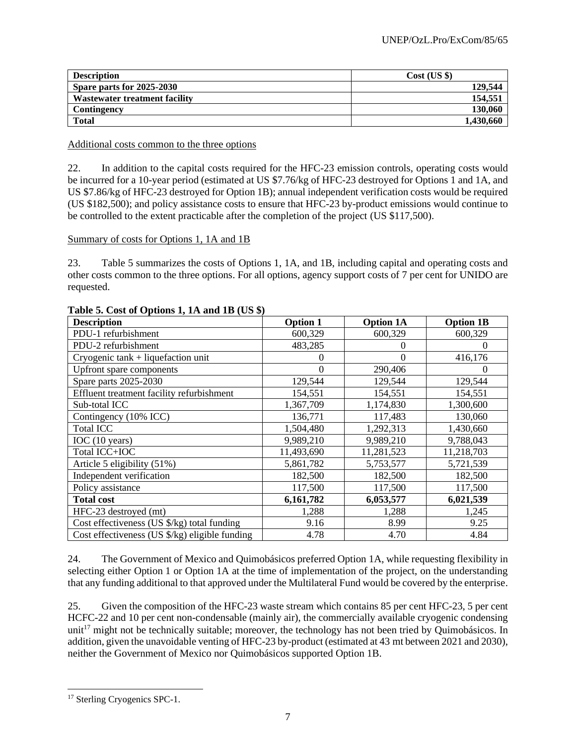| Description | Cost (US $) |
| --- | --- |
| **Spare parts for 2025-2030** | **129,544** |
| **Wastewater treatment facility** | **154,551** |
| **Contingency** | **130,060** |
| **Total** | **1,430,660** |

Additional costs common to the three options

22. In addition to the capital costs required for the HFC-23 emission controls, operating costs would be incurred for a 10-year period (estimated at US $7.76/kg of HFC-23 destroyed for Options 1 and 1A, and US $7.86/kg of HFC-23 destroyed for Option 1B); annual independent verification costs would be required (US $182,500); and policy assistance costs to ensure that HFC-23 by-product emissions would continue to be controlled to the extent practicable after the completion of the project (US $117,500).

Summary of costs for Options 1, 1A and 1B

23. Table 5 summarizes the costs of Options 1, 1A, and 1B, including capital and operating costs and other costs common to the three options. For all options, agency support costs of 7 per cent for UNIDO are requested.

**Table 5. Cost of Options 1, 1A and 1B (US $)**

| Description | Option 1 | Option 1A | Option 1B |
| --- | --- | --- | --- |
| PDU-1 refurbishment | 600,329 | 600,329 | 600,329 |
| PDU-2 refurbishment | 483,285 | 0 | 0 |
| Cryogenic tank + liquefaction unit | 0 | 0 | 416,176 |
| Upfront spare components | 0 | 290,406 | 0 |
| Spare parts 2025-2030 | 129,544 | 129,544 | 129,544 |
| Effluent treatment facility refurbishment | 154,551 | 154,551 | 154,551 |
| Sub-total ICC | 1,367,709 | 1,174,830 | 1,300,600 |
| Contingency (10% ICC) | 136,771 | 117,483 | 130,060 |
| Total ICC | 1,504,480 | 1,292,313 | 1,430,660 |
| IOC (10 years) | 9,989,210 | 9,989,210 | 9,788,043 |
| Total ICC+IOC | 11,493,690 | 11,281,523 | 11,218,703 |
| Article 5 eligibility (51%) | 5,861,782 | 5,753,577 | 5,721,539 |
| Independent verification | 182,500 | 182,500 | 182,500 |
| Policy assistance | 117,500 | 117,500 | 117,500 |
| **Total cost** | **6,161,782** | **6,053,577** | **6,021,539** |
| HFC-23 destroyed (mt) | 1,288 | 1,288 | 1,245 |
| Cost effectiveness (US $/kg) total funding | 9.16 | 8.99 | 9.25 |
| Cost effectiveness (US $/kg) eligible funding | 4.78 | 4.70 | 4.84 |

24. The Government of Mexico and Quimobásicos preferred Option 1A, while requesting flexibility in selecting either Option 1 or Option 1A at the time of implementation of the project, on the understanding that any funding additional to that approved under the Multilateral Fund would be covered by the enterprise.

25. Given the composition of the HFC-23 waste stream which contains 85 per cent HFC-23, 5 per cent HCFC-22 and 10 per cent non-condensable (mainly air), the commercially available cryogenic condensing unit[17] might not be technically suitable; moreover, the technology has not been tried by Quimobásicos. In addition, given the unavoidable venting of HFC-23 by-product (estimated at 43 mt between 2021 and 2030), neither the Government of Mexico nor Quimobásicos supported Option 1B.

[17] Sterling Cryogenics SPC-1.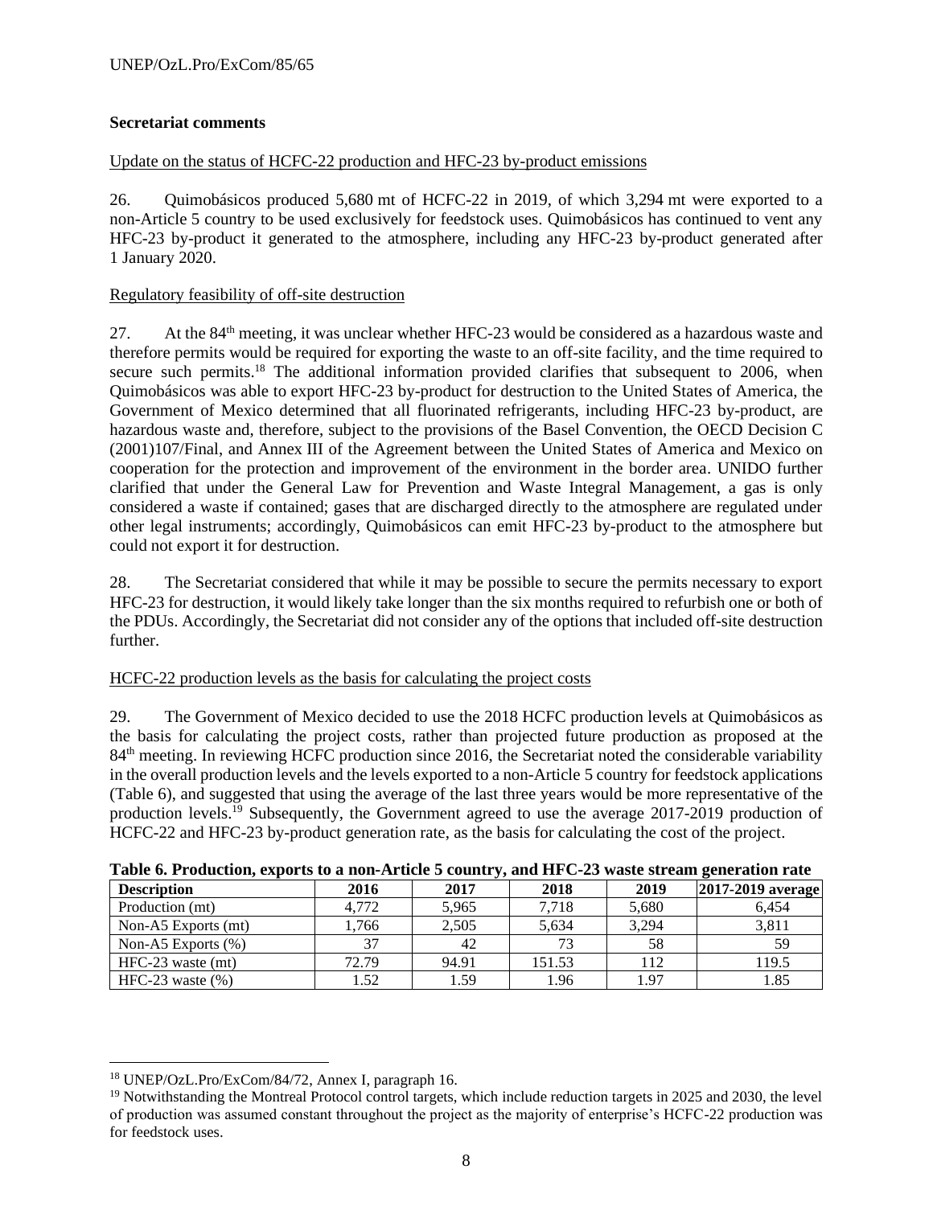**Secretariat comments**

Update on the status of HCFC-22 production and HFC-23 by-product emissions

26. Quimobásicos produced 5,680 mt of HCFC-22 in 2019, of which 3,294 mt were exported to a non-Article 5 country to be used exclusively for feedstock uses. Quimobásicos has continued to vent any HFC-23 by-product it generated to the atmosphere, including any HFC-23 by-product generated after 1 January 2020.

Regulatory feasibility of off-site destruction

27. At the 84th meeting, it was unclear whether HFC-23 would be considered as a hazardous waste and therefore permits would be required for exporting the waste to an off-site facility, and the time required to secure such permits.[18] The additional information provided clarifies that subsequent to 2006, when Quimobásicos was able to export HFC-23 by-product for destruction to the United States of America, the Government of Mexico determined that all fluorinated refrigerants, including HFC-23 by-product, are hazardous waste and, therefore, subject to the provisions of the Basel Convention, the OECD Decision C (2001)107/Final, and Annex III of the Agreement between the United States of America and Mexico on cooperation for the protection and improvement of the environment in the border area. UNIDO further clarified that under the General Law for Prevention and Waste Integral Management, a gas is only considered a waste if contained; gases that are discharged directly to the atmosphere are regulated under other legal instruments; accordingly, Quimobásicos can emit HFC-23 by-product to the atmosphere but could not export it for destruction.

28. The Secretariat considered that while it may be possible to secure the permits necessary to export HFC-23 for destruction, it would likely take longer than the six months required to refurbish one or both of the PDUs. Accordingly, the Secretariat did not consider any of the options that included off-site destruction further.

HCFC-22 production levels as the basis for calculating the project costs

29. The Government of Mexico decided to use the 2018 HCFC production levels at Quimobásicos as the basis for calculating the project costs, rather than projected future production as proposed at the 84th meeting. In reviewing HCFC production since 2016, the Secretariat noted the considerable variability in the overall production levels and the levels exported to a non-Article 5 country for feedstock applications (Table 6), and suggested that using the average of the last three years would be more representative of the production levels.[19] Subsequently, the Government agreed to use the average 2017-2019 production of HCFC-22 and HFC-23 by-product generation rate, as the basis for calculating the cost of the project.

**Table 6. Production, exports to a non-Article 5 country, and HFC-23 waste stream generation rate**

| Description | 2016 | 2017 | 2018 | 2019 | 2017-2019 average |
|---|---|---|---|---|---|
| Production (mt) | 4,772 | 5,965 | 7,718 | 5,680 | 6,454 |
| Non-A5 Exports (mt) | 1,766 | 2,505 | 5,634 | 3,294 | 3,811 |
| Non-A5 Exports (%) | 37 | 42 | 73 | 58 | 59 |
| HFC-23 waste (mt) | 72.79 | 94.91 | 151.53 | 112 | 119.5 |
| HFC-23 waste (%) | 1.52 | 1.59 | 1.96 | 1.97 | 1.85 |

---

[18] UNEP/OzL.Pro/ExCom/84/72, Annex I, paragraph 16.

[19] Notwithstanding the Montreal Protocol control targets, which include reduction targets in 2025 and 2030, the level of production was assumed constant throughout the project as the majority of enterprise's HCFC-22 production was for feedstock uses.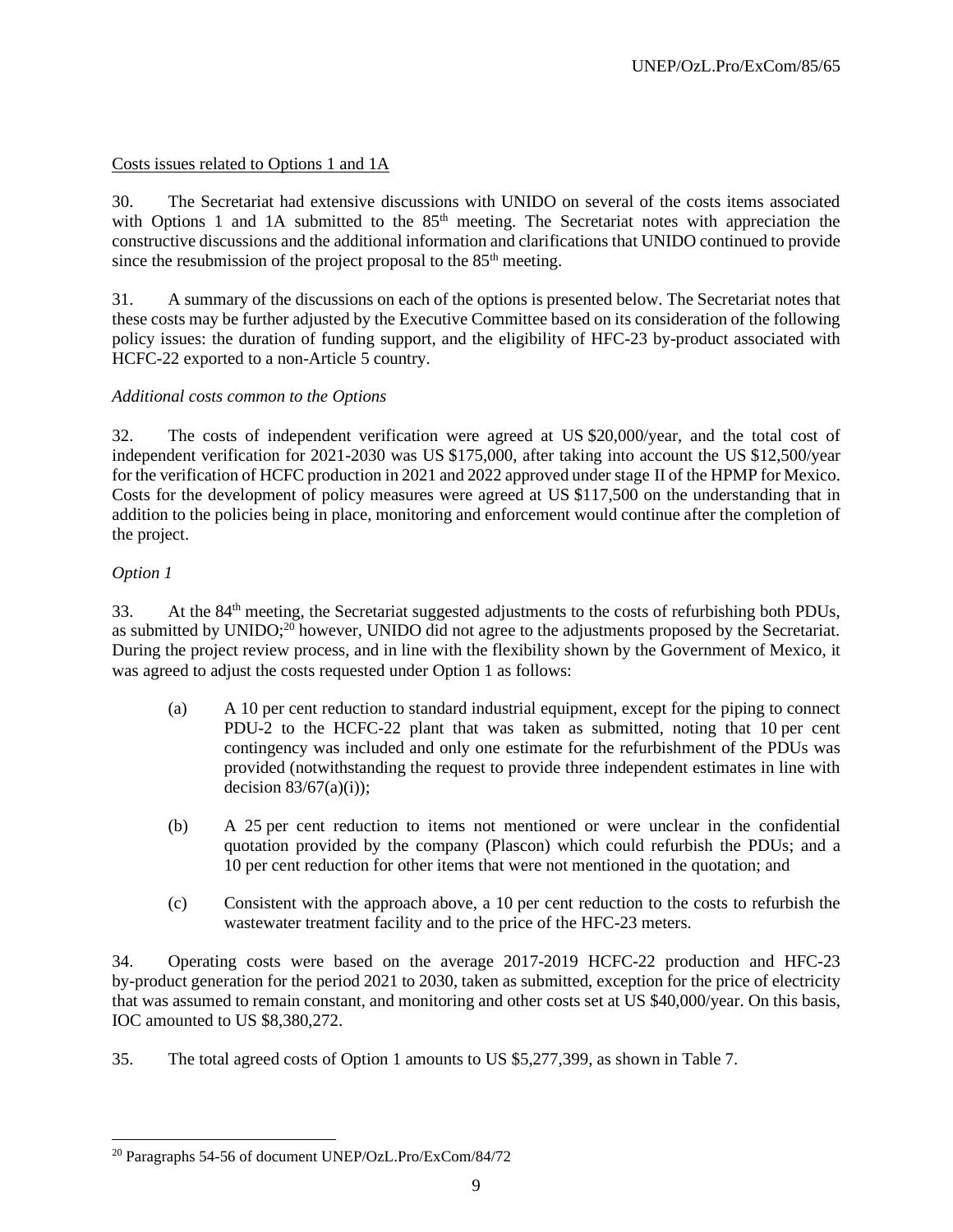Costs issues related to Options 1 and 1A

30. The Secretariat had extensive discussions with UNIDO on several of the costs items associated with Options 1 and 1A submitted to the 85th meeting. The Secretariat notes with appreciation the constructive discussions and the additional information and clarifications that UNIDO continued to provide since the resubmission of the project proposal to the 85th meeting.

31. A summary of the discussions on each of the options is presented below. The Secretariat notes that these costs may be further adjusted by the Executive Committee based on its consideration of the following policy issues: the duration of funding support, and the eligibility of HFC-23 by-product associated with HCFC-22 exported to a non-Article 5 country.

*Additional costs common to the Options*

32. The costs of independent verification were agreed at US $20,000/year, and the total cost of independent verification for 2021-2030 was US $175,000, after taking into account the US $12,500/year for the verification of HCFC production in 2021 and 2022 approved under stage II of the HPMP for Mexico. Costs for the development of policy measures were agreed at US $117,500 on the understanding that in addition to the policies being in place, monitoring and enforcement would continue after the completion of the project.

*Option 1*

33. At the 84th meeting, the Secretariat suggested adjustments to the costs of refurbishing both PDUs, as submitted by UNIDO;[20] however, UNIDO did not agree to the adjustments proposed by the Secretariat. During the project review process, and in line with the flexibility shown by the Government of Mexico, it was agreed to adjust the costs requested under Option 1 as follows:

(a) A 10 per cent reduction to standard industrial equipment, except for the piping to connect PDU-2 to the HCFC-22 plant that was taken as submitted, noting that 10 per cent contingency was included and only one estimate for the refurbishment of the PDUs was provided (notwithstanding the request to provide three independent estimates in line with decision 83/67(a)(i));

(b) A 25 per cent reduction to items not mentioned or were unclear in the confidential quotation provided by the company (Plascon) which could refurbish the PDUs; and a 10 per cent reduction for other items that were not mentioned in the quotation; and

(c) Consistent with the approach above, a 10 per cent reduction to the costs to refurbish the wastewater treatment facility and to the price of the HFC-23 meters.

34. Operating costs were based on the average 2017-2019 HCFC-22 production and HFC-23 by-product generation for the period 2021 to 2030, taken as submitted, exception for the price of electricity that was assumed to remain constant, and monitoring and other costs set at US $40,000/year. On this basis, IOC amounted to US $8,380,272.

35. The total agreed costs of Option 1 amounts to US $5,277,399, as shown in Table 7.

---

[20] Paragraphs 54-56 of document UNEP/OzL.Pro/ExCom/84/72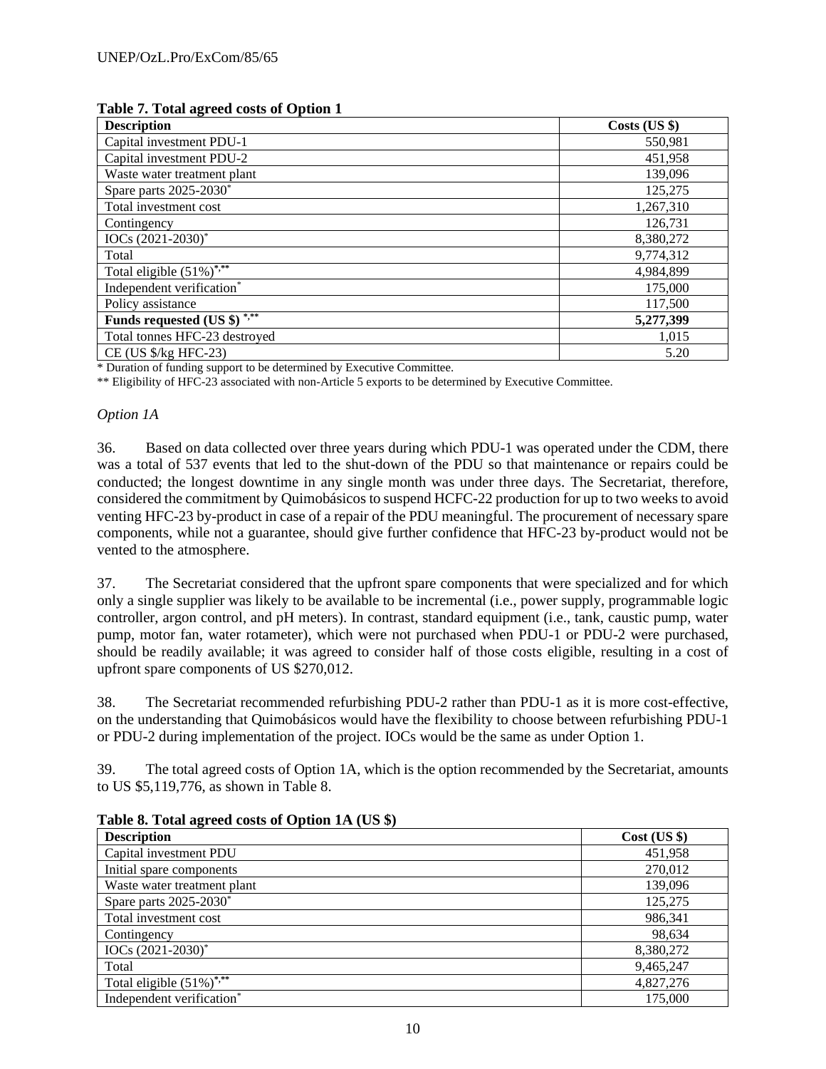**Table 7. Total agreed costs of Option 1**

| Description | Costs (US $) |
|---|---|
| Capital investment PDU-1 | 550,981 |
| Capital investment PDU-2 | 451,958 |
| Waste water treatment plant | 139,096 |
| Spare parts 2025-2030* | 125,275 |
| Total investment cost | 1,267,310 |
| Contingency | 126,731 |
| IOCs (2021-2030)* | 8,380,272 |
| Total | 9,774,312 |
| Total eligible (51%)*,** | 4,984,899 |
| Independent verification* | 175,000 |
| Policy assistance | 117,500 |
| **Funds requested (US $) *,*** | **5,277,399** |
| Total tonnes HFC-23 destroyed | 1,015 |
| CE (US $/kg HFC-23) | 5.20 |

\* Duration of funding support to be determined by Executive Committee.

\*\* Eligibility of HFC-23 associated with non-Article 5 exports to be determined by Executive Committee.

*Option 1A*

36. Based on data collected over three years during which PDU-1 was operated under the CDM, there was a total of 537 events that led to the shut-down of the PDU so that maintenance or repairs could be conducted; the longest downtime in any single month was under three days. The Secretariat, therefore, considered the commitment by Quimobásicos to suspend HCFC-22 production for up to two weeks to avoid venting HFC-23 by-product in case of a repair of the PDU meaningful. The procurement of necessary spare components, while not a guarantee, should give further confidence that HFC-23 by-product would not be vented to the atmosphere.

37. The Secretariat considered that the upfront spare components that were specialized and for which only a single supplier was likely to be available to be incremental (i.e., power supply, programmable logic controller, argon control, and pH meters). In contrast, standard equipment (i.e., tank, caustic pump, water pump, motor fan, water rotameter), which were not purchased when PDU-1 or PDU-2 were purchased, should be readily available; it was agreed to consider half of those costs eligible, resulting in a cost of upfront spare components of US $270,012.

38. The Secretariat recommended refurbishing PDU-2 rather than PDU-1 as it is more cost-effective, on the understanding that Quimobásicos would have the flexibility to choose between refurbishing PDU-1 or PDU-2 during implementation of the project. IOCs would be the same as under Option 1.

39. The total agreed costs of Option 1A, which is the option recommended by the Secretariat, amounts to US $5,119,776, as shown in Table 8.

**Table 8. Total agreed costs of Option 1A (US $)**

| Description | Cost (US $) |
|---|---|
| Capital investment PDU | 451,958 |
| Initial spare components | 270,012 |
| Waste water treatment plant | 139,096 |
| Spare parts 2025-2030* | 125,275 |
| Total investment cost | 986,341 |
| Contingency | 98,634 |
| IOCs (2021-2030)* | 8,380,272 |
| Total | 9,465,247 |
| Total eligible (51%)*,** | 4,827,276 |
| Independent verification* | 175,000 |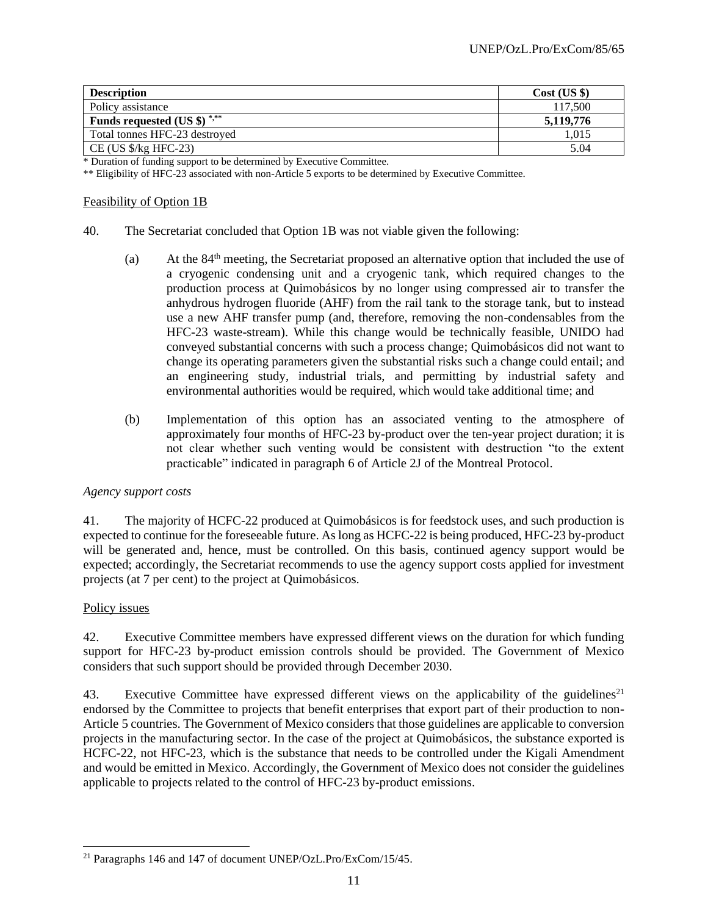| Description | Cost (US $) |
|---|---|
| Policy assistance | 117,500 |
| **Funds requested (US $)** *,** | **5,119,776** |
| Total tonnes HFC-23 destroyed | 1,015 |
| CE (US $/kg HFC-23) | 5.04 |

* Duration of funding support to be determined by Executive Committee.

** Eligibility of HFC-23 associated with non-Article 5 exports to be determined by Executive Committee.

Feasibility of Option 1B

40. The Secretariat concluded that Option 1B was not viable given the following:

(a) At the 84th meeting, the Secretariat proposed an alternative option that included the use of a cryogenic condensing unit and a cryogenic tank, which required changes to the production process at Quimobásicos by no longer using compressed air to transfer the anhydrous hydrogen fluoride (AHF) from the rail tank to the storage tank, but to instead use a new AHF transfer pump (and, therefore, removing the non-condensables from the HFC-23 waste-stream). While this change would be technically feasible, UNIDO had conveyed substantial concerns with such a process change; Quimobásicos did not want to change its operating parameters given the substantial risks such a change could entail; and an engineering study, industrial trials, and permitting by industrial safety and environmental authorities would be required, which would take additional time; and

(b) Implementation of this option has an associated venting to the atmosphere of approximately four months of HFC-23 by-product over the ten-year project duration; it is not clear whether such venting would be consistent with destruction "to the extent practicable" indicated in paragraph 6 of Article 2J of the Montreal Protocol.

*Agency support costs*

41. The majority of HCFC-22 produced at Quimobásicos is for feedstock uses, and such production is expected to continue for the foreseeable future. As long as HCFC-22 is being produced, HFC-23 by-product will be generated and, hence, must be controlled. On this basis, continued agency support would be expected; accordingly, the Secretariat recommends to use the agency support costs applied for investment projects (at 7 per cent) to the project at Quimobásicos.

Policy issues

42. Executive Committee members have expressed different views on the duration for which funding support for HFC-23 by-product emission controls should be provided. The Government of Mexico considers that such support should be provided through December 2030.

43. Executive Committee have expressed different views on the applicability of the guidelines[21] endorsed by the Committee to projects that benefit enterprises that export part of their production to non-Article 5 countries. The Government of Mexico considers that those guidelines are applicable to conversion projects in the manufacturing sector. In the case of the project at Quimobásicos, the substance exported is HCFC-22, not HFC-23, which is the substance that needs to be controlled under the Kigali Amendment and would be emitted in Mexico. Accordingly, the Government of Mexico does not consider the guidelines applicable to projects related to the control of HFC-23 by-product emissions.

[21] Paragraphs 146 and 147 of document UNEP/OzL.Pro/ExCom/15/45.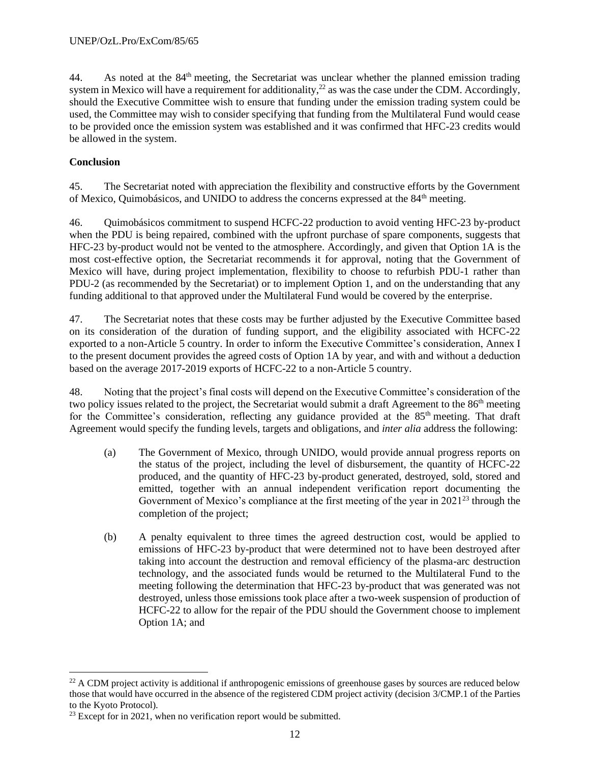44. As noted at the 84th meeting, the Secretariat was unclear whether the planned emission trading system in Mexico will have a requirement for additionality,[22] as was the case under the CDM. Accordingly, should the Executive Committee wish to ensure that funding under the emission trading system could be used, the Committee may wish to consider specifying that funding from the Multilateral Fund would cease to be provided once the emission system was established and it was confirmed that HFC-23 credits would be allowed in the system.

**Conclusion**

45. The Secretariat noted with appreciation the flexibility and constructive efforts by the Government of Mexico, Quimobásicos, and UNIDO to address the concerns expressed at the 84th meeting.

46. Quimobásicos commitment to suspend HCFC-22 production to avoid venting HFC-23 by-product when the PDU is being repaired, combined with the upfront purchase of spare components, suggests that HFC-23 by-product would not be vented to the atmosphere. Accordingly, and given that Option 1A is the most cost-effective option, the Secretariat recommends it for approval, noting that the Government of Mexico will have, during project implementation, flexibility to choose to refurbish PDU-1 rather than PDU-2 (as recommended by the Secretariat) or to implement Option 1, and on the understanding that any funding additional to that approved under the Multilateral Fund would be covered by the enterprise.

47. The Secretariat notes that these costs may be further adjusted by the Executive Committee based on its consideration of the duration of funding support, and the eligibility associated with HCFC-22 exported to a non-Article 5 country. In order to inform the Executive Committee's consideration, Annex I to the present document provides the agreed costs of Option 1A by year, and with and without a deduction based on the average 2017-2019 exports of HCFC-22 to a non-Article 5 country.

48. Noting that the project's final costs will depend on the Executive Committee's consideration of the two policy issues related to the project, the Secretariat would submit a draft Agreement to the 86th meeting for the Committee's consideration, reflecting any guidance provided at the 85th meeting. That draft Agreement would specify the funding levels, targets and obligations, and *inter alia* address the following:

(a) The Government of Mexico, through UNIDO, would provide annual progress reports on the status of the project, including the level of disbursement, the quantity of HCFC-22 produced, and the quantity of HFC-23 by-product generated, destroyed, sold, stored and emitted, together with an annual independent verification report documenting the Government of Mexico's compliance at the first meeting of the year in 2021[23] through the completion of the project;

(b) A penalty equivalent to three times the agreed destruction cost, would be applied to emissions of HFC-23 by-product that were determined not to have been destroyed after taking into account the destruction and removal efficiency of the plasma-arc destruction technology, and the associated funds would be returned to the Multilateral Fund to the meeting following the determination that HFC-23 by-product that was generated was not destroyed, unless those emissions took place after a two-week suspension of production of HCFC-22 to allow for the repair of the PDU should the Government choose to implement Option 1A; and

---

[22] A CDM project activity is additional if anthropogenic emissions of greenhouse gases by sources are reduced below those that would have occurred in the absence of the registered CDM project activity (decision 3/CMP.1 of the Parties to the Kyoto Protocol).

[23] Except for in 2021, when no verification report would be submitted.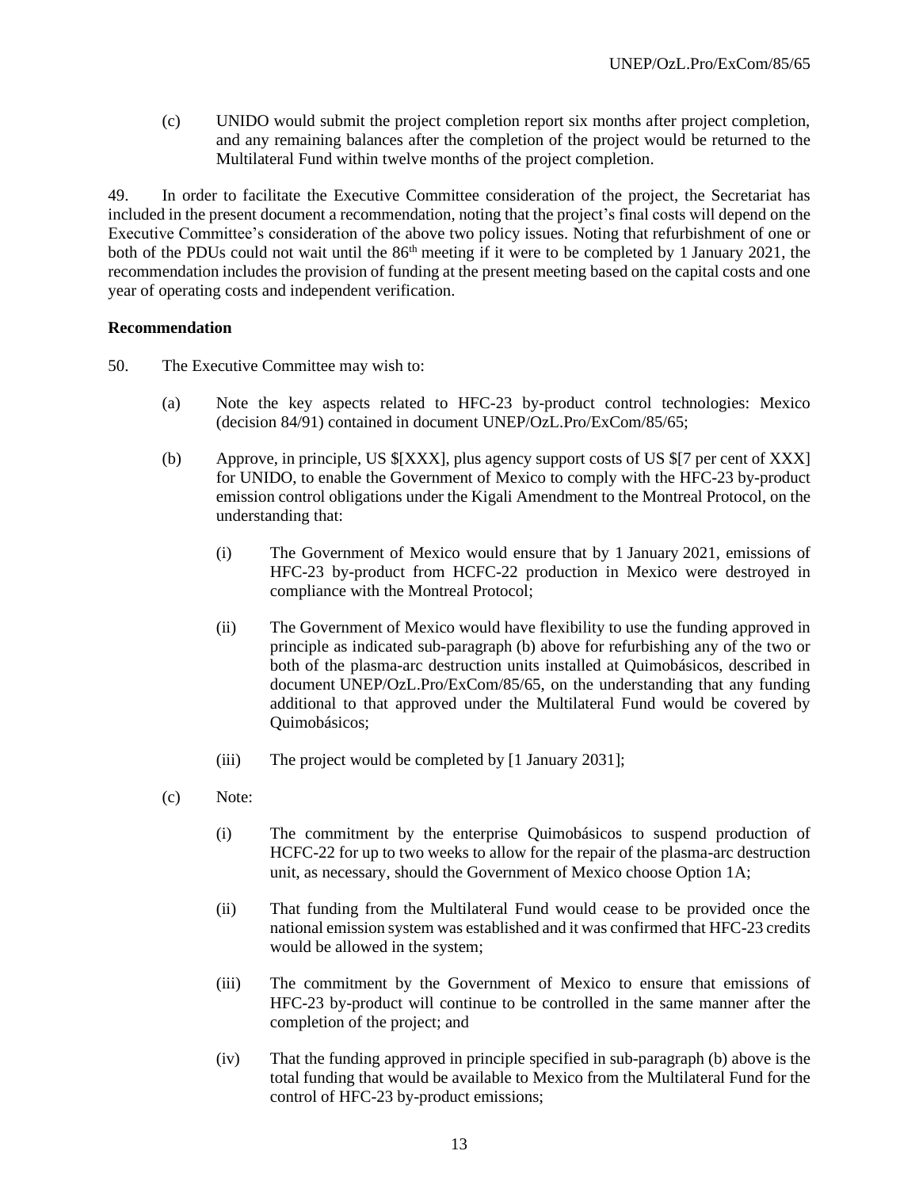(c) UNIDO would submit the project completion report six months after project completion, and any remaining balances after the completion of the project would be returned to the Multilateral Fund within twelve months of the project completion.

49. In order to facilitate the Executive Committee consideration of the project, the Secretariat has included in the present document a recommendation, noting that the project's final costs will depend on the Executive Committee's consideration of the above two policy issues. Noting that refurbishment of one or both of the PDUs could not wait until the 86th meeting if it were to be completed by 1 January 2021, the recommendation includes the provision of funding at the present meeting based on the capital costs and one year of operating costs and independent verification.

**Recommendation**

50. The Executive Committee may wish to:

(a) Note the key aspects related to HFC-23 by-product control technologies: Mexico (decision 84/91) contained in document UNEP/OzL.Pro/ExCom/85/65;

(b) Approve, in principle, US $[XXX], plus agency support costs of US $[7 per cent of XXX] for UNIDO, to enable the Government of Mexico to comply with the HFC-23 by-product emission control obligations under the Kigali Amendment to the Montreal Protocol, on the understanding that:

   (i) The Government of Mexico would ensure that by 1 January 2021, emissions of HFC-23 by-product from HCFC-22 production in Mexico were destroyed in compliance with the Montreal Protocol;

   (ii) The Government of Mexico would have flexibility to use the funding approved in principle as indicated sub-paragraph (b) above for refurbishing any of the two or both of the plasma-arc destruction units installed at Quimobásicos, described in document UNEP/OzL.Pro/ExCom/85/65, on the understanding that any funding additional to that approved under the Multilateral Fund would be covered by Quimobásicos;

   (iii) The project would be completed by [1 January 2031];

(c) Note:

   (i) The commitment by the enterprise Quimobásicos to suspend production of HCFC-22 for up to two weeks to allow for the repair of the plasma-arc destruction unit, as necessary, should the Government of Mexico choose Option 1A;

   (ii) That funding from the Multilateral Fund would cease to be provided once the national emission system was established and it was confirmed that HFC-23 credits would be allowed in the system;

   (iii) The commitment by the Government of Mexico to ensure that emissions of HFC-23 by-product will continue to be controlled in the same manner after the completion of the project; and

   (iv) That the funding approved in principle specified in sub-paragraph (b) above is the total funding that would be available to Mexico from the Multilateral Fund for the control of HFC-23 by-product emissions;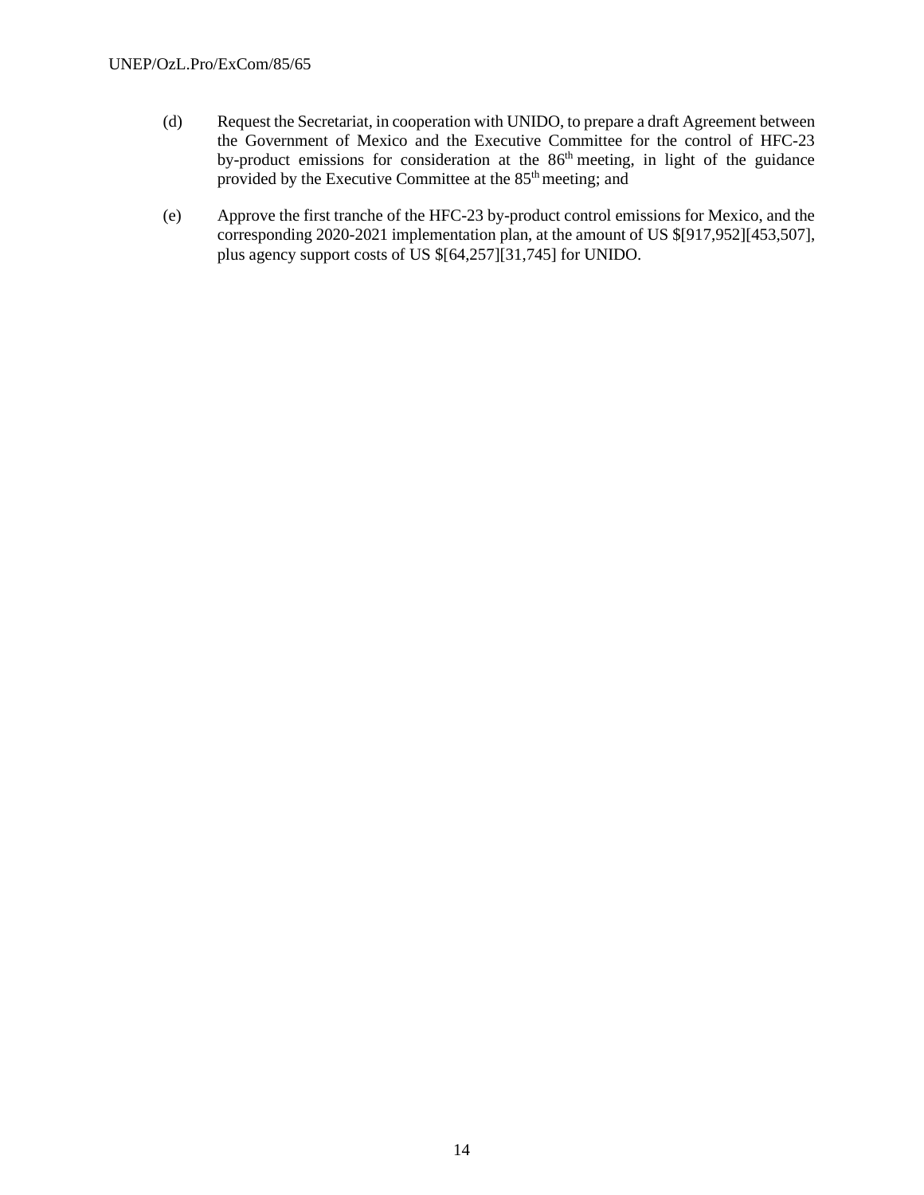(d) Request the Secretariat, in cooperation with UNIDO, to prepare a draft Agreement between the Government of Mexico and the Executive Committee for the control of HFC-23 by-product emissions for consideration at the 86th meeting, in light of the guidance provided by the Executive Committee at the 85th meeting; and

(e) Approve the first tranche of the HFC-23 by-product control emissions for Mexico, and the corresponding 2020-2021 implementation plan, at the amount of US $[917,952][453,507], plus agency support costs of US $[64,257][31,745] for UNIDO.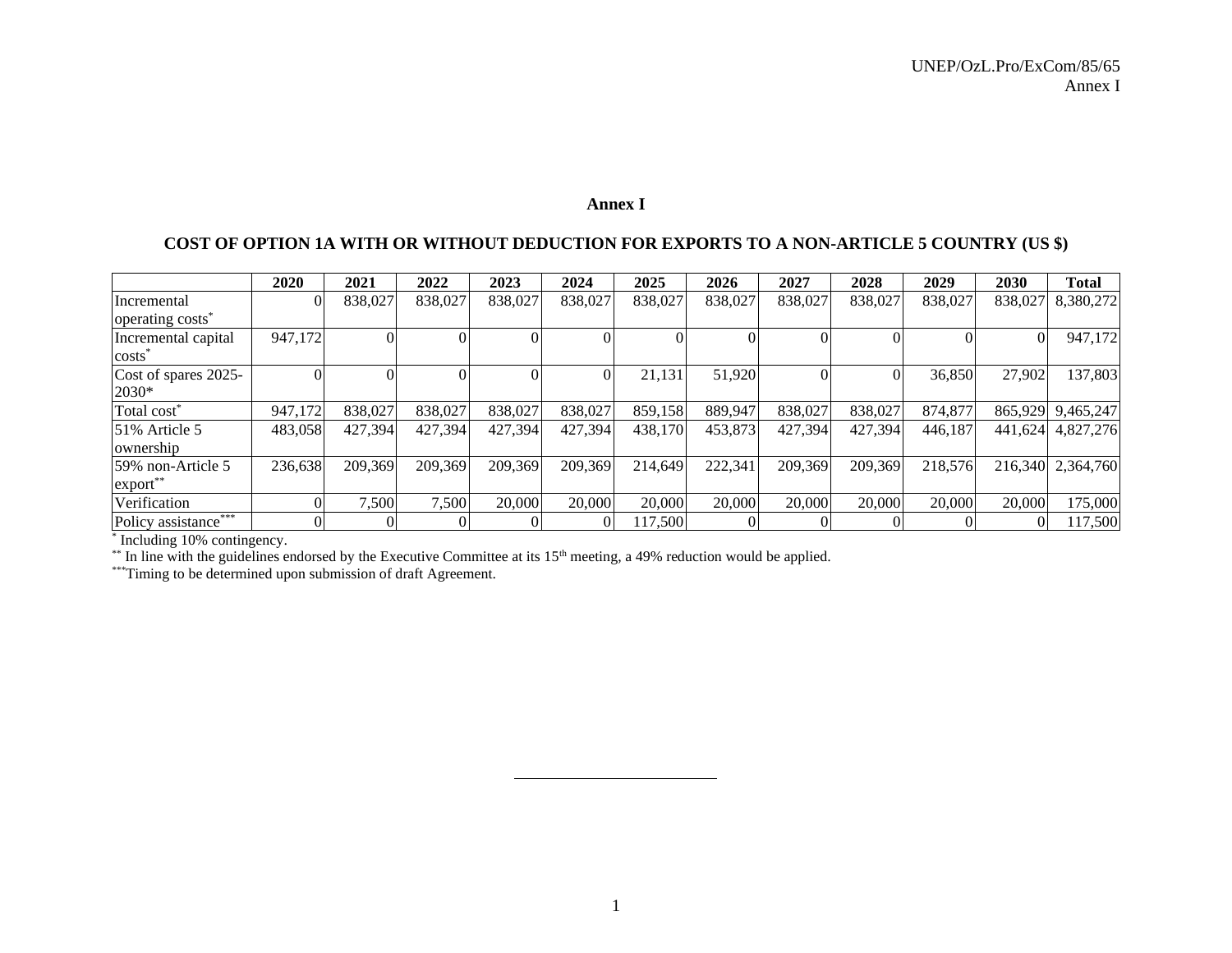# Annex I

## COST OF OPTION 1A WITH OR WITHOUT DEDUCTION FOR EXPORTS TO A NON-ARTICLE 5 COUNTRY (US $)

| | 2020 | 2021 | 2022 | 2023 | 2024 | 2025 | 2026 | 2027 | 2028 | 2029 | 2030 | Total |
|---|---|---|---|---|---|---|---|---|---|---|---|---|
| Incremental operating costs* | 0 | 838,027 | 838,027 | 838,027 | 838,027 | 838,027 | 838,027 | 838,027 | 838,027 | 838,027 | 838,027 | 8,380,272 |
| Incremental capital costs* | 947,172 | 0 | 0 | 0 | 0 | 0 | 0 | 0 | 0 | 0 | 0 | 947,172 |
| Cost of spares 2025-2030* | 0 | 0 | 0 | 0 | 0 | 21,131 | 51,920 | 0 | 0 | 36,850 | 27,902 | 137,803 |
| Total cost* | 947,172 | 838,027 | 838,027 | 838,027 | 838,027 | 859,158 | 889,947 | 838,027 | 838,027 | 874,877 | 865,929 | 9,465,247 |
| 51% Article 5 ownership | 483,058 | 427,394 | 427,394 | 427,394 | 427,394 | 438,170 | 453,873 | 427,394 | 427,394 | 446,187 | 441,624 | 4,827,276 |
| 59% non-Article 5 export** | 236,638 | 209,369 | 209,369 | 209,369 | 209,369 | 214,649 | 222,341 | 209,369 | 209,369 | 218,576 | 216,340 | 2,364,760 |
| Verification | 0 | 7,500 | 7,500 | 20,000 | 20,000 | 20,000 | 20,000 | 20,000 | 20,000 | 20,000 | 20,000 | 175,000 |
| Policy assistance*** | 0 | 0 | 0 | 0 | 0 | 117,500 | 0 | 0 | 0 | 0 | 0 | 117,500 |

\* Including 10% contingency.
\*\* In line with the guidelines endorsed by the Executive Committee at its 15th meeting, a 49% reduction would be applied.
\*\*\*Timing to be determined upon submission of draft Agreement.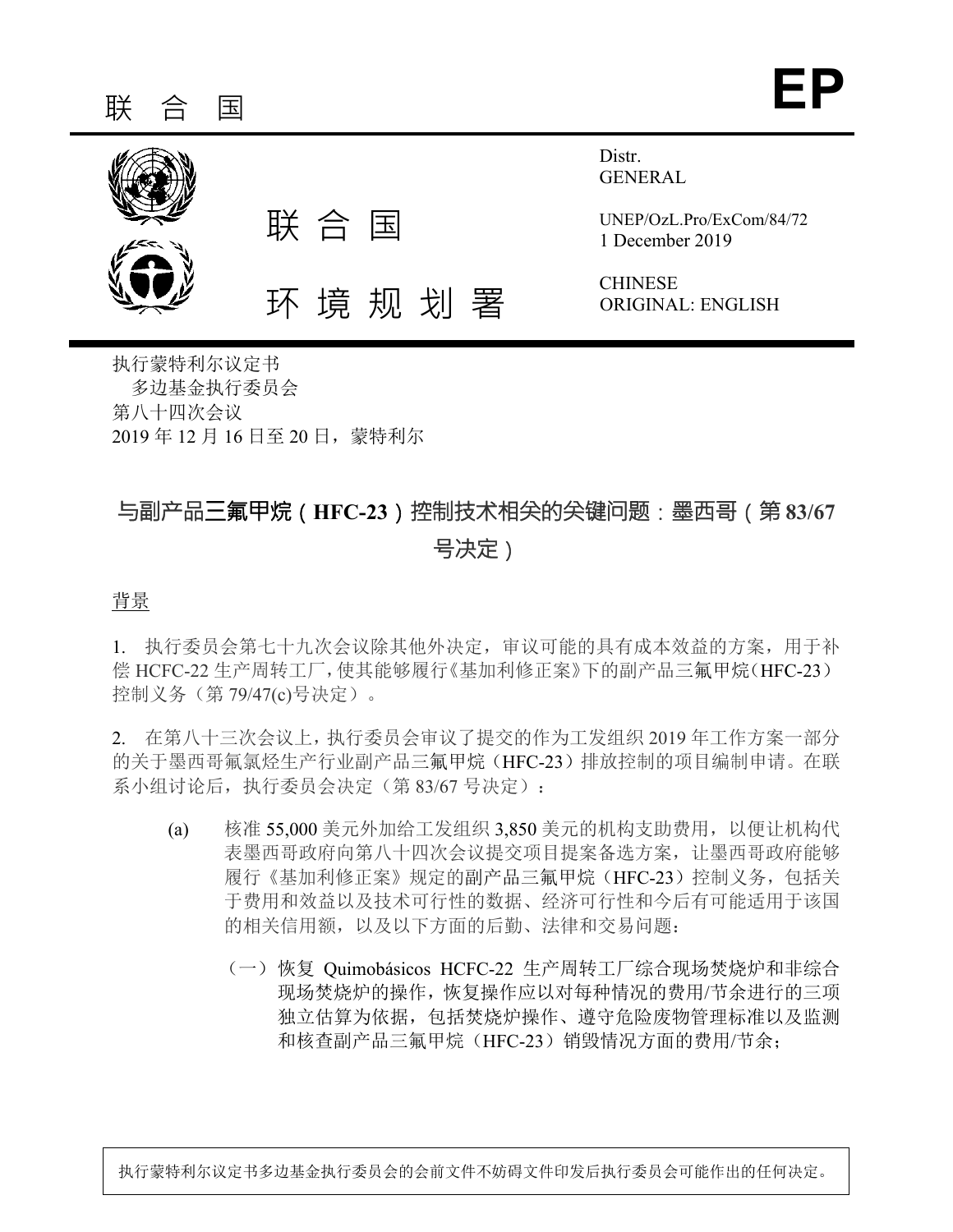# 联 合 国　　EP

联 合 国

环 境 规 划 署

Distr.
GENERAL

UNEP/OzL.Pro/ExCom/84/72
1 December 2019

CHINESE
ORIGINAL: ENGLISH

执行蒙特利尔议定书
　多边基金执行委员会
第八十四次会议
2019 年 12 月 16 日至 20 日，蒙特利尔

## 与副产品三氟甲烷（HFC-23）控制技术相关的关键问题：墨西哥（第 83/67 号决定）

背景

1. 执行委员会第七十九次会议除其他外决定，审议可能的具有成本效益的方案，用于补偿 HCFC-22 生产周转工厂，使其能够履行《基加利修正案》下的副产品三氟甲烷（HFC-23）控制义务（第 79/47(c)号决定）。

2. 在第八十三次会议上，执行委员会审议了提交的作为工发组织 2019 年工作方案一部分的关于墨西哥氟氯烃生产行业副产品三氟甲烷（HFC-23）排放控制的项目编制申请。在联系小组讨论后，执行委员会决定（第 83/67 号决定）：

(a) 核准 55,000 美元外加给工发组织 3,850 美元的机构支助费用，以便让机构代表墨西哥政府向第八十四次会议提交项目提案备选方案，让墨西哥政府能够履行《基加利修正案》规定的副产品三氟甲烷（HFC-23）控制义务，包括关于费用和效益以及技术可行性的数据、经济可行性和今后有可能适用于该国的相关信用额，以及以下方面的后勤、法律和交易问题：

（一）恢复 Quimobásicos HCFC-22 生产周转工厂综合现场焚烧炉和非综合现场焚烧炉的操作，恢复操作应以对每种情况的费用/节余进行的三项独立估算为依据，包括焚烧炉操作、遵守危险废物管理标准以及监测和核查副产品三氟甲烷（HFC-23）销毁情况方面的费用/节余；

执行蒙特利尔议定书多边基金执行委员会的会前文件不妨碍文件印发后执行委员会可能作出的任何决定。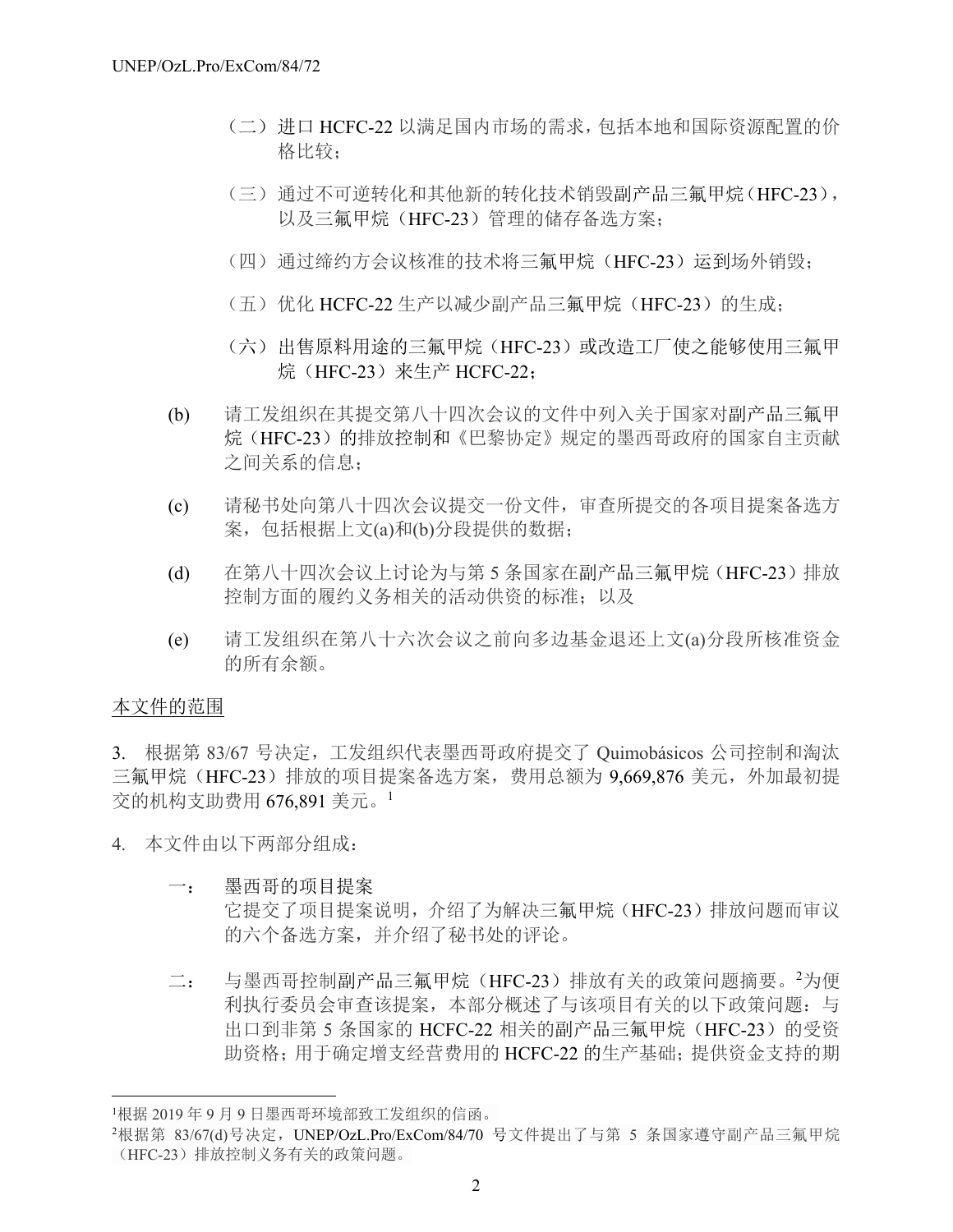（二）进口 HCFC-22 以满足国内市场的需求，包括本地和国际资源配置的价格比较；

（三）通过不可逆转化和其他新的转化技术销毁副产品三氟甲烷（HFC-23），以及三氟甲烷（HFC-23）管理的储存备选方案；

（四）通过缔约方会议核准的技术将三氟甲烷（HFC-23）运到场外销毁；

（五）优化 HCFC-22 生产以减少副产品三氟甲烷（HFC-23）的生成；

（六）出售原料用途的三氟甲烷（HFC-23）或改造工厂使之能够使用三氟甲烷（HFC-23）来生产 HCFC-22；

(b) 请工发组织在其提交第八十四次会议的文件中列入关于国家对副产品三氟甲烷（HFC-23）的排放控制和《巴黎协定》规定的墨西哥政府的国家自主贡献之间关系的信息；

(c) 请秘书处向第八十四次会议提交一份文件，审查所提交的各项目提案备选方案，包括根据上文(a)和(b)分段提供的数据；

(d) 在第八十四次会议上讨论为与第 5 条国家在副产品三氟甲烷（HFC-23）排放控制方面的履约义务相关的活动供资的标准；以及

(e) 请工发组织在第八十六次会议之前向多边基金退还上文(a)分段所核准资金的所有余额。

本文件的范围

3. 根据第 83/67 号决定，工发组织代表墨西哥政府提交了 Quimobásicos 公司控制和淘汰三氟甲烷（HFC-23）排放的项目提案备选方案，费用总额为 9,669,876 美元，外加最初提交的机构支助费用 676,891 美元。[1]

4. 本文件由以下两部分组成：

一： 墨西哥的项目提案
它提交了项目提案说明，介绍了为解决三氟甲烷（HFC-23）排放问题而审议的六个备选方案，并介绍了秘书处的评论。

二： 与墨西哥控制副产品三氟甲烷（HFC-23）排放有关的政策问题摘要。[2]为便利执行委员会审查该提案，本部分概述了与该项目有关的以下政策问题：与出口到非第 5 条国家的 HCFC-22 相关的副产品三氟甲烷（HFC-23）的受资助资格；用于确定增支经营费用的 HCFC-22 的生产基础；提供资金支持的期

[1]根据 2019 年 9 月 9 日墨西哥环境部致工发组织的信函。

[2]根据第 83/67(d)号决定，UNEP/OzL.Pro/ExCom/84/70 号文件提出了与第 5 条国家遵守副产品三氟甲烷（HFC-23）排放控制义务有关的政策问题。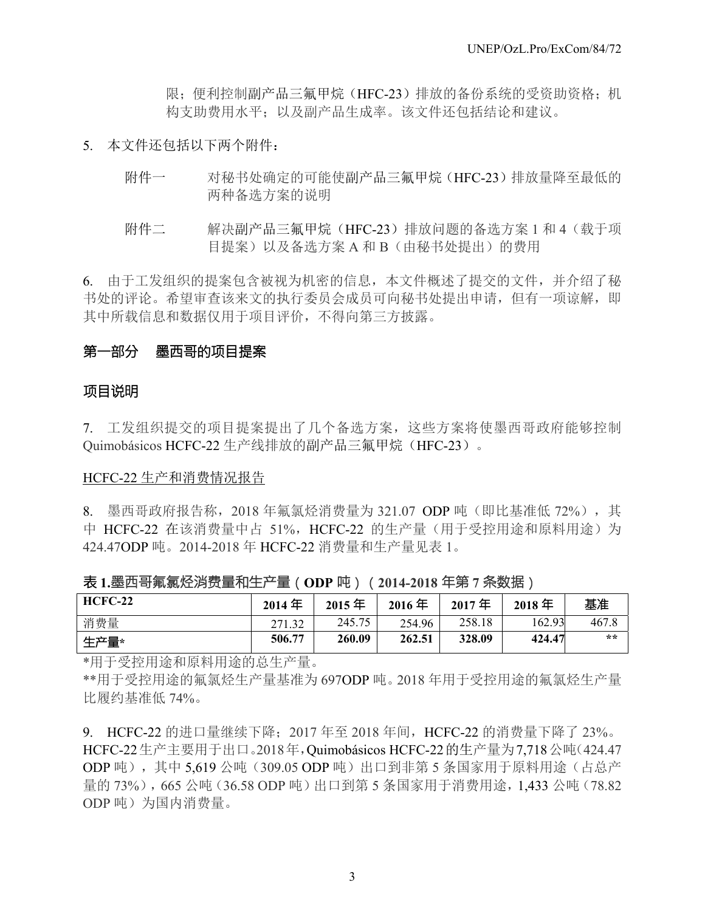限；便利控制副产品三氟甲烷（HFC-23）排放的备份系统的受资助资格；机构支助费用水平；以及副产品生成率。该文件还包括结论和建议。

5. 本文件还包括以下两个附件：

附件一　对秘书处确定的可能使副产品三氟甲烷（HFC-23）排放量降至最低的两种备选方案的说明

附件二　解决副产品三氟甲烷（HFC-23）排放问题的备选方案 1 和 4（载于项目提案）以及备选方案 A 和 B（由秘书处提出）的费用

6. 由于工发组织的提案包含被视为机密的信息，本文件概述了提交的文件，并介绍了秘书处的评论。希望审查该来文的执行委员会成员可向秘书处提出申请，但有一项谅解，即其中所载信息和数据仅用于项目评价，不得向第三方披露。

## 第一部分　墨西哥的项目提案

### 项目说明

7. 工发组织提交的项目提案提出了几个备选方案，这些方案将使墨西哥政府能够控制 Quimobásicos HCFC-22 生产线排放的副产品三氟甲烷（HFC-23）。

HCFC-22 生产和消费情况报告

8. 墨西哥政府报告称，2018 年氟氯烃消费量为 321.07 ODP 吨（即比基准低 72%），其中 HCFC-22 在该消费量中占 51%，HCFC-22 的生产量（用于受控用途和原料用途）为 424.47ODP 吨。2014-2018 年 HCFC-22 消费量和生产量见表 1。

**表 1.墨西哥氟氯烃消费量和生产量（ODP 吨）（2014-2018 年第 7 条数据）**

| HCFC-22 | 2014 年 | 2015 年 | 2016 年 | 2017 年 | 2018 年 | 基准 |
|---|---|---|---|---|---|---|
| 消费量 | 271.32 | 245.75 | 254.96 | 258.18 | 162.93 | 467.8 |
| **生产量*** | **506.77** | **260.09** | **262.51** | **328.09** | **424.47** | ** |

*用于受控用途和原料用途的总生产量。

**用于受控用途的氟氯烃生产量基准为 697ODP 吨。2018 年用于受控用途的氟氯烃生产量比履约基准低 74%。

9. HCFC-22 的进口量继续下降；2017 年至 2018 年间，HCFC-22 的消费量下降了 23%。HCFC-22 生产主要用于出口。2018 年，Quimobásicos HCFC-22 的生产量为 7,718 公吨（424.47 ODP 吨），其中 5,619 公吨（309.05 ODP 吨）出口到非第 5 条国家用于原料用途（占总产量的 73%），665 公吨（36.58 ODP 吨）出口到第 5 条国家用于消费用途，1,433 公吨（78.82 ODP 吨）为国内消费量。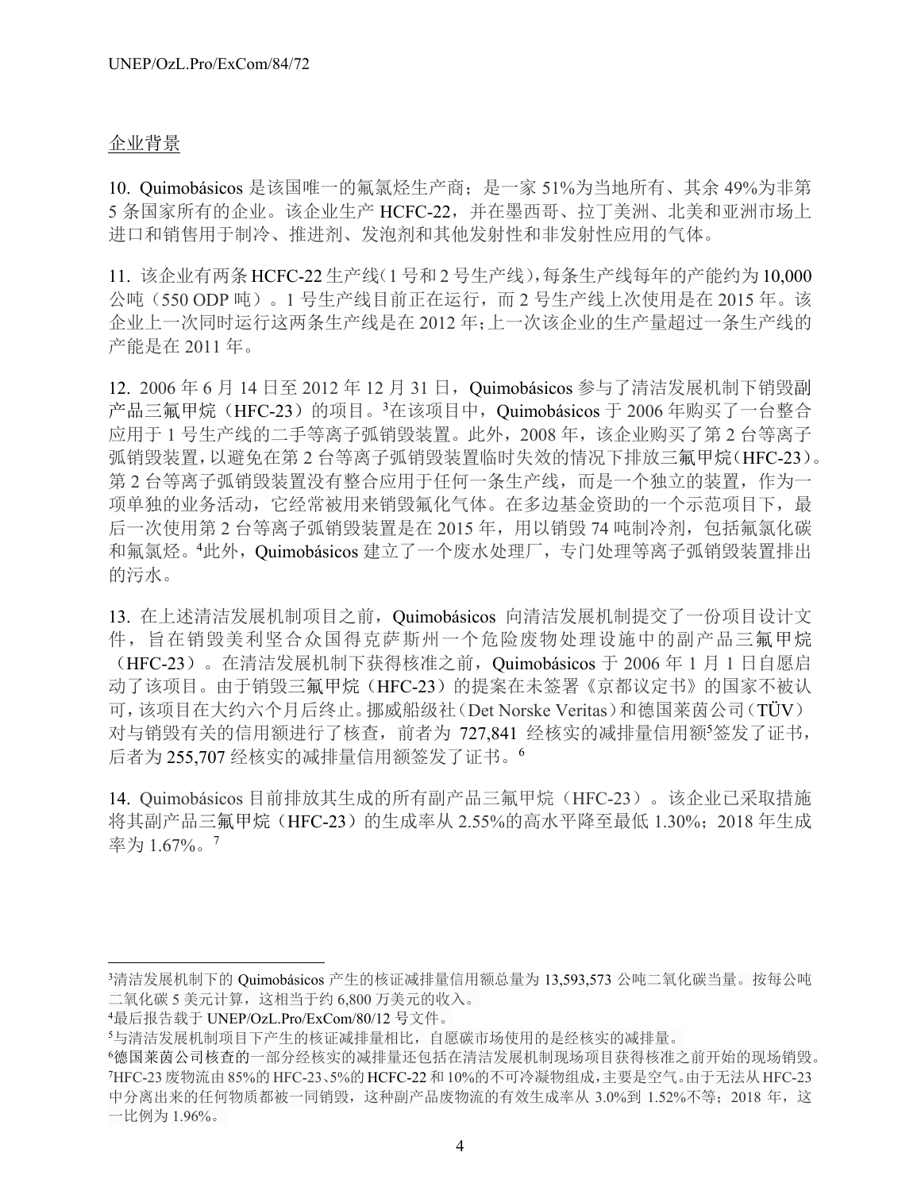企业背景

10. Quimobásicos 是该国唯一的氟氯烃生产商；是一家 51%为当地所有、其余 49%为非第 5 条国家所有的企业。该企业生产 HCFC-22，并在墨西哥、拉丁美洲、北美和亚洲市场上进口和销售用于制冷、推进剂、发泡剂和其他发射性和非发射性应用的气体。

11. 该企业有两条 HCFC-22 生产线（1 号和 2 号生产线），每条生产线每年的产能约为 10,000 公吨（550 ODP 吨）。1 号生产线目前正在运行，而 2 号生产线上次使用是在 2015 年。该企业上一次同时运行这两条生产线是在 2012 年；上一次该企业的生产量超过一条生产线的产能是在 2011 年。

12. 2006 年 6 月 14 日至 2012 年 12 月 31 日，Quimobásicos 参与了清洁发展机制下销毁副产品三氟甲烷（HFC-23）的项目。[3]在该项目中，Quimobásicos 于 2006 年购买了一台整合应用于 1 号生产线的二手等离子弧销毁装置。此外，2008 年，该企业购买了第 2 台等离子弧销毁装置，以避免在第 2 台等离子弧销毁装置临时失效的情况下排放三氟甲烷（HFC-23）。第 2 台等离子弧销毁装置没有整合应用于任何一条生产线，而是一个独立的装置，作为一项单独的业务活动，它经常被用来销毁氟化气体。在多边基金资助的一个示范项目下，最后一次使用第 2 台等离子弧销毁装置是在 2015 年，用以销毁 74 吨制冷剂，包括氟氯化碳和氟氯烃。[4]此外，Quimobásicos 建立了一个废水处理厂，专门处理等离子弧销毁装置排出的污水。

13. 在上述清洁发展机制项目之前，Quimobásicos 向清洁发展机制提交了一份项目设计文件，旨在销毁美利坚合众国得克萨斯州一个危险废物处理设施中的副产品三氟甲烷（HFC-23）。在清洁发展机制下获得核准之前，Quimobásicos 于 2006 年 1 月 1 日自愿启动了该项目。由于销毁三氟甲烷（HFC-23）的提案在未签署《京都议定书》的国家不被认可，该项目在大约六个月后终止。挪威船级社（Det Norske Veritas）和德国莱茵公司（TÜV）对与销毁有关的信用额进行了核查，前者为 727,841 经核实的减排量信用额[5]签发了证书，后者为 255,707 经核实的减排量信用额签发了证书。[6]

14. Quimobásicos 目前排放其生成的所有副产品三氟甲烷（HFC-23）。该企业已采取措施将其副产品三氟甲烷（HFC-23）的生成率从 2.55%的高水平降至最低 1.30%；2018 年生成率为 1.67%。[7]

---

[3]清洁发展机制下的 Quimobásicos 产生的核证减排量信用额总量为 13,593,573 公吨二氧化碳当量。按每公吨二氧化碳 5 美元计算，这相当于约 6,800 万美元的收入。

[4]最后报告载于 UNEP/OzL.Pro/ExCom/80/12 号文件。

[5]与清洁发展机制项目下产生的核证减排量相比，自愿碳市场使用的是经核实的减排量。

[6]德国莱茵公司核查的一部分经核实的减排量还包括在清洁发展机制现场项目获得核准之前开始的现场销毁。

[7]HFC-23 废物流由 85%的 HFC-23、5%的 HCFC-22 和 10%的不可冷凝物组成，主要是空气。由于无法从 HFC-23 中分离出来的任何物质都被一同销毁，这种副产品废物流的有效生成率从 3.0%到 1.52%不等；2018 年，这一比例为 1.96%。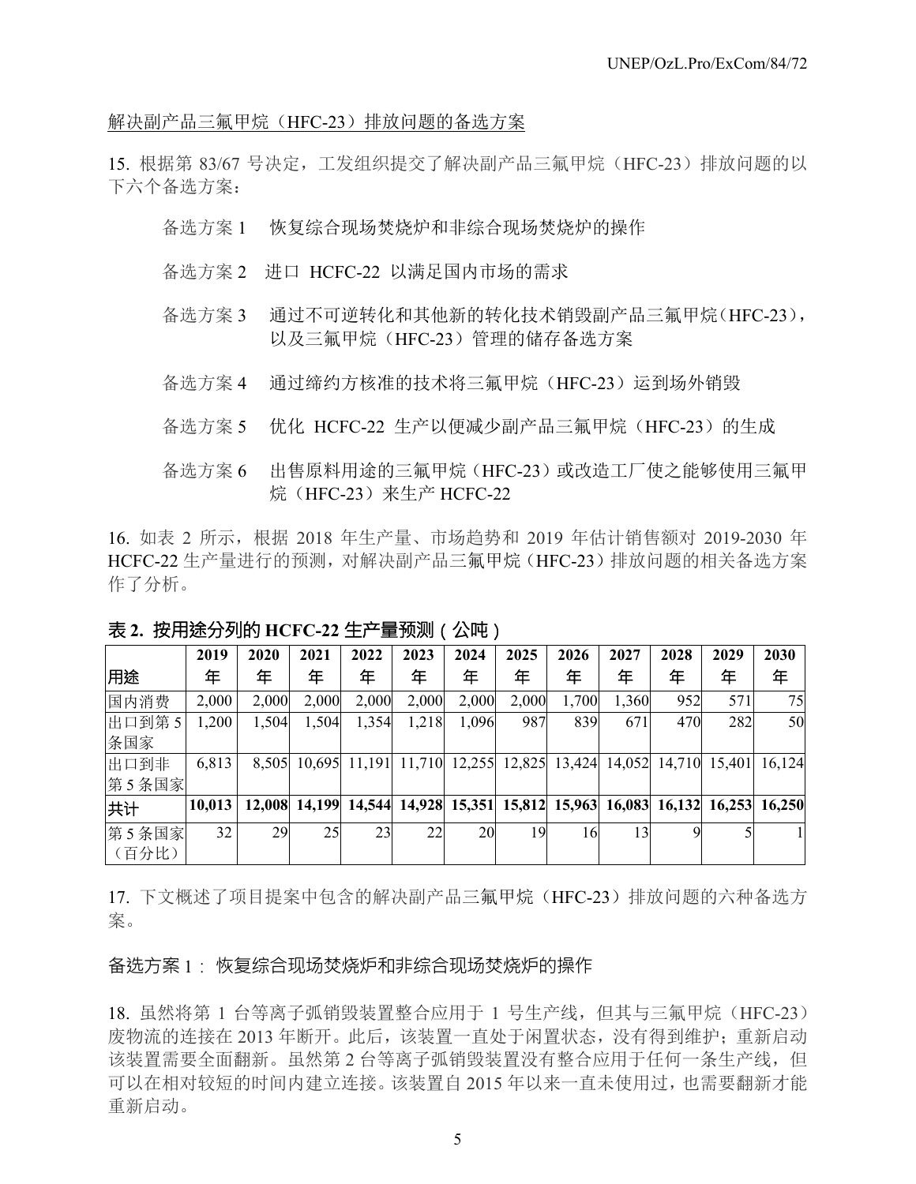解决副产品三氟甲烷（HFC-23）排放问题的备选方案

15. 根据第 83/67 号决定，工发组织提交了解决副产品三氟甲烷（HFC-23）排放问题的以下六个备选方案：

备选方案 1　恢复综合现场焚烧炉和非综合现场焚烧炉的操作

备选方案 2　进口 HCFC-22 以满足国内市场的需求

备选方案 3　通过不可逆转化和其他新的转化技术销毁副产品三氟甲烷（HFC-23），以及三氟甲烷（HFC-23）管理的储存备选方案

备选方案 4　通过缔约方核准的技术将三氟甲烷（HFC-23）运到场外销毁

备选方案 5　优化 HCFC-22 生产以便减少副产品三氟甲烷（HFC-23）的生成

备选方案 6　出售原料用途的三氟甲烷（HFC-23）或改造工厂使之能够使用三氟甲烷（HFC-23）来生产 HCFC-22

16. 如表 2 所示，根据 2018 年生产量、市场趋势和 2019 年估计销售额对 2019-2030 年 HCFC-22 生产量进行的预测，对解决副产品三氟甲烷（HFC-23）排放问题的相关备选方案作了分析。

**表 2. 按用途分列的 HCFC-22 生产量预测（公吨）**

| 用途 | 2019 年 | 2020 年 | 2021 年 | 2022 年 | 2023 年 | 2024 年 | 2025 年 | 2026 年 | 2027 年 | 2028 年 | 2029 年 | 2030 年 |
|---|---|---|---|---|---|---|---|---|---|---|---|---|
| 国内消费 | 2,000 | 2,000 | 2,000 | 2,000 | 2,000 | 2,000 | 2,000 | 1,700 | 1,360 | 952 | 571 | 75 |
| 出口到第 5 条国家 | 1,200 | 1,504 | 1,504 | 1,354 | 1,218 | 1,096 | 987 | 839 | 671 | 470 | 282 | 50 |
| 出口到非第 5 条国家 | 6,813 | 8,505 | 10,695 | 11,191 | 11,710 | 12,255 | 12,825 | 13,424 | 14,052 | 14,710 | 15,401 | 16,124 |
| **共计** | **10,013** | **12,008** | **14,199** | **14,544** | **14,928** | **15,351** | **15,812** | **15,963** | **16,083** | **16,132** | **16,253** | **16,250** |
| 第 5 条国家（百分比） | 32 | 29 | 25 | 23 | 22 | 20 | 19 | 16 | 13 | 9 | 5 | 1 |

17. 下文概述了项目提案中包含的解决副产品三氟甲烷（HFC-23）排放问题的六种备选方案。

备选方案 1：恢复综合现场焚烧炉和非综合现场焚烧炉的操作

18. 虽然将第 1 台等离子弧销毁装置整合应用于 1 号生产线，但其与三氟甲烷（HFC-23）废物流的连接在 2013 年断开。此后，该装置一直处于闲置状态，没有得到维护；重新启动该装置需要全面翻新。虽然第 2 台等离子弧销毁装置没有整合应用于任何一条生产线，但可以在相对较短的时间内建立连接。该装置自 2015 年以来一直未使用过，也需要翻新才能重新启动。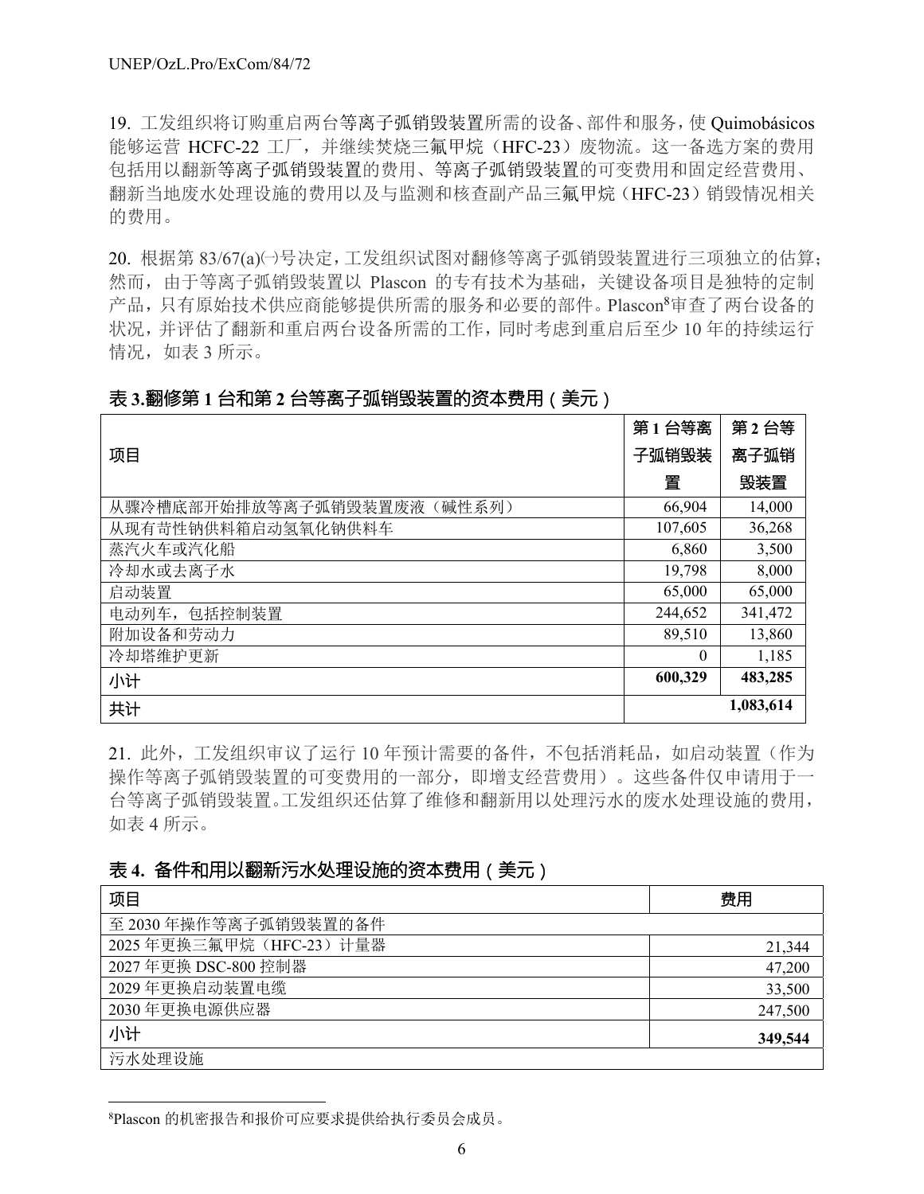19. 工发组织将订购重启两台等离子弧销毁装置所需的设备、部件和服务，使 Quimobásicos 能够运营 HCFC-22 工厂，并继续焚烧三氟甲烷（HFC-23）废物流。这一备选方案的费用包括用以翻新等离子弧销毁装置的费用、等离子弧销毁装置的可变费用和固定经营费用、翻新当地废水处理设施的费用以及与监测和核查副产品三氟甲烷（HFC-23）销毁情况相关的费用。

20. 根据第 83/67(a)㈠号决定，工发组织试图对翻修等离子弧销毁装置进行三项独立的估算；然而，由于等离子弧销毁装置以 Plascon 的专有技术为基础，关键设备项目是独特的定制产品，只有原始技术供应商能够提供所需的服务和必要的部件。Plascon[8]审查了两台设备的状况，并评估了翻新和重启两台设备所需的工作，同时考虑到重启后至少 10 年的持续运行情况，如表 3 所示。

**表 3.翻修第 1 台和第 2 台等离子弧销毁装置的资本费用（美元）**

| 项目 | 第 1 台等离子弧销毁装置 | 第 2 台等离子弧销毁装置 |
|---|---|---|
| 从骤冷槽底部开始排放等离子弧销毁装置废液（碱性系列） | 66,904 | 14,000 |
| 从现有苛性钠供料箱启动氢氧化钠供料车 | 107,605 | 36,268 |
| 蒸汽火车或汽化船 | 6,860 | 3,500 |
| 冷却水或去离子水 | 19,798 | 8,000 |
| 启动装置 | 65,000 | 65,000 |
| 电动列车，包括控制装置 | 244,652 | 341,472 |
| 附加设备和劳动力 | 89,510 | 13,860 |
| 冷却塔维护更新 | 0 | 1,185 |
| **小计** | **600,329** | **483,285** |
| **共计** | | **1,083,614** |

21. 此外，工发组织审议了运行 10 年预计需要的备件，不包括消耗品，如启动装置（作为操作等离子弧销毁装置的可变费用的一部分，即增支经营费用）。这些备件仅申请用于一台等离子弧销毁装置。工发组织还估算了维修和翻新用以处理污水的废水处理设施的费用，如表 4 所示。

**表 4. 备件和用以翻新污水处理设施的资本费用（美元）**

| 项目 | 费用 |
|---|---|
| 至 2030 年操作等离子弧销毁装置的备件 | |
| 2025 年更换三氟甲烷（HFC-23）计量器 | 21,344 |
| 2027 年更换 DSC-800 控制器 | 47,200 |
| 2029 年更换启动装置电缆 | 33,500 |
| 2030 年更换电源供应器 | 247,500 |
| **小计** | **349,544** |
| 污水处理设施 | |

[8]Plascon 的机密报告和报价可应要求提供给执行委员会成员。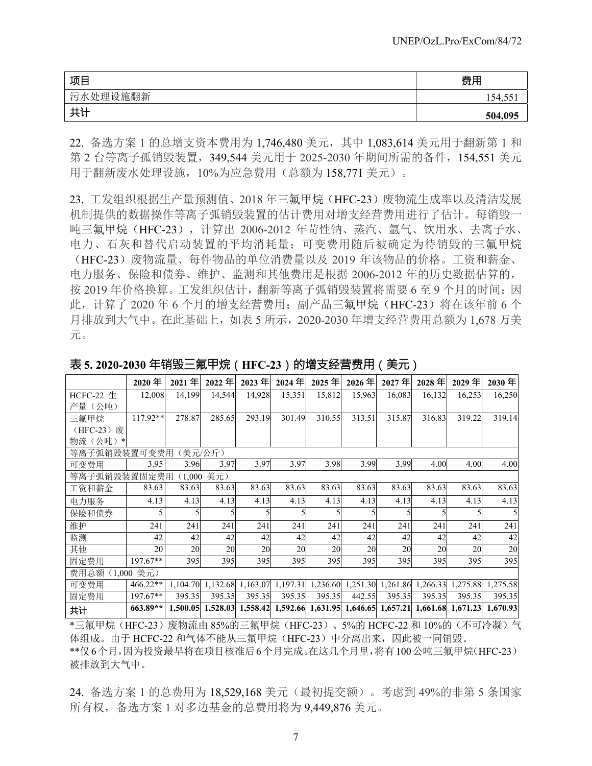| 项目 | 费用 |
|---|---|
| 污水处理设施翻新 | 154,551 |
| **共计** | **504,095** |

22. 备选方案 1 的总增支资本费用为 1,746,480 美元，其中 1,083,614 美元用于翻新第 1 和第 2 台等离子孤销毁装置，349,544 美元用于 2025-2030 年期间所需的备件，154,551 美元用于翻新废水处理设施，10%为应急费用（总额为 158,771 美元）。

23. 工发组织根据生产量预测值、2018 年三氟甲烷（HFC-23）废物流生成率以及清洁发展机制提供的数据操作等离子弧销毁装置的估计费用对增支经营费用进行了估计。每销毁一吨三氟甲烷（HFC-23），计算出 2006-2012 年苛性钠、蒸汽、氩气、饮用水、去离子水、电力、石灰和替代启动装置的平均消耗量；可变费用随后被确定为待销毁的三氟甲烷（HFC-23）废物流量、每件物品的单位消费量以及 2019 年该物品的价格。工资和薪金、电力服务、保险和债券、维护、监测和其他费用是根据 2006-2012 年的历史数据估算的，按 2019 年价格换算。工发组织估计，翻新等离子弧销毁装置将需要 6 至 9 个月的时间；因此，计算了 2020 年 6 个月的增支经营费用；副产品三氟甲烷（HFC-23）将在该年前 6 个月排放到大气中。在此基础上，如表 5 所示，2020-2030 年增支经营费用总额为 1,678 万美元。

**表 5. 2020-2030 年销毁三氟甲烷（HFC-23）的增支经营费用（美元）**

| | 2020 年 | 2021 年 | 2022 年 | 2023 年 | 2024 年 | 2025 年 | 2026 年 | 2027 年 | 2028 年 | 2029 年 | 2030 年 |
|---|---|---|---|---|---|---|---|---|---|---|---|
| HCFC-22 生产量（公吨） | 12,008 | 14,199 | 14,544 | 14,928 | 15,351 | 15,812 | 15,963 | 16,083 | 16,132 | 16,253 | 16,250 |
| 三氟甲烷（HFC-23）废物流（公吨）* | 117.92** | 278.87 | 285.65 | 293.19 | 301.49 | 310.55 | 313.51 | 315.87 | 316.83 | 319.22 | 319.14 |
| 等离子弧销毁装置可变费用（美元/公斤） | | | | | | | | | | | |
| 可变费用 | 3.95 | 3.96 | 3.97 | 3.97 | 3.97 | 3.98 | 3.99 | 3.99 | 4.00 | 4.00 | 4.00 |
| 等离子弧销毁装置固定费用（1,000 美元） | | | | | | | | | | | |
| 工资和薪金 | 83.63 | 83.63 | 83.63 | 83.63 | 83.63 | 83.63 | 83.63 | 83.63 | 83.63 | 83.63 | 83.63 |
| 电力服务 | 4.13 | 4.13 | 4.13 | 4.13 | 4.13 | 4.13 | 4.13 | 4.13 | 4.13 | 4.13 | 4.13 |
| 保险和债券 | 5 | 5 | 5 | 5 | 5 | 5 | 5 | 5 | 5 | 5 | 5 |
| 维护 | 241 | 241 | 241 | 241 | 241 | 241 | 241 | 241 | 241 | 241 | 241 |
| 监测 | 42 | 42 | 42 | 42 | 42 | 42 | 42 | 42 | 42 | 42 | 42 |
| 其他 | 20 | 20 | 20 | 20 | 20 | 20 | 20 | 20 | 20 | 20 | 20 |
| 固定费用 | 197.67** | 395 | 395 | 395 | 395 | 395 | 395 | 395 | 395 | 395 | 395 |
| 费用总额（1,000 美元） | | | | | | | | | | | |
| 可变费用 | 466.22** | 1,104.70 | 1,132.68 | 1,163.07 | 1,197.31 | 1,236.60 | 1,251.30 | 1,261.86 | 1,266.33 | 1,275.88 | 1,275.58 |
| 固定费用 | 197.67** | 395.35 | 395.35 | 395.35 | 395.35 | 395.35 | 442.55 | 395.35 | 395.35 | 395.35 | 395.35 |
| **共计** | **663.89**** | **1,500.05** | **1,528.03** | **1,558.42** | **1,592.66** | **1,631.95** | **1,646.65** | **1,657.21** | **1,661.68** | **1,671.23** | **1,670.93** |

*三氟甲烷（HFC-23）废物流由 85%的三氟甲烷（HFC-23）、5%的 HCFC-22 和 10%的（不可冷凝）气体组成。由于 HCFC-22 和气体不能从三氟甲烷（HFC-23）中分离出来，因此被一同销毁。

**仅 6 个月，因为投资最早将在项目核准后 6 个月完成。在这几个月里，将有 100 公吨三氟甲烷（HFC-23）被排放到大气中。

24. 备选方案 1 的总费用为 18,529,168 美元（最初提交额）。考虑到 49%的非第 5 条国家所有权，备选方案 1 对多边基金的总费用将为 9,449,876 美元。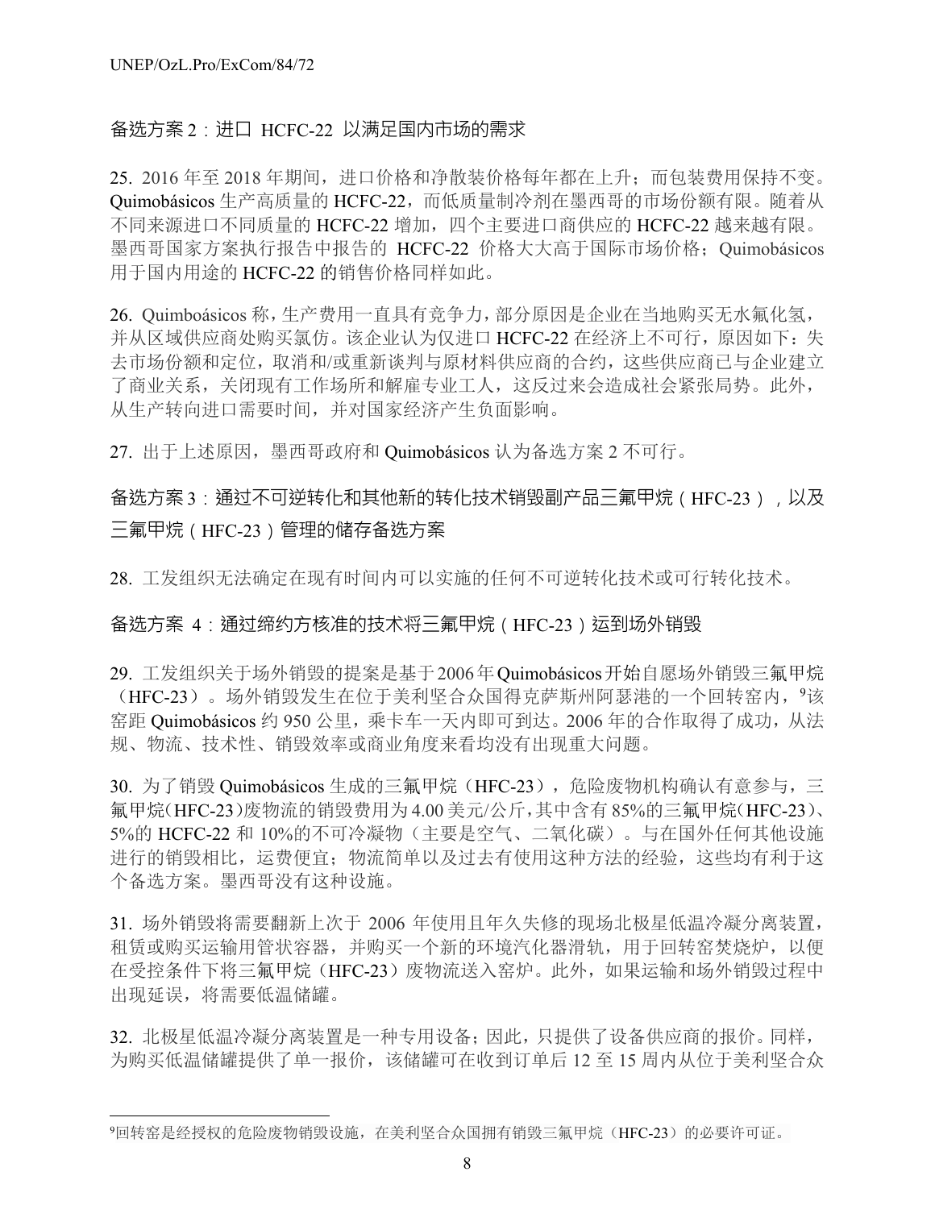### 备选方案 2：进口 HCFC-22 以满足国内市场的需求

25. 2016 年至 2018 年期间，进口价格和净散装价格每年都在上升；而包装费用保持不变。Quimobásicos 生产高质量的 HCFC-22，而低质量制冷剂在墨西哥的市场份额有限。随着从不同来源进口不同质量的 HCFC-22 增加，四个主要进口商供应的 HCFC-22 越来越有限。墨西哥国家方案执行报告中报告的 HCFC-22 价格大大高于国际市场价格；Quimobásicos 用于国内用途的 HCFC-22 的销售价格同样如此。

26. Quimboásicos 称，生产费用一直具有竞争力，部分原因是企业在当地购买无水氟化氢，并从区域供应商处购买氯仿。该企业认为仅进口 HCFC-22 在经济上不可行，原因如下：失去市场份额和定位，取消和/或重新谈判与原材料供应商的合约，这些供应商已与企业建立了商业关系，关闭现有工作场所和解雇专业工人，这反过来会造成社会紧张局势。此外，从生产转向进口需要时间，并对国家经济产生负面影响。

27. 出于上述原因，墨西哥政府和 Quimobásicos 认为备选方案 2 不可行。

### 备选方案 3：通过不可逆转化和其他新的转化技术销毁副产品三氟甲烷（HFC-23），以及三氟甲烷（HFC-23）管理的储存备选方案

28. 工发组织无法确定在现有时间内可以实施的任何不可逆转化技术或可行转化技术。

### 备选方案 4：通过缔约方核准的技术将三氟甲烷（HFC-23）运到场外销毁

29. 工发组织关于场外销毁的提案是基于2006年Quimobásicos开始自愿场外销毁三氟甲烷（HFC-23）。场外销毁发生在位于美利坚合众国得克萨斯州阿瑟港的一个回转窑内，[9]该窑距 Quimobásicos 约 950 公里，乘卡车一天内即可到达。2006 年的合作取得了成功，从法规、物流、技术性、销毁效率或商业角度来看均没有出现重大问题。

30. 为了销毁 Quimobásicos 生成的三氟甲烷（HFC-23），危险废物机构确认有意参与，三氟甲烷(HFC-23)废物流的销毁费用为4.00美元/公斤，其中含有85%的三氟甲烷(HFC-23)、5%的 HCFC-22 和 10%的不可冷凝物（主要是空气、二氧化碳）。与在国外任何其他设施进行的销毁相比，运费便宜；物流简单以及过去有使用这种方法的经验，这些均有利于这个备选方案。墨西哥没有这种设施。

31. 场外销毁将需要翻新上次于 2006 年使用且年久失修的现场北极星低温冷凝分离装置，租赁或购买运输用管状容器，并购买一个新的环境汽化器滑轨，用于回转窑焚烧炉，以便在受控条件下将三氟甲烷（HFC-23）废物流送入窑炉。此外，如果运输和场外销毁过程中出现延误，将需要低温储罐。

32. 北极星低温冷凝分离装置是一种专用设备；因此，只提供了设备供应商的报价。同样，为购买低温储罐提供了单一报价，该储罐可在收到订单后 12 至 15 周内从位于美利坚合众

[9]回转窑是经授权的危险废物销毁设施，在美利坚合众国拥有销毁三氟甲烷（HFC-23）的必要许可证。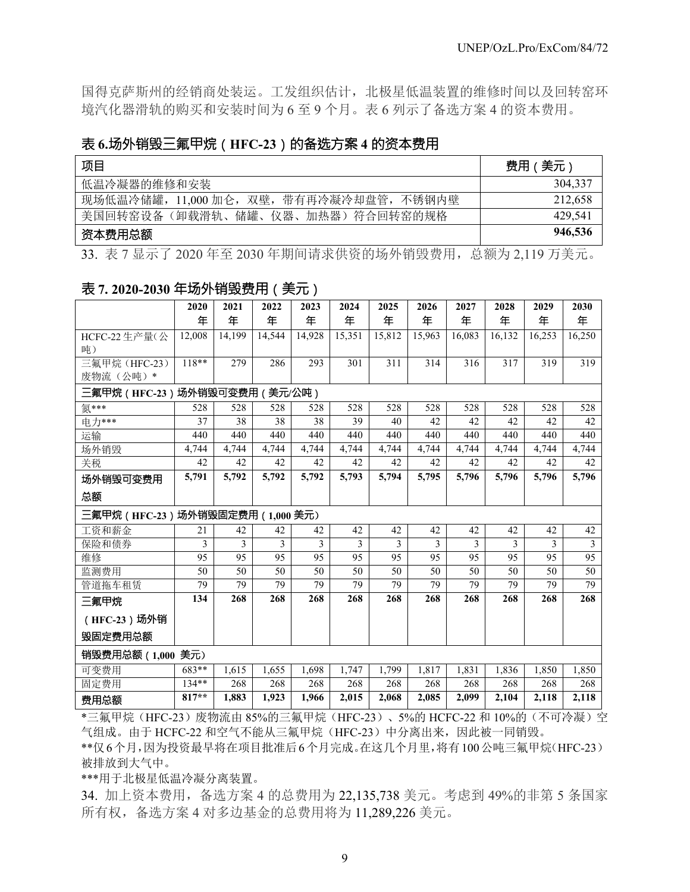国得克萨斯州的经销商处装运。工发组织估计，北极星低温装置的维修时间以及回转窑环境汽化器滑轨的购买和安装时间为 6 至 9 个月。表 6 列示了备选方案 4 的资本费用。

### 表 6.场外销毁三氟甲烷（HFC-23）的备选方案 4 的资本费用

| 项目 | 费用（美元） |
|---|---|
| 低温冷凝器的维修和安装 | 304,337 |
| 现场低温冷储罐，11,000 加仑，双壁，带有再冷凝冷却盘管，不锈钢内壁 | 212,658 |
| 美国回转窑设备（卸载滑轨、储罐、仪器、加热器）符合回转窑的规格 | 429,541 |
| **资本费用总额** | **946,536** |

33. 表 7 显示了 2020 年至 2030 年期间请求供资的场外销毁费用，总额为 2,119 万美元。

### 表 7. 2020-2030 年场外销毁费用（美元）

| | 2020 年 | 2021 年 | 2022 年 | 2023 年 | 2024 年 | 2025 年 | 2026 年 | 2027 年 | 2028 年 | 2029 年 | 2030 年 |
|---|---|---|---|---|---|---|---|---|---|---|---|
| HCFC-22 生产量(公吨) | 12,008 | 14,199 | 14,544 | 14,928 | 15,351 | 15,812 | 15,963 | 16,083 | 16,132 | 16,253 | 16,250 |
| 三氟甲烷（HFC-23）废物流（公吨）* | 118** | 279 | 286 | 293 | 301 | 311 | 314 | 316 | 317 | 319 | 319 |
| **三氟甲烷（HFC-23）场外销毁可变费用（美元/公吨）** | | | | | | | | | | | |
| 氮*** | 528 | 528 | 528 | 528 | 528 | 528 | 528 | 528 | 528 | 528 | 528 |
| 电力*** | 37 | 38 | 38 | 38 | 39 | 40 | 42 | 42 | 42 | 42 | 42 |
| 运输 | 440 | 440 | 440 | 440 | 440 | 440 | 440 | 440 | 440 | 440 | 440 |
| 场外销毁 | 4,744 | 4,744 | 4,744 | 4,744 | 4,744 | 4,744 | 4,744 | 4,744 | 4,744 | 4,744 | 4,744 |
| 关税 | 42 | 42 | 42 | 42 | 42 | 42 | 42 | 42 | 42 | 42 | 42 |
| **场外销毁可变费用总额** | **5,791** | **5,792** | **5,792** | **5,792** | **5,793** | **5,794** | **5,795** | **5,796** | **5,796** | **5,796** | **5,796** |
| **三氟甲烷（HFC-23）场外销毁固定费用（1,000 美元）** | | | | | | | | | | | |
| 工资和薪金 | 21 | 42 | 42 | 42 | 42 | 42 | 42 | 42 | 42 | 42 | 42 |
| 保险和债券 | 3 | 3 | 3 | 3 | 3 | 3 | 3 | 3 | 3 | 3 | 3 |
| 维修 | 95 | 95 | 95 | 95 | 95 | 95 | 95 | 95 | 95 | 95 | 95 |
| 监测费用 | 50 | 50 | 50 | 50 | 50 | 50 | 50 | 50 | 50 | 50 | 50 |
| 管道拖车租赁 | 79 | 79 | 79 | 79 | 79 | 79 | 79 | 79 | 79 | 79 | 79 |
| **三氟甲烷（HFC-23）场外销毁固定费用总额** | **134** | **268** | **268** | **268** | **268** | **268** | **268** | **268** | **268** | **268** | **268** |
| **销毁费用总额（1,000 美元）** | | | | | | | | | | | |
| 可变费用 | 683** | 1,615 | 1,655 | 1,698 | 1,747 | 1,799 | 1,817 | 1,831 | 1,836 | 1,850 | 1,850 |
| 固定费用 | 134** | 268 | 268 | 268 | 268 | 268 | 268 | 268 | 268 | 268 | 268 |
| **费用总额** | **817**** | **1,883** | **1,923** | **1,966** | **2,015** | **2,068** | **2,085** | **2,099** | **2,104** | **2,118** | **2,118** |

*三氟甲烷（HFC-23）废物流由 85%的三氟甲烷（HFC-23）、5%的 HCFC-22 和 10%的（不可冷凝）空气组成。由于 HCFC-22 和空气不能从三氟甲烷（HFC-23）中分离出来，因此被一同销毁。

**仅 6 个月，因为投资最早将在项目批准后 6 个月完成。在这几个月里，将有 100 公吨三氟甲烷（HFC-23）被排放到大气中。

***用于北极星低温冷凝分离装置。

34. 加上资本费用，备选方案 4 的总费用为 22,135,738 美元。考虑到 49%的非第 5 条国家所有权，备选方案 4 对多边基金的总费用将为 11,289,226 美元。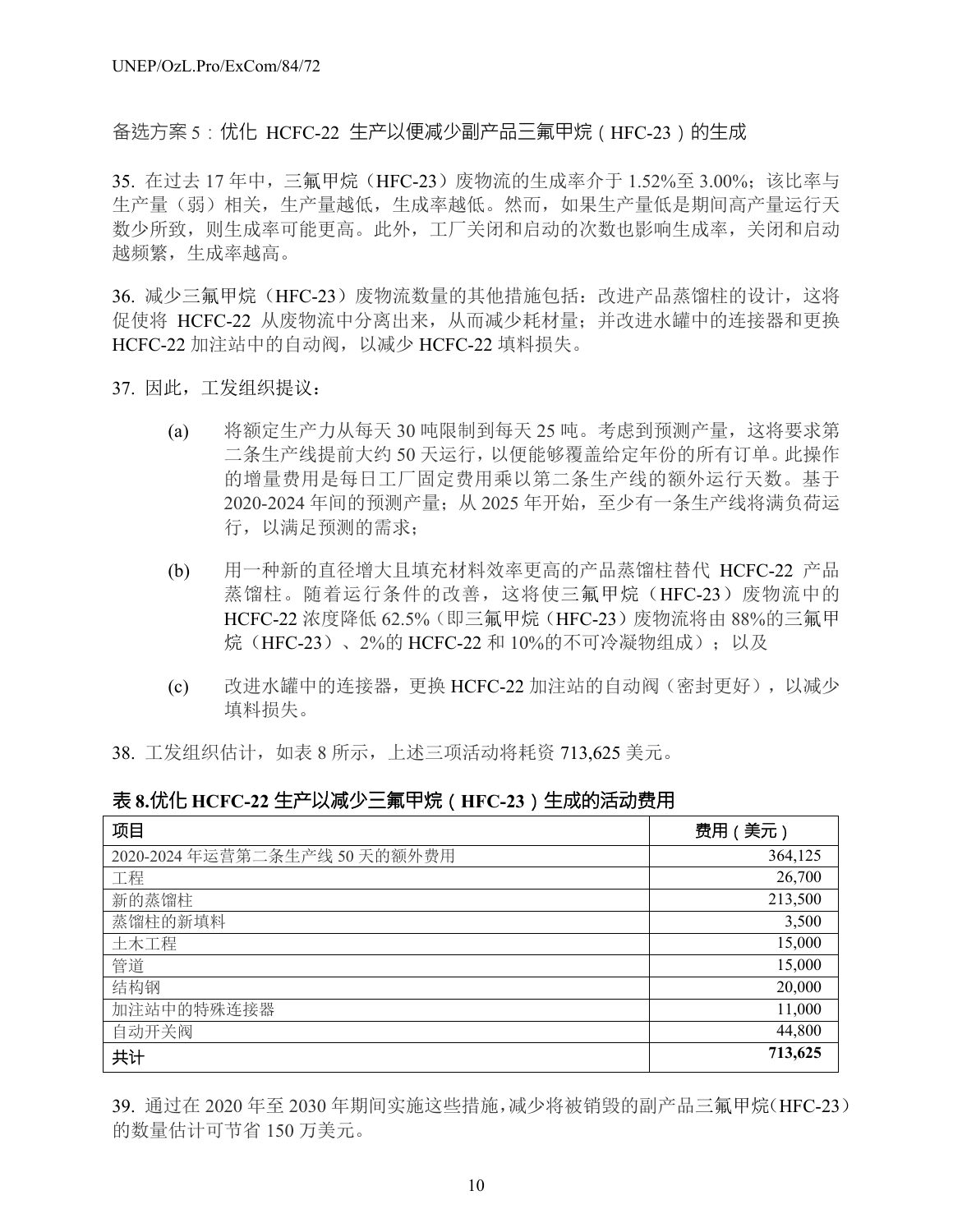### 备选方案 5：优化 HCFC-22 生产以便减少副产品三氟甲烷（HFC-23）的生成

35. 在过去 17 年中，三氟甲烷（HFC-23）废物流的生成率介于 1.52%至 3.00%；该比率与生产量（弱）相关，生产量越低，生成率越低。然而，如果生产量低是期间高产量运行天数少所致，则生成率可能更高。此外，工厂关闭和启动的次数也影响生成率，关闭和启动越频繁，生成率越高。

36. 减少三氟甲烷（HFC-23）废物流数量的其他措施包括：改进产品蒸馏柱的设计，这将促使将 HCFC-22 从废物流中分离出来，从而减少耗材量；并改进水罐中的连接器和更换 HCFC-22 加注站中的自动阀，以减少 HCFC-22 填料损失。

37. 因此，工发组织提议：

(a) 将额定生产力从每天 30 吨限制到每天 25 吨。考虑到预测产量，这将要求第二条生产线提前大约 50 天运行，以便能够覆盖给定年份的所有订单。此操作的增量费用是每日工厂固定费用乘以第二条生产线的额外运行天数。基于 2020-2024 年间的预测产量；从 2025 年开始，至少有一条生产线将满负荷运行，以满足预测的需求；

(b) 用一种新的直径增大且填充材料效率更高的产品蒸馏柱替代 HCFC-22 产品蒸馏柱。随着运行条件的改善，这将使三氟甲烷（HFC-23）废物流中的 HCFC-22 浓度降低 62.5%（即三氟甲烷（HFC-23）废物流将由 88%的三氟甲烷（HFC-23）、2%的 HCFC-22 和 10%的不可冷凝物组成）；以及

(c) 改进水罐中的连接器，更换 HCFC-22 加注站的自动阀（密封更好），以减少填料损失。

38. 工发组织估计，如表 8 所示，上述三项活动将耗资 713,625 美元。

**表 8.优化 HCFC-22 生产以减少三氟甲烷（HFC-23）生成的活动费用**

| 项目 | 费用（美元） |
|---|---:|
| 2020-2024 年运营第二条生产线 50 天的额外费用 | 364,125 |
| 工程 | 26,700 |
| 新的蒸馏柱 | 213,500 |
| 蒸馏柱的新填料 | 3,500 |
| 土木工程 | 15,000 |
| 管道 | 15,000 |
| 结构钢 | 20,000 |
| 加注站中的特殊连接器 | 11,000 |
| 自动开关阀 | 44,800 |
| **共计** | **713,625** |

39. 通过在 2020 年至 2030 年期间实施这些措施，减少将被销毁的副产品三氟甲烷（HFC-23）的数量估计可节省 150 万美元。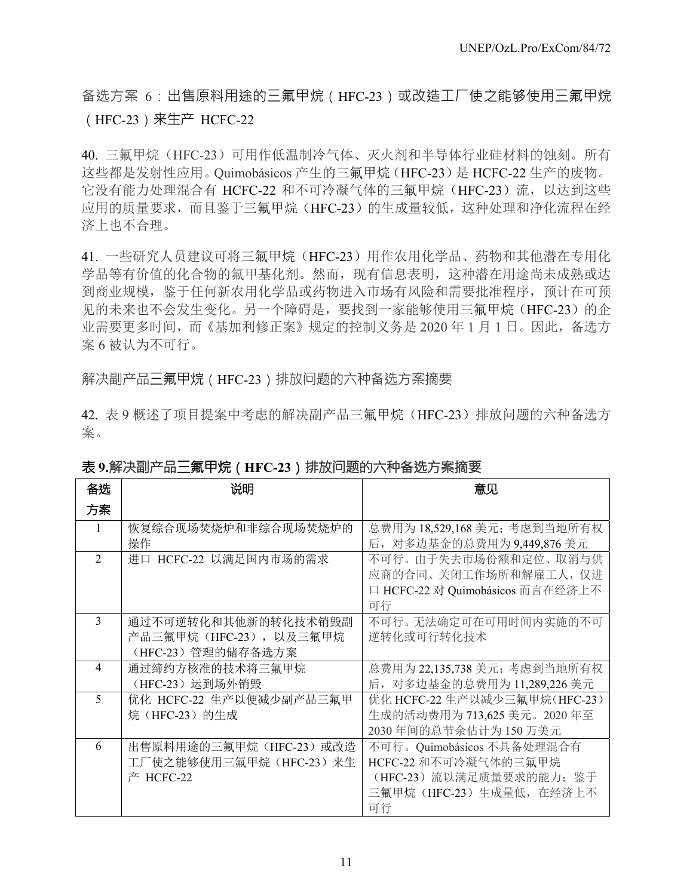### 备选方案 6：出售原料用途的三氟甲烷（HFC-23）或改造工厂使之能够使用三氟甲烷（HFC-23）来生产 HCFC-22

40. 三氟甲烷（HFC-23）可用作低温制冷气体、灭火剂和半导体行业硅材料的蚀刻。所有这些都是发射性应用。Quimobásicos 产生的三氟甲烷（HFC-23）是 HCFC-22 生产的废物。它没有能力处理混合有 HCFC-22 和不可冷凝气体的三氟甲烷（HFC-23）流，以达到这些应用的质量要求，而且鉴于三氟甲烷（HFC-23）的生成量较低，这种处理和净化流程在经济上也不合理。

41. 一些研究人员建议可将三氟甲烷（HFC-23）用作农用化学品、药物和其他潜在专用化学品等有价值的化合物的氟甲基化剂。然而，现有信息表明，这种潜在用途尚未成熟或达到商业规模，鉴于任何新农用化学品或药物进入市场有风险和需要批准程序，预计在可预见的未来也不会发生变化。另一个障碍是，要找到一家能够使用三氟甲烷（HFC-23）的企业需要更多时间，而《基加利修正案》规定的控制义务是 2020 年 1 月 1 日。因此，备选方案 6 被认为不可行。

### 解决副产品三氟甲烷（HFC-23）排放问题的六种备选方案摘要

42. 表 9 概述了项目提案中考虑的解决副产品三氟甲烷（HFC-23）排放问题的六种备选方案。

**表 9.解决副产品三氟甲烷（HFC-23）排放问题的六种备选方案摘要**

| 备选方案 | 说明 | 意见 |
|---|---|---|
| 1 | 恢复综合现场焚烧炉和非综合现场焚烧炉的操作 | 总费用为 18,529,168 美元；考虑到当地所有权后，对多边基金的总费用为 9,449,876 美元 |
| 2 | 进口 HCFC-22 以满足国内市场的需求 | 不可行。由于失去市场份额和定位、取消与供应商的合同、关闭工作场所和解雇工人，仅进口 HCFC-22 对 Quimobásicos 而言在经济上不可行 |
| 3 | 通过不可逆转化和其他新的转化技术销毁副产品三氟甲烷（HFC-23），以及三氟甲烷（HFC-23）管理的储存备选方案 | 不可行。无法确定可在可用时间内实施的不可逆转化或可行转化技术 |
| 4 | 通过缔约方核准的技术将三氟甲烷（HFC-23）运到场外销毁 | 总费用为 22,135,738 美元；考虑到当地所有权后，对多边基金的总费用为 11,289,226 美元 |
| 5 | 优化 HCFC-22 生产以便减少副产品三氟甲烷（HFC-23）的生成 | 优化 HCFC-22 生产以减少三氟甲烷（HFC-23）生成的活动费用为 713,625 美元。2020 年至 2030 年间的总节余估计为 150 万美元 |
| 6 | 出售原料用途的三氟甲烷（HFC-23）或改造工厂使之能够使用三氟甲烷（HFC-23）来生产 HCFC-22 | 不可行。Quimobásicos 不具备处理混合有 HCFC-22 和不可冷凝气体的三氟甲烷（HFC-23）流以满足质量要求的能力；鉴于三氟甲烷（HFC-23）生成量低，在经济上不可行 |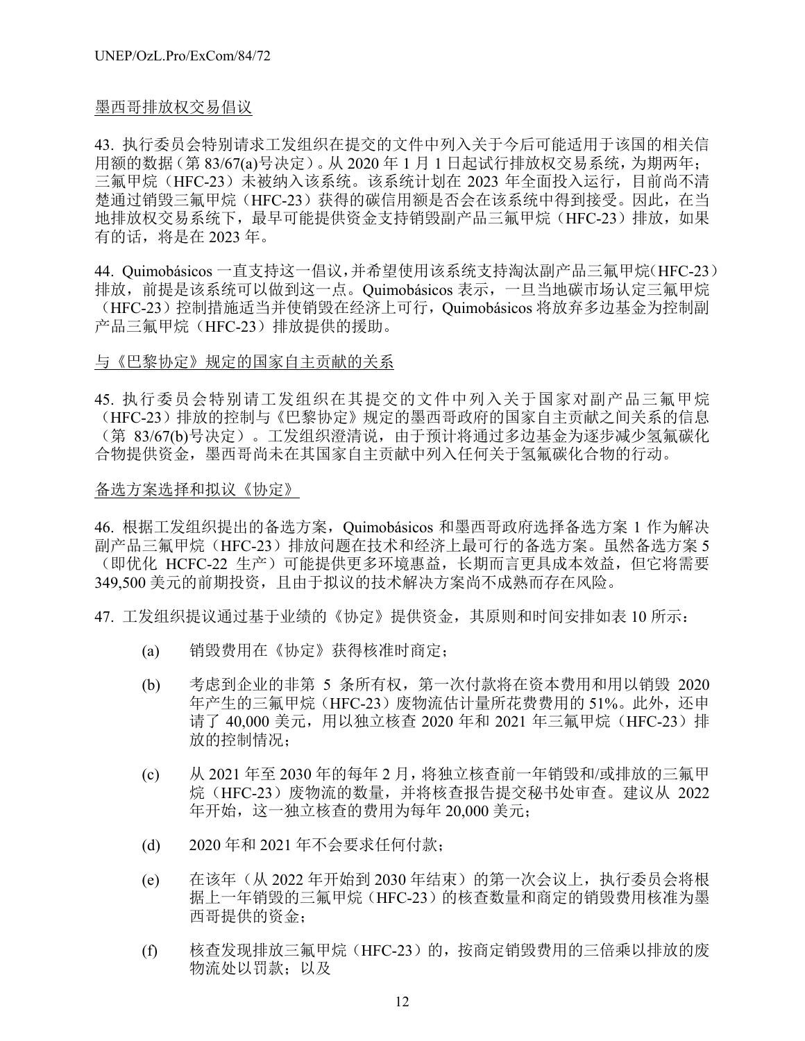墨西哥排放权交易倡议

43. 执行委员会特别请求工发组织在提交的文件中列入关于今后可能适用于该国的相关信用额的数据（第 83/67(a)号决定）。从 2020 年 1 月 1 日起试行排放权交易系统，为期两年；三氟甲烷（HFC-23）未被纳入该系统。该系统计划在 2023 年全面投入运行，目前尚不清楚通过销毁三氟甲烷（HFC-23）获得的碳信用额是否会在该系统中得到接受。因此，在当地排放权交易系统下，最早可能提供资金支持销毁副产品三氟甲烷（HFC-23）排放，如果有的话，将是在 2023 年。

44. Quimobásicos 一直支持这一倡议，并希望使用该系统支持淘汰副产品三氟甲烷（HFC-23）排放，前提是该系统可以做到这一点。Quimobásicos 表示，一旦当地碳市场认定三氟甲烷（HFC-23）控制措施适当并使销毁在经济上可行，Quimobásicos 将放弃多边基金为控制副产品三氟甲烷（HFC-23）排放提供的援助。

与《巴黎协定》规定的国家自主贡献的关系

45. 执行委员会特别请工发组织在其提交的文件中列入关于国家对副产品三氟甲烷（HFC-23）排放的控制与《巴黎协定》规定的墨西哥政府的国家自主贡献之间关系的信息（第 83/67(b)号决定）。工发组织澄清说，由于预计将通过多边基金为逐步减少氢氟碳化合物提供资金，墨西哥尚未在其国家自主贡献中列入任何关于氢氟碳化合物的行动。

备选方案选择和拟议《协定》

46. 根据工发组织提出的备选方案，Quimobásicos 和墨西哥政府选择备选方案 1 作为解决副产品三氟甲烷（HFC-23）排放问题在技术和经济上最可行的备选方案。虽然备选方案 5（即优化 HCFC-22 生产）可能提供更多环境惠益，长期而言更具成本效益，但它将需要 349,500 美元的前期投资，且由于拟议的技术解决方案尚不成熟而存在风险。

47. 工发组织提议通过基于业绩的《协定》提供资金，其原则和时间安排如表 10 所示：

(a) 销毁费用在《协定》获得核准时商定；

(b) 考虑到企业的非第 5 条所有权，第一次付款将在资本费用和用以销毁 2020 年产生的三氟甲烷（HFC-23）废物流估计量所花费费用的 51%。此外，还申请了 40,000 美元，用以独立核查 2020 年和 2021 年三氟甲烷（HFC-23）排放的控制情况；

(c) 从 2021 年至 2030 年的每年 2 月，将独立核查前一年销毁和/或排放的三氟甲烷（HFC-23）废物流的数量，并将核查报告提交秘书处审查。建议从 2022 年开始，这一独立核查的费用为每年 20,000 美元；

(d) 2020 年和 2021 年不会要求任何付款；

(e) 在该年（从 2022 年开始到 2030 年结束）的第一次会议上，执行委员会将根据上一年销毁的三氟甲烷（HFC-23）的核查数量和商定的销毁费用核准为墨西哥提供的资金；

(f) 核查发现排放三氟甲烷（HFC-23）的，按商定销毁费用的三倍乘以排放的废物流处以罚款；以及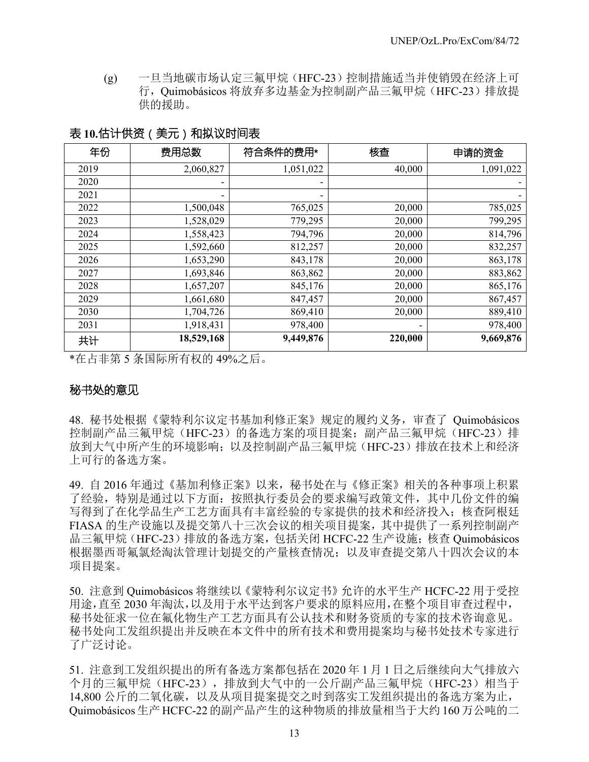(g) 一旦当地碳市场认定三氟甲烷（HFC-23）控制措施适当并使销毁在经济上可行，Quimobásicos 将放弃多边基金为控制副产品三氟甲烷（HFC-23）排放提供的援助。

**表 10.估计供资（美元）和拟议时间表**

| 年份 | 费用总数 | 符合条件的费用* | 核查 | 申请的资金 |
|---|---|---|---|---|
| 2019 | 2,060,827 | 1,051,022 | 40,000 | 1,091,022 |
| 2020 | - | - | | - |
| 2021 | - | - | | - |
| 2022 | 1,500,048 | 765,025 | 20,000 | 785,025 |
| 2023 | 1,528,029 | 779,295 | 20,000 | 799,295 |
| 2024 | 1,558,423 | 794,796 | 20,000 | 814,796 |
| 2025 | 1,592,660 | 812,257 | 20,000 | 832,257 |
| 2026 | 1,653,290 | 843,178 | 20,000 | 863,178 |
| 2027 | 1,693,846 | 863,862 | 20,000 | 883,862 |
| 2028 | 1,657,207 | 845,176 | 20,000 | 865,176 |
| 2029 | 1,661,680 | 847,457 | 20,000 | 867,457 |
| 2030 | 1,704,726 | 869,410 | 20,000 | 889,410 |
| 2031 | 1,918,431 | 978,400 | - | 978,400 |
| 共计 | **18,529,168** | **9,449,876** | **220,000** | **9,669,876** |

*在占非第 5 条国际所有权的 49%之后。

## 秘书处的意见

48. 秘书处根据《蒙特利尔议定书基加利修正案》规定的履约义务，审查了 Quimobásicos 控制副产品三氟甲烷（HFC-23）的备选方案的项目提案；副产品三氟甲烷（HFC-23）排放到大气中所产生的环境影响；以及控制副产品三氟甲烷（HFC-23）排放在技术上和经济上可行的备选方案。

49. 自 2016 年通过《基加利修正案》以来，秘书处在与《修正案》相关的各种事项上积累了经验，特别是通过以下方面：按照执行委员会的要求编写政策文件，其中几份文件的编写得到了在化学品生产工艺方面具有丰富经验的专家提供的技术和经济投入；核查阿根廷 FIASA 的生产设施以及提交第八十三次会议的相关项目提案，其中提供了一系列控制副产品三氟甲烷（HFC-23）排放的备选方案，包括关闭 HCFC-22 生产设施；核查 Quimobásicos 根据墨西哥氟氯烃淘汰管理计划提交的产量核查情况；以及审查提交第八十四次会议的本项目提案。

50. 注意到 Quimobásicos 将继续以《蒙特利尔议定书》允许的水平生产 HCFC-22 用于受控用途，直至 2030 年淘汰，以及用于水平达到客户要求的原料应用，在整个项目审查过程中，秘书处征求一位在氟化物生产工艺方面具有公认技术和财务资质的专家的技术咨询意见。秘书处向工发组织提出并反映在本文件中的所有技术和费用提案均与秘书处技术专家进行了广泛讨论。

51. 注意到工发组织提出的所有备选方案都包括在 2020 年 1 月 1 日之后继续向大气排放六个月的三氟甲烷（HFC-23），排放到大气中的一公斤副产品三氟甲烷（HFC-23）相当于 14,800 公斤的二氧化碳，以及从项目提案提交之时到落实工发组织提出的备选方案为止，Quimobásicos 生产 HCFC-22 的副产品产生的这种物质的排放量相当于大约 160 万公吨的二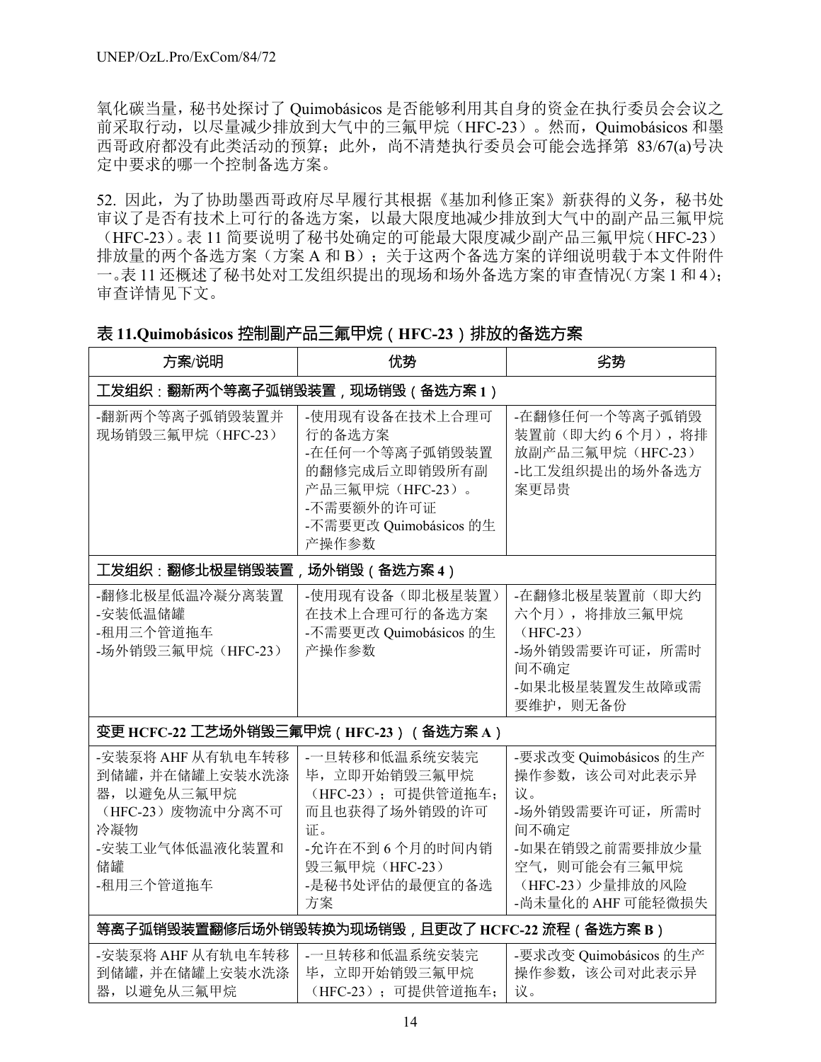氧化碳当量，秘书处探讨了 Quimobásicos 是否能够利用其自身的资金在执行委员会会议之前采取行动，以尽量减少排放到大气中的三氟甲烷（HFC-23）。然而，Quimobásicos 和墨西哥政府都没有此类活动的预算；此外，尚不清楚执行委员会可能会选择第 83/67(a)号决定中要求的哪一个控制备选方案。

52. 因此，为了协助墨西哥政府尽早履行其根据《基加利修正案》新获得的义务，秘书处审议了是否有技术上可行的备选方案，以最大限度地减少排放到大气中的副产品三氟甲烷（HFC-23）。表 11 简要说明了秘书处确定的可能最大限度减少副产品三氟甲烷（HFC-23）排放量的两个备选方案（方案 A 和 B）；关于这两个备选方案的详细说明载于本文件附件一。表 11 还概述了秘书处对工发组织提出的现场和场外备选方案的审查情况（方案 1 和 4）；审查详情见下文。

**表 11.Quimobásicos 控制副产品三氟甲烷（HFC-23）排放的备选方案**

| 方案/说明 | 优势 | 劣势 |
|---|---|---|
| **工发组织：翻新两个等离子弧销毁装置，现场销毁（备选方案 1）** | | |
| -翻新两个等离子弧销毁装置并现场销毁三氟甲烷（HFC-23） | -使用现有设备在技术上合理可行的备选方案<br>-在任何一个等离子弧销毁装置的翻修完成后立即销毁所有副产品三氟甲烷（HFC-23）。<br>-不需要额外的许可证<br>-不需要更改 Quimobásicos 的生产操作参数 | -在翻修任何一个等离子弧销毁装置前（即大约 6 个月），将排放副产品三氟甲烷（HFC-23）<br>-比工发组织提出的场外备选方案更昂贵 |
| **工发组织：翻修北极星销毁装置，场外销毁（备选方案 4）** | | |
| -翻修北极星低温冷凝分离装置<br>-安装低温储罐<br>-租用三个管道拖车<br>-场外销毁三氟甲烷（HFC-23） | -使用现有设备（即北极星装置）在技术上合理可行的备选方案<br>-不需要更改 Quimobásicos 的生产操作参数 | -在翻修北极星装置前（即大约六个月），将排放三氟甲烷（HFC-23）<br>-场外销毁需要许可证，所需时间不确定<br>-如果北极星装置发生故障或需要维护，则无备份 |
| **变更 HCFC-22 工艺场外销毁三氟甲烷（HFC-23）（备选方案 A）** | | |
| -安装泵将 AHF 从有轨电车转移到储罐，并在储罐上安装水洗涤器，以避免从三氟甲烷（HFC-23）废物流中分离不可冷凝物<br>-安装工业气体低温液化装置和储罐<br>-租用三个管道拖车 | -一旦转移和低温系统安装完毕，立即开始销毁三氟甲烷（HFC-23）；可提供管道拖车；而且也获得了场外销毁的许可证。<br>-允许在不到 6 个月的时间内销毁三氟甲烷（HFC-23）<br>-是秘书处评估的最便宜的备选方案 | -要求改变 Quimobásicos 的生产操作参数，该公司对此表示异议。<br>-场外销毁需要许可证，所需时间不确定<br>-如果在销毁之前需要排放少量空气，则可能会有三氟甲烷（HFC-23）少量排放的风险<br>-尚未量化的 AHF 可能轻微损失 |
| **等离子弧销毁装置翻修后场外销毁转换为现场销毁，且更改了 HCFC-22 流程（备选方案 B）** | | |
| -安装泵将 AHF 从有轨电车转移到储罐，并在储罐上安装水洗涤器，以避免从三氟甲烷 | -一旦转移和低温系统安装完毕，立即开始销毁三氟甲烷（HFC-23）；可提供管道拖车； | -要求改变 Quimobásicos 的生产操作参数，该公司对此表示异议。 |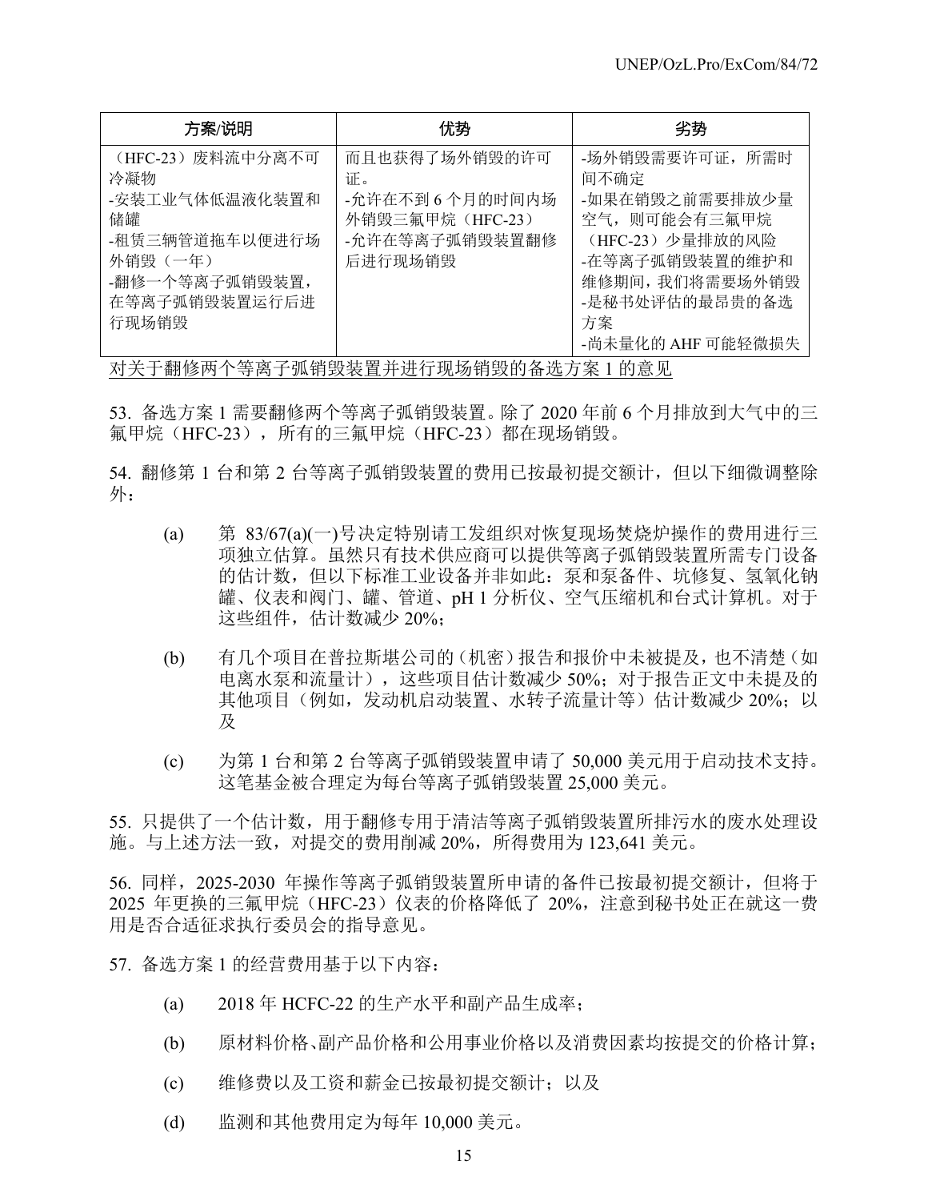| 方案/说明 | 优势 | 劣势 |
| --- | --- | --- |
| （HFC-23）废料流中分离不可冷凝物<br>-安装工业气体低温液化装置和储罐<br>-租赁三辆管道拖车以便进行场外销毁（一年）<br>-翻修一个等离子弧销毁装置，在等离子弧销毁装置运行后进行现场销毁 | 而且也获得了场外销毁的许可证。<br>-允许在不到 6 个月的时间内场外销毁三氟甲烷（HFC-23）<br>-允许在等离子弧销毁装置翻修后进行现场销毁 | -场外销毁需要许可证，所需时间不确定<br>-如果在销毁之前需要排放少量空气，则可能会有三氟甲烷（HFC-23）少量排放的风险<br>-在等离子弧销毁装置的维护和维修期间，我们将需要场外销毁<br>-是秘书处评估的最昂贵的备选方案<br>-尚未量化的 AHF 可能轻微损失 |

对关于翻修两个等离子弧销毁装置并进行现场销毁的备选方案 1 的意见

53. 备选方案 1 需要翻修两个等离子弧销毁装置。除了 2020 年前 6 个月排放到大气中的三氟甲烷（HFC-23），所有的三氟甲烷（HFC-23）都在现场销毁。

54. 翻修第 1 台和第 2 台等离子弧销毁装置的费用已按最初提交额计，但以下细微调整除外：

(a) 第 83/67(a)(一)号决定特别请工发组织对恢复现场焚烧炉操作的费用进行三项独立估算。虽然只有技术供应商可以提供等离子弧销毁装置所需专门设备的估计数，但以下标准工业设备并非如此：泵和泵备件、坑修复、氢氧化钠罐、仪表和阀门、罐、管道、pH 1 分析仪、空气压缩机和台式计算机。对于这些组件，估计数减少 20%；

(b) 有几个项目在普拉斯堪公司的（机密）报告和报价中未被提及，也不清楚（如电离水泵和流量计），这些项目估计数减少 50%；对于报告正文中未提及的其他项目（例如，发动机启动装置、水转子流量计等）估计数减少 20%；以及

(c) 为第 1 台和第 2 台等离子弧销毁装置申请了 50,000 美元用于启动技术支持。这笔基金被合理定为每台等离子弧销毁装置 25,000 美元。

55. 只提供了一个估计数，用于翻修专用于清洁等离子弧销毁装置所排污水的废水处理设施。与上述方法一致，对提交的费用削减 20%，所得费用为 123,641 美元。

56. 同样，2025-2030 年操作等离子弧销毁装置所申请的备件已按最初提交额计，但将于 2025 年更换的三氟甲烷（HFC-23）仪表的价格降低了 20%，注意到秘书处正在就这一费用是否合适征求执行委员会的指导意见。

57. 备选方案 1 的经营费用基于以下内容：

(a) 2018 年 HCFC-22 的生产水平和副产品生成率；

(b) 原材料价格、副产品价格和公用事业价格以及消费因素均按提交的价格计算；

(c) 维修费以及工资和薪金已按最初提交额计；以及

(d) 监测和其他费用定为每年 10,000 美元。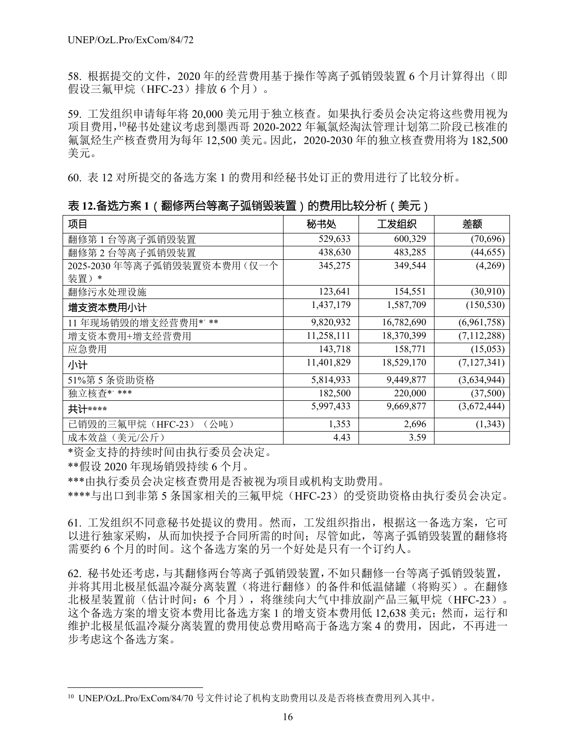58. 根据提交的文件，2020 年的经营费用基于操作等离子弧销毁装置 6 个月计算得出（即假设三氟甲烷（HFC-23）排放 6 个月）。

59. 工发组织申请每年将 20,000 美元用于独立核查。如果执行委员会决定将这些费用视为项目费用，[10]秘书处建议考虑到墨西哥 2020-2022 年氟氯烃淘汰管理计划第二阶段已核准的氟氯烃生产核查费用为每年 12,500 美元。因此，2020-2030 年的独立核查费用将为 182,500 美元。

60. 表 12 对所提交的备选方案 1 的费用和经秘书处订正的费用进行了比较分析。

**表 12.备选方案 1（翻修两台等离子弧销毁装置）的费用比较分析（美元）**

| 项目 | 秘书处 | 工发组织 | 差额 |
|---|---|---|---|
| 翻修第 1 台等离子弧销毁装置 | 529,633 | 600,329 | (70,696) |
| 翻修第 2 台等离子弧销毁装置 | 438,630 | 483,285 | (44,655) |
| 2025-2030 年等离子弧销毁装置资本费用（仅一个装置）* | 345,275 | 349,544 | (4,269) |
| 翻修污水处理设施 | 123,641 | 154,551 | (30,910) |
| **增支资本费用小计** | 1,437,179 | 1,587,709 | (150,530) |
| 11 年现场销毁的增支经营费用*, ** | 9,820,932 | 16,782,690 | (6,961,758) |
| 增支资本费用+增支经营费用 | 11,258,111 | 18,370,399 | (7,112,288) |
| 应急费用 | 143,718 | 158,771 | (15,053) |
| **小计** | 11,401,829 | 18,529,170 | (7,127,341) |
| 51%第 5 条资助资格 | 5,814,933 | 9,449,877 | (3,634,944) |
| 独立核查*, *** | 182,500 | 220,000 | (37,500) |
| **共计******** | 5,997,433 | 9,669,877 | (3,672,444) |
| 已销毁的三氟甲烷（HFC-23）（公吨） | 1,353 | 2,696 | (1,343) |
| 成本效益（美元/公斤） | 4.43 | 3.59 | |

*资金支持的持续时间由执行委员会决定。

**假设 2020 年现场销毁持续 6 个月。

***由执行委员会决定核查费用是否被视为项目或机构支助费用。

****与出口到非第 5 条国家相关的三氟甲烷（HFC-23）的受资助资格由执行委员会决定。

61. 工发组织不同意秘书处提议的费用。然而，工发组织指出，根据这一备选方案，它可以进行独家采购，从而加快授予合同所需的时间；尽管如此，等离子弧销毁装置的翻修将需要约 6 个月的时间。这个备选方案的另一个好处是只有一个订约人。

62. 秘书处还考虑，与其翻修两台等离子弧销毁装置，不如只翻修一台等离子弧销毁装置，并将其用北极星低温冷凝分离装置（将进行翻修）的备件和低温储罐（将购买）。在翻修北极星装置前（估计时间：6 个月），将继续向大气中排放副产品三氟甲烷（HFC-23）。这个备选方案的增支资本费用比备选方案 1 的增支资本费用低 12,638 美元；然而，运行和维护北极星低温冷凝分离装置的费用使总费用略高于备选方案 4 的费用，因此，不再进一步考虑这个备选方案。

[10] UNEP/OzL.Pro/ExCom/84/70 号文件讨论了机构支助费用以及是否将核查费用列入其中。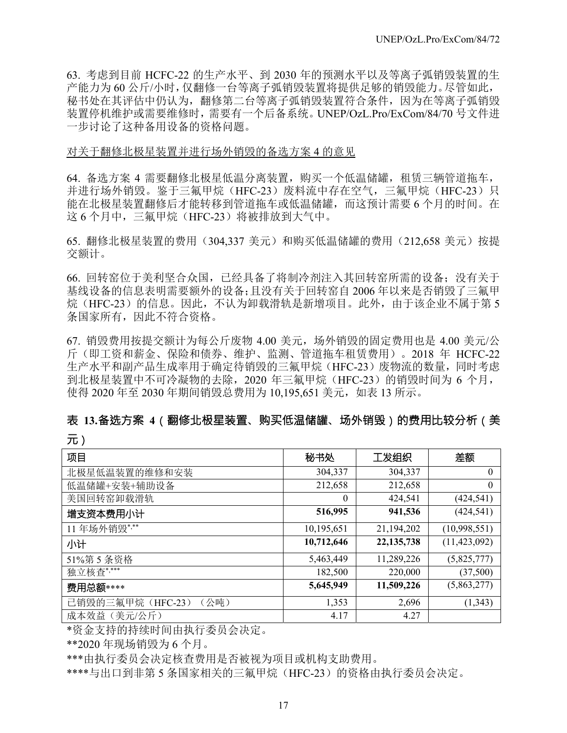63. 考虑到目前 HCFC-22 的生产水平、到 2030 年的预测水平以及等离子弧销毁装置的生产能力为 60 公斤/小时，仅翻修一台等离子弧销毁装置将提供足够的销毁能力。尽管如此，秘书处在其评估中仍认为，翻修第二台等离子弧销毁装置符合条件，因为在等离子弧销毁装置停机维护或需要维修时，需要有一个后备系统。UNEP/OzL.Pro/ExCom/84/70 号文件进一步讨论了这种备用设备的资格问题。

<u>对关于翻修北极星装置并进行场外销毁的备选方案 4 的意见</u>

64. 备选方案 4 需要翻修北极星低温分离装置，购买一个低温储罐，租赁三辆管道拖车，并进行场外销毁。鉴于三氟甲烷（HFC-23）废料流中存在空气，三氟甲烷（HFC-23）只能在北极星装置翻修后才能转移到管道拖车或低温储罐，而这预计需要 6 个月的时间。在这 6 个月中，三氟甲烷（HFC-23）将被排放到大气中。

65. 翻修北极星装置的费用（304,337 美元）和购买低温储罐的费用（212,658 美元）按提交额计。

66. 回转窑位于美利坚合众国，已经具备了将制冷剂注入其回转窑所需的设备；没有关于基线设备的信息表明需要额外的设备；且没有关于回转窑自 2006 年以来是否销毁了三氟甲烷（HFC-23）的信息。因此，不认为卸载滑轨是新增项目。此外，由于该企业不属于第 5 条国家所有，因此不符合资格。

67. 销毁费用按提交额计为每公斤废物 4.00 美元，场外销毁的固定费用也是 4.00 美元/公斤（即工资和薪金、保险和债券、维护、监测、管道拖车租赁费用）。2018 年 HCFC-22 生产水平和副产品生成率用于确定待销毁的三氟甲烷（HFC-23）废物流的数量，同时考虑到北极星装置中不可冷凝物的去除，2020 年三氟甲烷（HFC-23）的销毁时间为 6 个月，使得 2020 年至 2030 年期间销毁总费用为 10,195,651 美元，如表 13 所示。

**表 13.备选方案 4（翻修北极星装置、购买低温储罐、场外销毁）的费用比较分析（美元）**

| 项目 | 秘书处 | 工发组织 | 差额 |
|---|---|---|---|
| 北极星低温装置的维修和安装 | 304,337 | 304,337 | 0 |
| 低温储罐+安装+辅助设备 | 212,658 | 212,658 | 0 |
| 美国回转窑卸载滑轨 | 0 | 424,541 | (424,541) |
| **增支资本费用小计** | **516,995** | **941,536** | (424,541) |
| 11 年场外销毁*,** | 10,195,651 | 21,194,202 | (10,998,551) |
| **小计** | **10,712,646** | **22,135,738** | (11,423,092) |
| 51%第 5 条资格 | 5,463,449 | 11,289,226 | (5,825,777) |
| 独立核查*,*** | 182,500 | 220,000 | (37,500) |
| **费用总额******** | **5,645,949** | **11,509,226** | (5,863,277) |
| 已销毁的三氟甲烷（HFC-23）（公吨） | 1,353 | 2,696 | (1,343) |
| 成本效益（美元/公斤） | 4.17 | 4.27 | |

*资金支持的持续时间由执行委员会决定。

**2020 年现场销毁为 6 个月。

***由执行委员会决定核查费用是否被视为项目或机构支助费用。

****与出口到非第 5 条国家相关的三氟甲烷（HFC-23）的资格由执行委员会决定。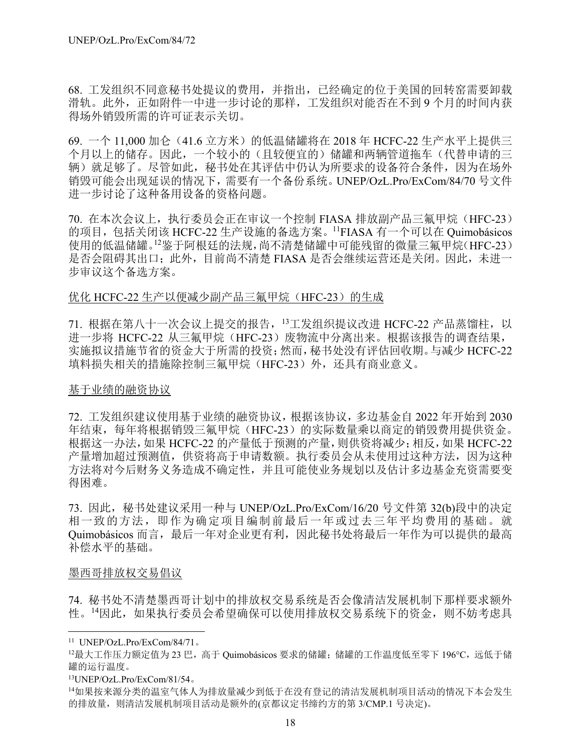68. 工发组织不同意秘书处提议的费用，并指出，已经确定的位于美国的回转窑需要卸载滑轨。此外，正如附件一中进一步讨论的那样，工发组织对能否在不到 9 个月的时间内获得场外销毁所需的许可证表示关切。

69. 一个 11,000 加仑（41.6 立方米）的低温储罐将在 2018 年 HCFC-22 生产水平上提供三个月以上的储存。因此，一个较小的（且较便宜的）储罐和两辆管道拖车（代替申请的三辆）就足够了。尽管如此，秘书处在其评估中仍认为所要求的设备符合条件，因为在场外销毁可能会出现延误的情况下，需要有一个备份系统。UNEP/OzL.Pro/ExCom/84/70 号文件进一步讨论了这种备用设备的资格问题。

70. 在本次会议上，执行委员会正在审议一个控制 FIASA 排放副产品三氟甲烷（HFC-23）的项目，包括关闭该 HCFC-22 生产设施的备选方案。[11]FIASA 有一个可以在 Quimobásicos 使用的低温储罐。[12]鉴于阿根廷的法规，尚不清楚储罐中可能残留的微量三氟甲烷（HFC-23）是否会阻碍其出口；此外，目前尚不清楚 FIASA 是否会继续运营还是关闭。因此，未进一步审议这个备选方案。

优化 HCFC-22 生产以便减少副产品三氟甲烷（HFC-23）的生成

71. 根据在第八十一次会议上提交的报告，[13]工发组织提议改进 HCFC-22 产品蒸馏柱，以进一步将 HCFC-22 从三氟甲烷（HFC-23）废物流中分离出来。根据该报告的调查结果，实施拟议措施节省的资金大于所需的投资；然而，秘书处没有评估回收期。与减少 HCFC-22 填料损失相关的措施除控制三氟甲烷（HFC-23）外，还具有商业意义。

基于业绩的融资协议

72. 工发组织建议使用基于业绩的融资协议，根据该协议，多边基金自 2022 年开始到 2030 年结束，每年将根据销毁三氟甲烷（HFC-23）的实际数量乘以商定的销毁费用提供资金。根据这一办法，如果 HCFC-22 的产量低于预测的产量，则供资将减少；相反，如果 HCFC-22 产量增加超过预测值，供资将高于申请数额。执行委员会从未使用过这种方法，因为这种方法将对今后财务义务造成不确定性，并且可能使业务规划以及估计多边基金充资需要变得困难。

73. 因此，秘书处建议采用一种与 UNEP/OzL.Pro/ExCom/16/20 号文件第 32(b)段中的决定相一致的方法，即作为确定项目编制前最后一年或过去三年平均费用的基础。就 Quimobásicos 而言，最后一年对企业更有利，因此秘书处将最后一年作为可以提供的最高补偿水平的基础。

墨西哥排放权交易倡议

74. 秘书处不清楚墨西哥计划中的排放权交易系统是否会像清洁发展机制下那样要求额外性。[14]因此，如果执行委员会希望确保可以使用排放权交易系统下的资金，则不妨考虑具

---

[11] UNEP/OzL.Pro/ExCom/84/71。

[12]最大工作压力额定值为 23 巴，高于 Quimobásicos 要求的储罐；储罐的工作温度低至零下 196°C，远低于储罐的运行温度。

[13]UNEP/OzL.Pro/ExCom/81/54。

[14]如果按来源分类的温室气体人为排放量减少到低于在没有登记的清洁发展机制项目活动的情况下本会发生的排放量，则清洁发展机制项目活动是额外的(京都议定书缔约方的第 3/CMP.1 号决定)。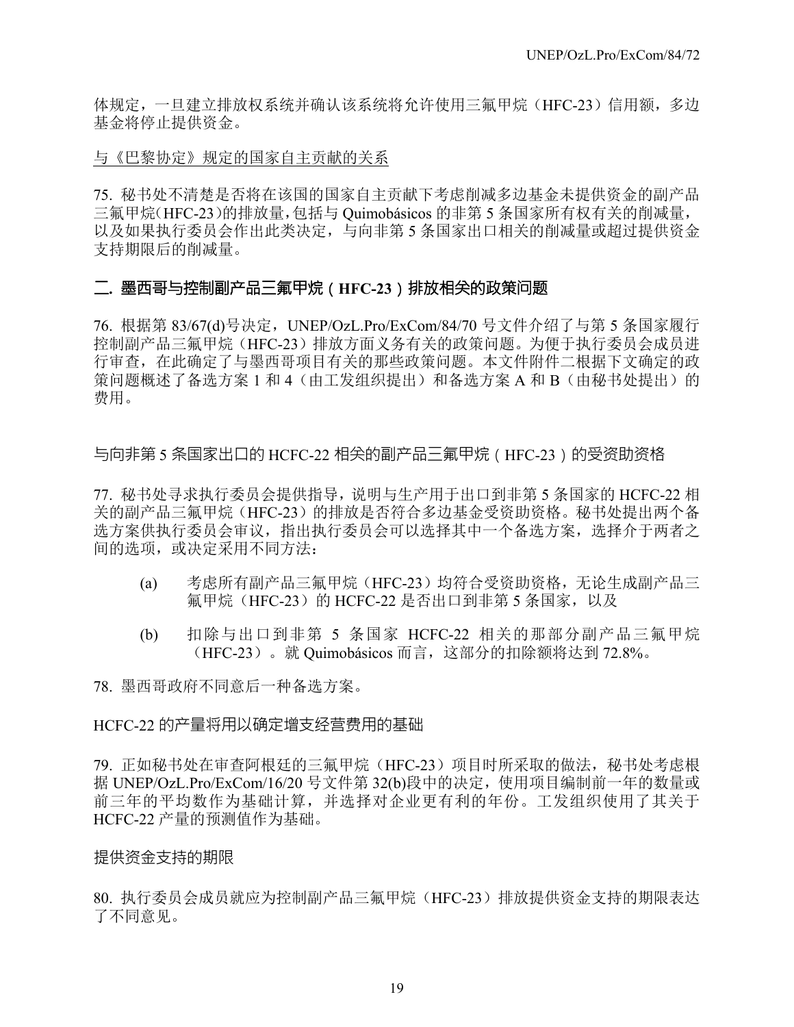体规定，一旦建立排放权系统并确认该系统将允许使用三氟甲烷（HFC-23）信用额，多边基金将停止提供资金。

与《巴黎协定》规定的国家自主贡献的关系

75. 秘书处不清楚是否将在该国的国家自主贡献下考虑削减多边基金未提供资金的副产品三氟甲烷(HFC-23)的排放量,包括与 Quimobásicos 的非第 5 条国家所有权有关的削减量，以及如果执行委员会作出此类决定，与向非第 5 条国家出口相关的削减量或超过提供资金支持期限后的削减量。

## 二. 墨西哥与控制副产品三氟甲烷（HFC-23）排放相关的政策问题

76. 根据第 83/67(d)号决定，UNEP/OzL.Pro/ExCom/84/70 号文件介绍了与第 5 条国家履行控制副产品三氟甲烷（HFC-23）排放方面义务有关的政策问题。为便于执行委员会成员进行审查，在此确定了与墨西哥项目有关的那些政策问题。本文件附件二根据下文确定的政策问题概述了备选方案 1 和 4（由工发组织提出）和备选方案 A 和 B（由秘书处提出）的费用。

### 与向非第 5 条国家出口的 HCFC-22 相关的副产品三氟甲烷（HFC-23）的受资助资格

77. 秘书处寻求执行委员会提供指导，说明与生产用于出口到非第 5 条国家的 HCFC-22 相关的副产品三氟甲烷（HFC-23）的排放是否符合多边基金受资助资格。秘书处提出两个备选方案供执行委员会审议，指出执行委员会可以选择其中一个备选方案，选择介于两者之间的选项，或决定采用不同方法：

(a) 考虑所有副产品三氟甲烷（HFC-23）均符合受资助资格，无论生成副产品三氟甲烷（HFC-23）的 HCFC-22 是否出口到非第 5 条国家，以及

(b) 扣除与出口到非第 5 条国家 HCFC-22 相关的那部分副产品三氟甲烷（HFC-23）。就 Quimobásicos 而言，这部分的扣除额将达到 72.8%。

78. 墨西哥政府不同意后一种备选方案。

### HCFC-22 的产量将用以确定增支经营费用的基础

79. 正如秘书处在审查阿根廷的三氟甲烷（HFC-23）项目时所采取的做法，秘书处考虑根据 UNEP/OzL.Pro/ExCom/16/20 号文件第 32(b)段中的决定，使用项目编制前一年的数量或前三年的平均数作为基础计算，并选择对企业更有利的年份。工发组织使用了其关于 HCFC-22 产量的预测值作为基础。

### 提供资金支持的期限

80. 执行委员会成员就应为控制副产品三氟甲烷（HFC-23）排放提供资金支持的期限表达了不同意见。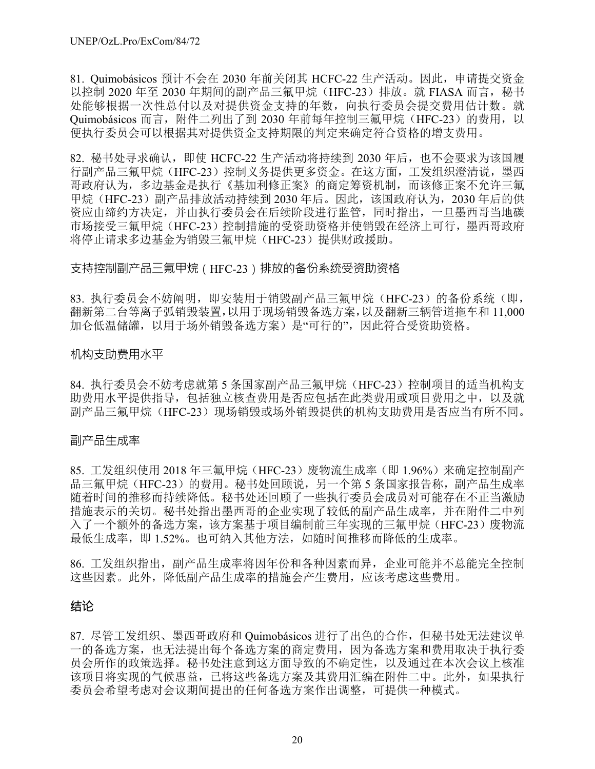81. Quimobásicos 预计不会在 2030 年前关闭其 HCFC-22 生产活动。因此，申请提交资金以控制 2020 年至 2030 年期间的副产品三氟甲烷（HFC-23）排放。就 FIASA 而言，秘书处能够根据一次性总付以及对提供资金支持的年数，向执行委员会提交费用估计数。就 Quimobásicos 而言，附件二列出了到 2030 年前每年控制三氟甲烷（HFC-23）的费用，以便执行委员会可以根据其对提供资金支持期限的判定来确定符合资格的增支费用。

82. 秘书处寻求确认，即使 HCFC-22 生产活动将持续到 2030 年后，也不会要求为该国履行副产品三氟甲烷（HFC-23）控制义务提供更多资金。在这方面，工发组织澄清说，墨西哥政府认为，多边基金是执行《基加利修正案》的商定筹资机制，而该修正案不允许三氟甲烷（HFC-23）副产品排放活动持续到 2030 年后。因此，该国政府认为，2030 年后的供资应由缔约方决定，并由执行委员会在后续阶段进行监管，同时指出，一旦墨西哥当地碳市场接受三氟甲烷（HFC-23）控制措施的受资助资格并使销毁在经济上可行，墨西哥政府将停止请求多边基金为销毁三氟甲烷（HFC-23）提供财政援助。

### 支持控制副产品三氟甲烷（HFC-23）排放的备份系统受资助资格

83. 执行委员会不妨阐明，即安装用于销毁副产品三氟甲烷（HFC-23）的备份系统（即，翻新第二台等离子弧销毁装置，以用于现场销毁备选方案，以及翻新三辆管道拖车和 11,000 加仑低温储罐，以用于场外销毁备选方案）是“可行的”，因此符合受资助资格。

### 机构支助费用水平

84. 执行委员会不妨考虑就第 5 条国家副产品三氟甲烷（HFC-23）控制项目的适当机构支助费用水平提供指导，包括独立核查费用是否应包括在此类费用或项目费用之中，以及就副产品三氟甲烷（HFC-23）现场销毁或场外销毁提供的机构支助费用是否应当有所不同。

### 副产品生成率

85. 工发组织使用 2018 年三氟甲烷（HFC-23）废物流生成率（即 1.96%）来确定控制副产品三氟甲烷（HFC-23）的费用。秘书处回顾说，另一个第 5 条国家报告称，副产品生成率随着时间的推移而持续降低。秘书处还回顾了一些执行委员会成员对可能存在不正当激励措施表示的关切。秘书处指出墨西哥的企业实现了较低的副产品生成率，并在附件二中列入了一个额外的备选方案，该方案基于项目编制前三年实现的三氟甲烷（HFC-23）废物流最低生成率，即 1.52%。也可纳入其他方法，如随时间推移而降低的生成率。

86. 工发组织指出，副产品生成率将因年份和各种因素而异，企业可能并不总能完全控制这些因素。此外，降低副产品生成率的措施会产生费用，应该考虑这些费用。

## 结论

87. 尽管工发组织、墨西哥政府和 Quimobásicos 进行了出色的合作，但秘书处无法建议单一的备选方案，也无法提出每个备选方案的商定费用，因为备选方案和费用取决于执行委员会所作的政策选择。秘书处注意到这方面导致的不确定性，以及通过在本次会议上核准该项目将实现的气候惠益，已将这些备选方案及其费用汇编在附件二中。此外，如果执行委员会希望考虑对会议期间提出的任何备选方案作出调整，可提供一种模式。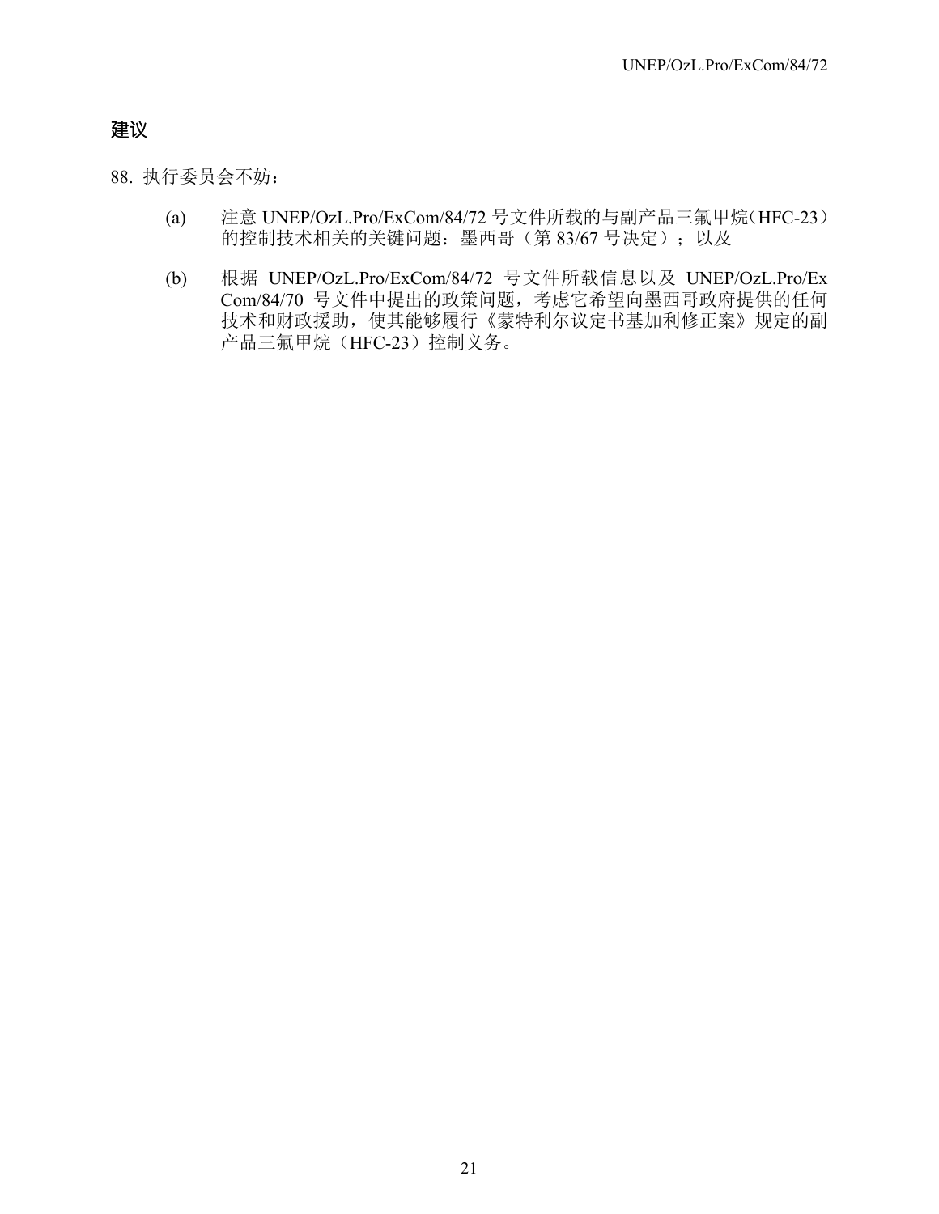## 建议

88. 执行委员会不妨：

(a) 注意 UNEP/OzL.Pro/ExCom/84/72 号文件所载的与副产品三氟甲烷（HFC-23）的控制技术相关的关键问题：墨西哥（第 83/67 号决定）；以及

(b) 根据 UNEP/OzL.Pro/ExCom/84/72 号文件所载信息以及 UNEP/OzL.Pro/ExCom/84/70 号文件中提出的政策问题，考虑它希望向墨西哥政府提供的任何技术和财政援助，使其能够履行《蒙特利尔议定书基加利修正案》规定的副产品三氟甲烷（HFC-23）控制义务。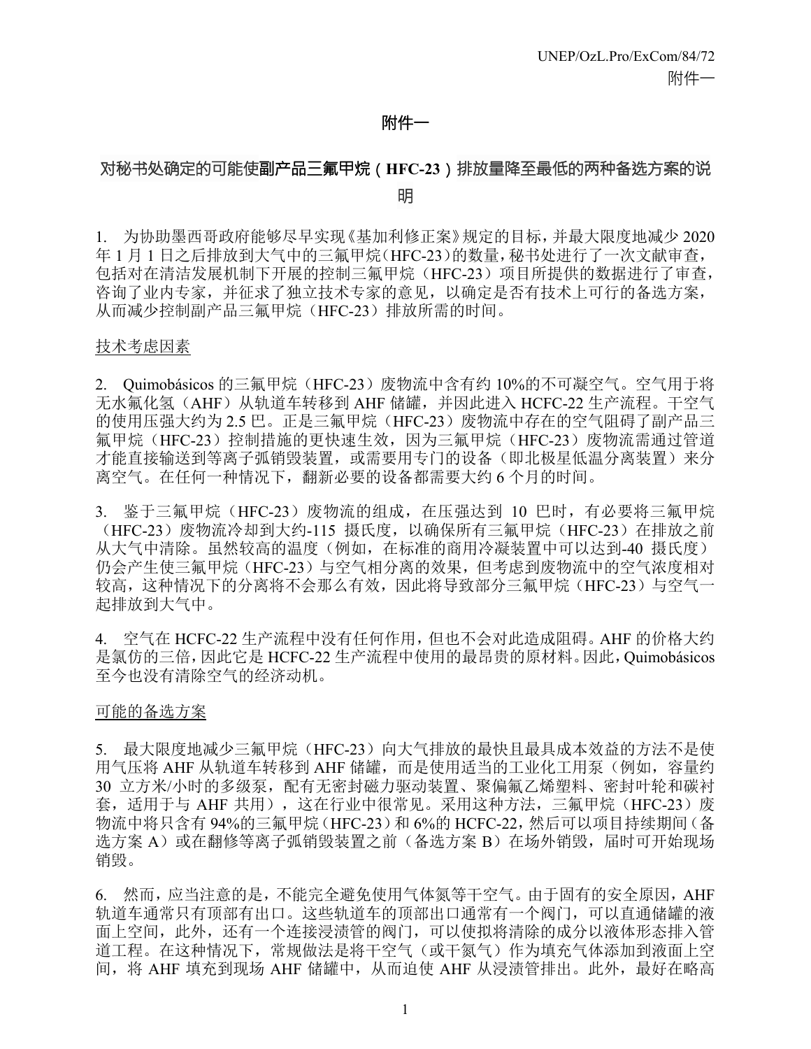# 附件一

## 对秘书处确定的可能使副产品三氟甲烷（HFC-23）排放量降至最低的两种备选方案的说明

1. 为协助墨西哥政府能够尽早实现《基加利修正案》规定的目标，并最大限度地减少 2020 年 1 月 1 日之后排放到大气中的三氟甲烷（HFC-23）的数量，秘书处进行了一次文献审查，包括对在清洁发展机制下开展的控制三氟甲烷（HFC-23）项目所提供的数据进行了审查，咨询了业内专家，并征求了独立技术专家的意见，以确定是否有技术上可行的备选方案，从而减少控制副产品三氟甲烷（HFC-23）排放所需的时间。

<u>技术考虑因素</u>

2. Quimobásicos 的三氟甲烷（HFC-23）废物流中含有约 10%的不可凝空气。空气用于将无水氟化氢（AHF）从轨道车转移到 AHF 储罐，并因此进入 HCFC-22 生产流程。干空气的使用压强大约为 2.5 巴。正是三氟甲烷（HFC-23）废物流中存在的空气阻碍了副产品三氟甲烷（HFC-23）控制措施的更快速生效，因为三氟甲烷（HFC-23）废物流需通过管道才能直接输送到等离子弧销毁装置，或需要用专门的设备（即北极星低温分离装置）来分离空气。在任何一种情况下，翻新必要的设备都需要大约 6 个月的时间。

3. 鉴于三氟甲烷（HFC-23）废物流的组成，在压强达到 10 巴时，有必要将三氟甲烷（HFC-23）废物流冷却到大约-115 摄氏度，以确保所有三氟甲烷（HFC-23）在排放之前从大气中清除。虽然较高的温度（例如，在标准的商用冷凝装置中可以达到-40 摄氏度）仍会产生使三氟甲烷（HFC-23）与空气相分离的效果，但考虑到废物流中的空气浓度相对较高，这种情况下的分离将不会那么有效，因此将导致部分三氟甲烷（HFC-23）与空气一起排放到大气中。

4. 空气在 HCFC-22 生产流程中没有任何作用，但也不会对此造成阻碍。AHF 的价格大约是氯仿的三倍，因此它是 HCFC-22 生产流程中使用的最昂贵的原材料。因此，Quimobásicos 至今也没有清除空气的经济动机。

<u>可能的备选方案</u>

5. 最大限度地减少三氟甲烷（HFC-23）向大气排放的最快且最具成本效益的方法不是使用气压将 AHF 从轨道车转移到 AHF 储罐，而是使用适当的工业化工用泵（例如，容量约 30 立方米/小时的多级泵，配有无密封磁力驱动装置、聚偏氟乙烯塑料、密封叶轮和碳衬套，适用于与 AHF 共用），这在行业中很常见。采用这种方法，三氟甲烷（HFC-23）废物流中将只含有 94%的三氟甲烷（HFC-23）和 6%的 HCFC-22，然后可以项目持续期间（备选方案 A）或在翻修等离子弧销毁装置之前（备选方案 B）在场外销毁，届时可开始现场销毁。

6. 然而，应当注意的是，不能完全避免使用气体氮等干空气。由于固有的安全原因，AHF 轨道车通常只有顶部有出口。这些轨道车的顶部出口通常有一个阀门，可以直通储罐的液面上空间，此外，还有一个连接浸渍管的阀门，可以使拟将清除的成分以液体形态排入管道工程。在这种情况下，常规做法是将干空气（或干氮气）作为填充气体添加到液面上空间，将 AHF 填充到现场 AHF 储罐中，从而迫使 AHF 从浸渍管排出。此外，最好在略高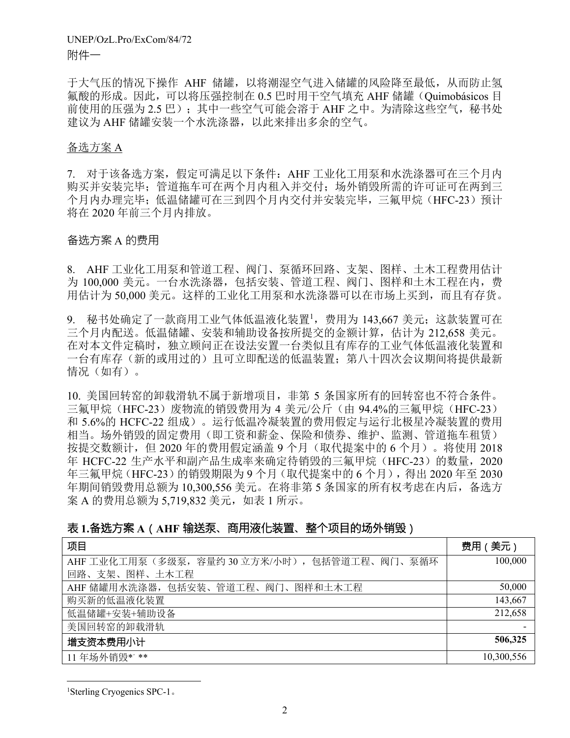于大气压的情况下操作 AHF 储罐，以将潮湿空气进入储罐的风险降至最低，从而防止氢氟酸的形成。因此，可以将压强控制在 0.5 巴时用干空气填充 AHF 储罐（Quimobásicos 目前使用的压强为 2.5 巴）；其中一些空气可能会溶于 AHF 之中。为清除这些空气，秘书处建议为 AHF 储罐安装一个水洗涤器，以此来排出多余的空气。

备选方案 A

7. 对于该备选方案，假定可满足以下条件：AHF 工业化工用泵和水洗涤器可在三个月内购买并安装完毕；管道拖车可在两个月内租入并交付；场外销毁所需的许可证可在两到三个月内办理完毕；低温储罐可在三到四个月内交付并安装完毕，三氟甲烷（HFC-23）预计将在 2020 年前三个月内排放。

备选方案 A 的费用

8. AHF 工业化工用泵和管道工程、阀门、泵循环回路、支架、图样、土木工程费用估计为 100,000 美元。一台水洗涤器，包括安装、管道工程、阀门、图样和土木工程在内，费用估计为 50,000 美元。这样的工业化工用泵和水洗涤器可以在市场上买到，而且有存货。

9. 秘书处确定了一款商用工业气体低温液化装置[1]，费用为 143,667 美元；这款装置可在三个月内配送。低温储罐、安装和辅助设备按所提交的金额计算，估计为 212,658 美元。在对本文件定稿时，独立顾问正在设法安置一台类似且有库存的工业气体低温液化装置和一台有库存（新的或用过的）且可立即配送的低温装置；第八十四次会议期间将提供最新情况（如有）。

10. 美国回转窑的卸载滑轨不属于新增项目，非第 5 条国家所有的回转窑也不符合条件。三氟甲烷（HFC-23）废物流的销毁费用为 4 美元/公斤（由 94.4%的三氟甲烷（HFC-23）和 5.6%的 HCFC-22 组成）。运行低温冷凝装置的费用假定与运行北极星冷凝装置的费用相当。场外销毁的固定费用（即工资和薪金、保险和债券、维护、监测、管道拖车租赁）按提交数额计，但 2020 年的费用假定涵盖 9 个月（取代提案中的 6 个月）。将使用 2018 年 HCFC-22 生产水平和副产品生成率来确定待销毁的三氟甲烷（HFC-23）的数量，2020 年三氟甲烷（HFC-23）的销毁期限为 9 个月（取代提案中的 6 个月），得出 2020 年至 2030 年期间销毁费用总额为 10,300,556 美元。在将非第 5 条国家的所有权考虑在内后，备选方案 A 的费用总额为 5,719,832 美元，如表 1 所示。

**表 1.备选方案 A（AHF 输送泵、商用液化装置、整个项目的场外销毁）**

| 项目 | 费用（美元） |
|---|---|
| AHF 工业化工用泵（多级泵，容量约 30 立方米/小时），包括管道工程、阀门、泵循环回路、支架、图样、土木工程 | 100,000 |
| AHF 储罐用水洗涤器，包括安装、管道工程、阀门、图样和土木工程 | 50,000 |
| 购买新的低温液化装置 | 143,667 |
| 低温储罐+安装+辅助设备 | 212,658 |
| 美国回转窑的卸载滑轨 | - |
| **增支资本费用小计** | **506,325** |
| 11 年场外销毁*' ** | 10,300,556 |

[1]Sterling Cryogenics SPC-1。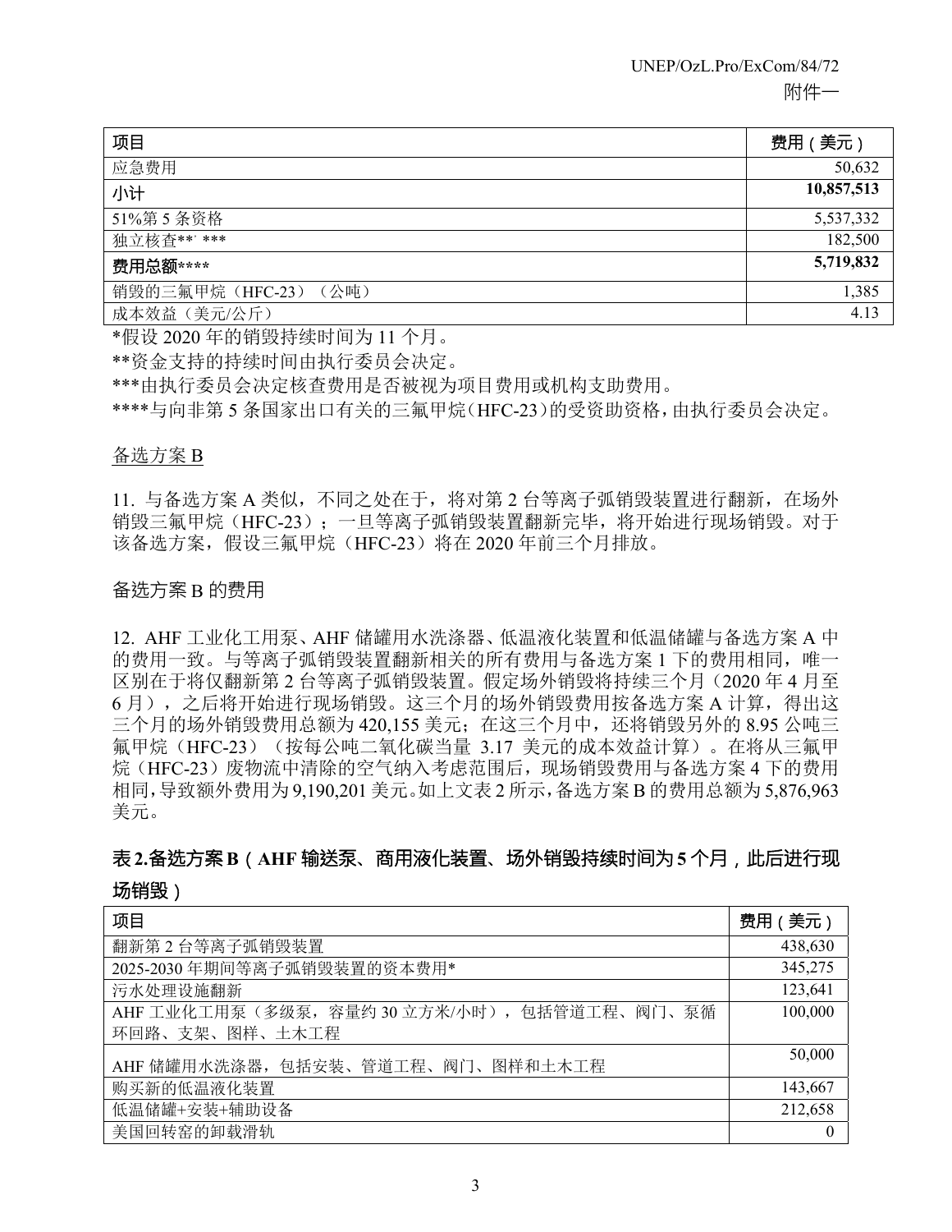| 项目 | 费用（美元） |
| --- | --- |
| 应急费用 | 50,632 |
| **小计** | **10,857,513** |
| 51%第 5 条资格 | 5,537,332 |
| 独立核查**, *** | 182,500 |
| **费用总额******** | **5,719,832** |
| 销毁的三氟甲烷（HFC-23）（公吨） | 1,385 |
| 成本效益（美元/公斤） | 4.13 |

*假设 2020 年的销毁持续时间为 11 个月。

**资金支持的持续时间由执行委员会决定。

***由执行委员会决定核查费用是否被视为项目费用或机构支助费用。

****与向非第 5 条国家出口有关的三氟甲烷（HFC-23）的受资助资格，由执行委员会决定。

备选方案 B

11. 与备选方案 A 类似，不同之处在于，将对第 2 台等离子弧销毁装置进行翻新，在场外销毁三氟甲烷（HFC-23）；一旦等离子弧销毁装置翻新完毕，将开始进行现场销毁。对于该备选方案，假设三氟甲烷（HFC-23）将在 2020 年前三个月排放。

备选方案 B 的费用

12. AHF 工业化工用泵、AHF 储罐用水洗涤器、低温液化装置和低温储罐与备选方案 A 中的费用一致。与等离子弧销毁装置翻新相关的所有费用与备选方案 1 下的费用相同，唯一区别在于将仅翻新第 2 台等离子弧销毁装置。假定场外销毁将持续三个月（2020 年 4 月至 6 月），之后将开始进行现场销毁。这三个月的场外销毁费用按备选方案 A 计算，得出这三个月的场外销毁费用总额为 420,155 美元；在这三个月中，还将销毁另外的 8.95 公吨三氟甲烷（HFC-23）（按每公吨二氧化碳当量 3.17 美元的成本效益计算）。在将从三氟甲烷（HFC-23）废物流中清除的空气纳入考虑范围后，现场销毁费用与备选方案 4 下的费用相同，导致额外费用为 9,190,201 美元。如上文表 2 所示，备选方案 B 的费用总额为 5,876,963 美元。

### 表 2.备选方案 B（AHF 输送泵、商用液化装置、场外销毁持续时间为 5 个月，此后进行现场销毁）

| 项目 | 费用（美元） |
| --- | --- |
| 翻新第 2 台等离子弧销毁装置 | 438,630 |
| 2025-2030 年期间等离子弧销毁装置的资本费用* | 345,275 |
| 污水处理设施翻新 | 123,641 |
| AHF 工业化工用泵（多级泵，容量约 30 立方米/小时），包括管道工程、阀门、泵循环回路、支架、图样、土木工程 | 100,000 |
| AHF 储罐用水洗涤器，包括安装、管道工程、阀门、图样和土木工程 | 50,000 |
| 购买新的低温液化装置 | 143,667 |
| 低温储罐+安装+辅助设备 | 212,658 |
| 美国回转窑的卸载滑轨 | 0 |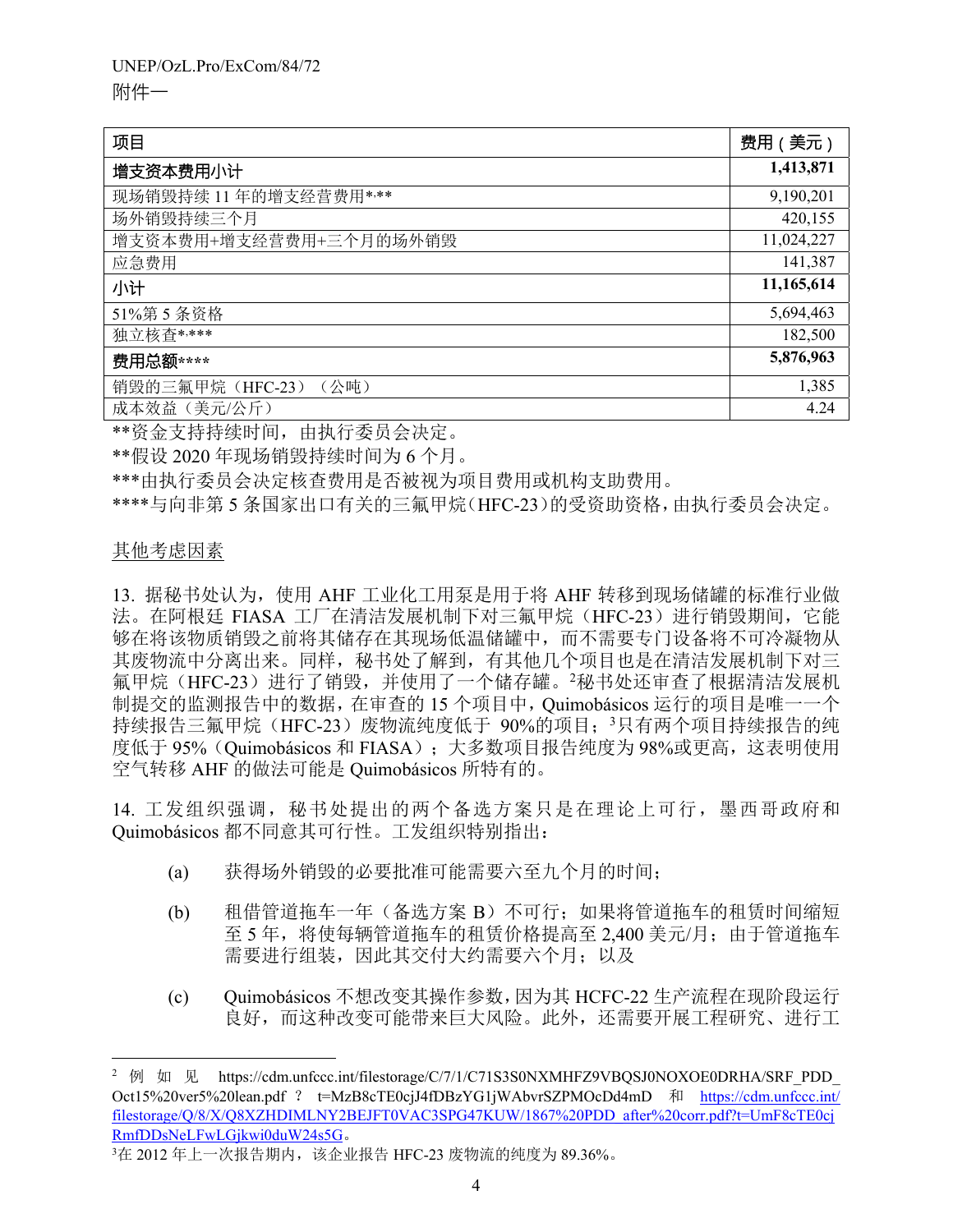| 项目 | 费用（美元） |
|---|---|
| **增支资本费用小计** | **1,413,871** |
| 现场销毁持续 11 年的增支经营费用*,** | 9,190,201 |
| 场外销毁持续三个月 | 420,155 |
| 增支资本费用+增支经营费用+三个月的场外销毁 | 11,024,227 |
| 应急费用 | 141,387 |
| **小计** | **11,165,614** |
| 51%第 5 条资格 | 5,694,463 |
| 独立核查*,*** | 182,500 |
| **费用总额****** | **5,876,963** |
| 销毁的三氟甲烷（HFC-23）（公吨） | 1,385 |
| 成本效益（美元/公斤） | 4.24 |

**资金支持持续时间，由执行委员会决定。

**假设 2020 年现场销毁持续时间为 6 个月。

***由执行委员会决定核查费用是否被视为项目费用或机构支助费用。

****与向非第 5 条国家出口有关的三氟甲烷（HFC-23）的受资助资格，由执行委员会决定。

<u>其他考虑因素</u>

13. 据秘书处认为，使用 AHF 工业化工用泵是用于将 AHF 转移到现场储罐的标准行业做法。在阿根廷 FIASA 工厂在清洁发展机制下对三氟甲烷（HFC-23）进行销毁期间，它能够在将该物质销毁之前将其储存在其现场低温储罐中，而不需要专门设备将不可冷凝物从其废物流中分离出来。同样，秘书处了解到，有其他几个项目也是在清洁发展机制下对三氟甲烷（HFC-23）进行了销毁，并使用了一个储存罐。[2]秘书处还审查了根据清洁发展机制提交的监测报告中的数据，在审查的 15 个项目中，Quimobásicos 运行的项目是唯一一个持续报告三氟甲烷（HFC-23）废物流纯度低于 90%的项目；[3]只有两个项目持续报告的纯度低于 95%（Quimobásicos 和 FIASA）；大多数项目报告纯度为 98%或更高，这表明使用空气转移 AHF 的做法可能是 Quimobásicos 所特有的。

14. 工发组织强调，秘书处提出的两个备选方案只是在理论上可行，墨西哥政府和 Quimobásicos 都不同意其可行性。工发组织特别指出：

(a) 获得场外销毁的必要批准可能需要六至九个月的时间；

(b) 租借管道拖车一年（备选方案 B）不可行；如果将管道拖车的租赁时间缩短至 5 年，将使每辆管道拖车的租赁价格提高至 2,400 美元/月；由于管道拖车需要进行组装，因此其交付大约需要六个月；以及

(c) Quimobásicos 不想改变其操作参数，因为其 HCFC-22 生产流程在现阶段运行良好，而这种改变可能带来巨大风险。此外，还需要开展工程研究、进行工

---

[2] 例如见 https://cdm.unfccc.int/filestorage/C/7/1/C71S3S0NXMHFZ9VBQSJ0NOXOE0DRHA/SRF_PDD_Oct15%20ver5%20lean.pdf？t=MzB8cTE0cjJ4fDBzYG1jWAbvrSZPMOcDd4mD 和 https://cdm.unfccc.int/filestorage/Q/8/X/Q8XZHDIMLNY2BEJFT0VAC3SPG47KUW/1867%20PDD_after%20corr.pdf?t=UmF8cTE0cjRmfDDsNeLFwLGjkwi0duW24s5G。

[3]在 2012 年上一次报告期内，该企业报告 HFC-23 废物流的纯度为 89.36%。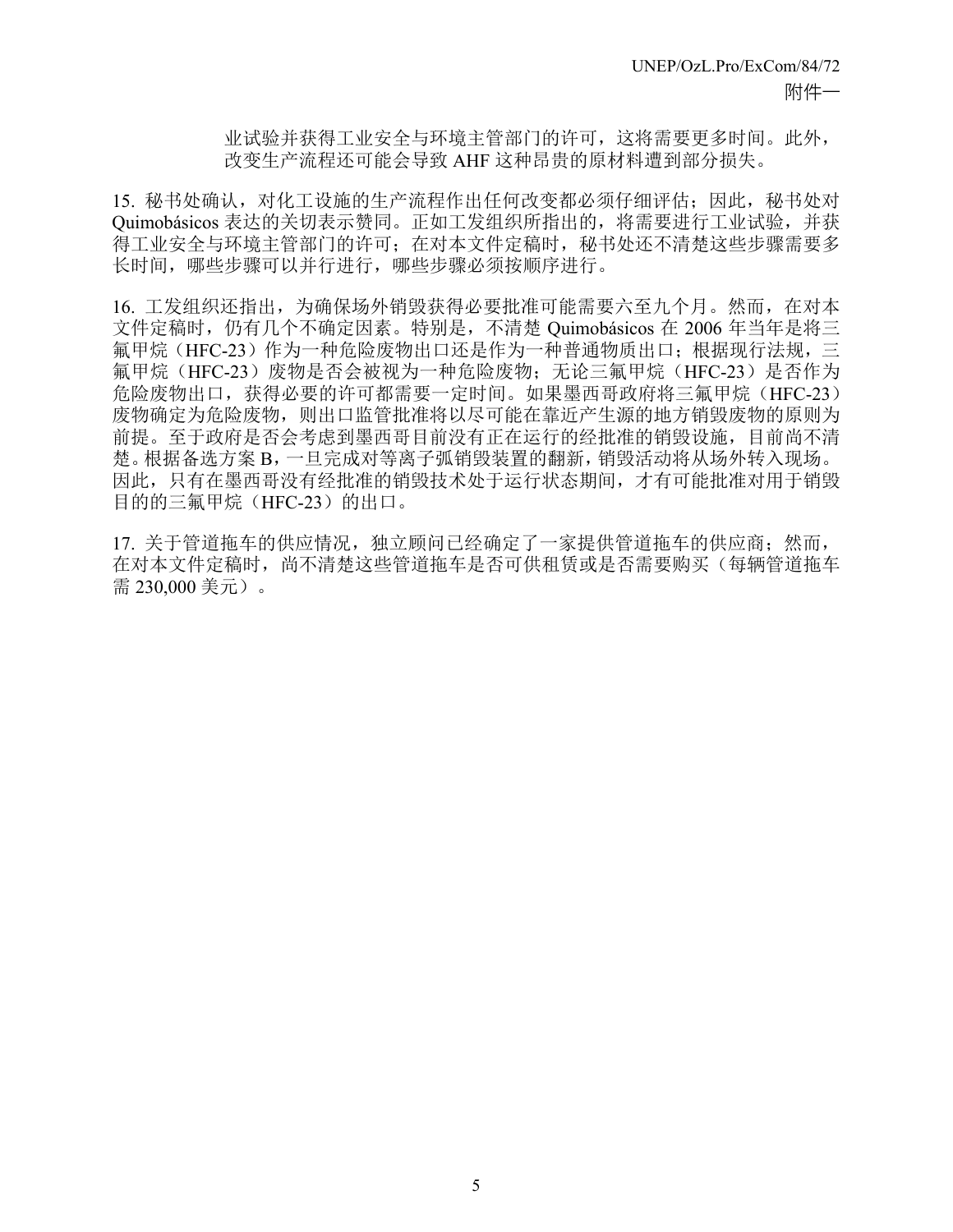业试验并获得工业安全与环境主管部门的许可，这将需要更多时间。此外，改变生产流程还可能会导致 AHF 这种昂贵的原材料遭到部分损失。

15. 秘书处确认，对化工设施的生产流程作出任何改变都必须仔细评估；因此，秘书处对 Quimobásicos 表达的关切表示赞同。正如工发组织所指出的，将需要进行工业试验，并获得工业安全与环境主管部门的许可；在对本文件定稿时，秘书处还不清楚这些步骤需要多长时间，哪些步骤可以并行进行，哪些步骤必须按顺序进行。

16. 工发组织还指出，为确保场外销毁获得必要批准可能需要六至九个月。然而，在对本文件定稿时，仍有几个不确定因素。特别是，不清楚 Quimobásicos 在 2006 年当年是将三氟甲烷（HFC-23）作为一种危险废物出口还是作为一种普通物质出口；根据现行法规，三氟甲烷（HFC-23）废物是否会被视为一种危险废物；无论三氟甲烷（HFC-23）是否作为危险废物出口，获得必要的许可都需要一定时间。如果墨西哥政府将三氟甲烷（HFC-23）废物确定为危险废物，则出口监管批准将以尽可能在靠近产生源的地方销毁废物的原则为前提。至于政府是否会考虑到墨西哥目前没有正在运行的经批准的销毁设施，目前尚不清楚。根据备选方案 B，一旦完成对等离子弧销毁装置的翻新，销毁活动将从场外转入现场。因此，只有在墨西哥没有经批准的销毁技术处于运行状态期间，才有可能批准对用于销毁目的的三氟甲烷（HFC-23）的出口。

17. 关于管道拖车的供应情况，独立顾问已经确定了一家提供管道拖车的供应商；然而，在对本文件定稿时，尚不清楚这些管道拖车是否可供租赁或是否需要购买（每辆管道拖车需 230,000 美元）。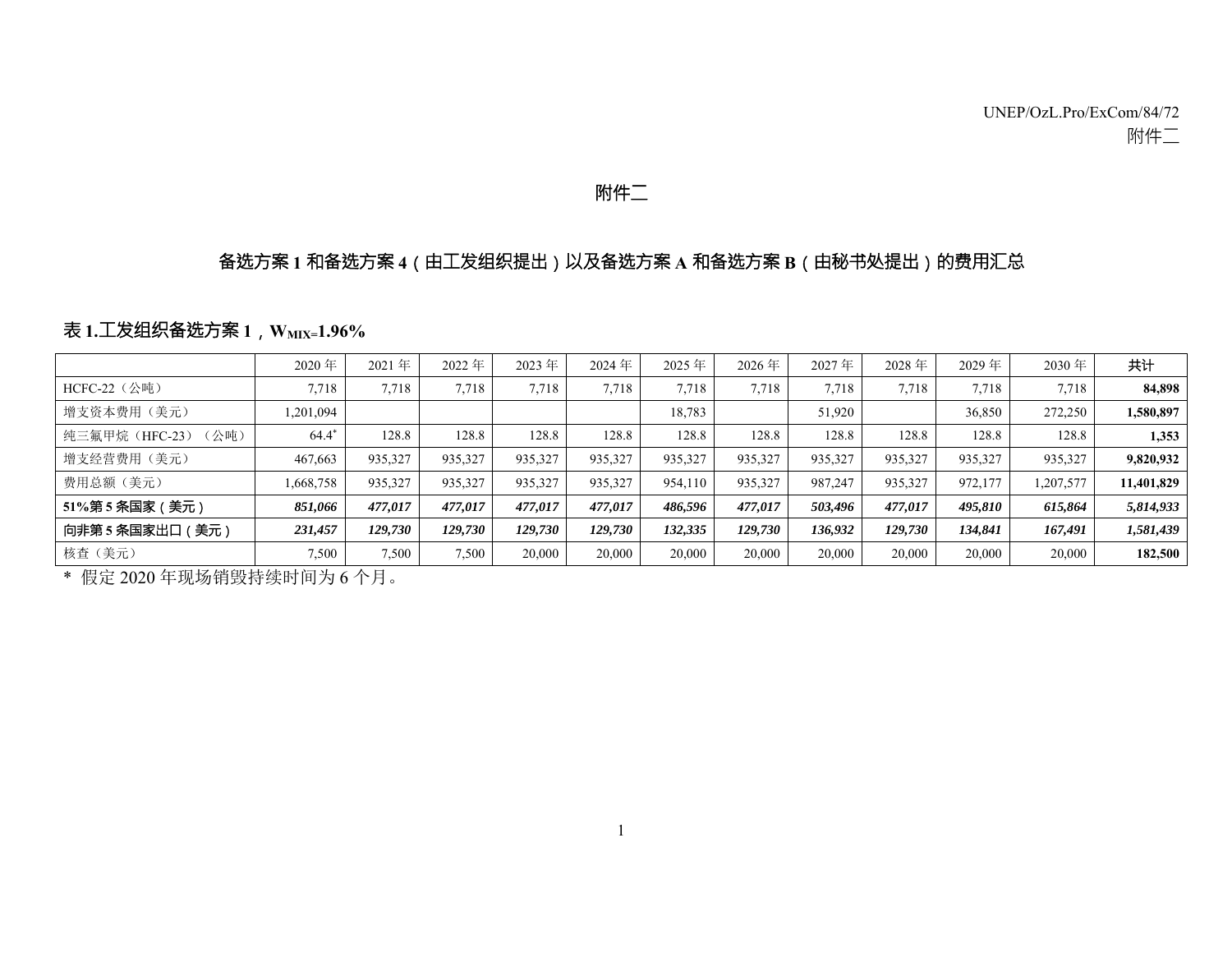# 附件二

## 备选方案 1 和备选方案 4（由工发组织提出）以及备选方案 A 和备选方案 B（由秘书处提出）的费用汇总

### 表 1.工发组织备选方案 1，$W_{MIX=}$1.96%

| | 2020 年 | 2021 年 | 2022 年 | 2023 年 | 2024 年 | 2025 年 | 2026 年 | 2027 年 | 2028 年 | 2029 年 | 2030 年 | 共计 |
|---|---|---|---|---|---|---|---|---|---|---|---|---|
| HCFC-22（公吨） | 7,718 | 7,718 | 7,718 | 7,718 | 7,718 | 7,718 | 7,718 | 7,718 | 7,718 | 7,718 | 7,718 | **84,898** |
| 增支资本费用（美元） | 1,201,094 | | | | | 18,783 | | 51,920 | | 36,850 | 272,250 | **1,580,897** |
| 纯三氟甲烷（HFC-23）（公吨） | 64.4* | 128.8 | 128.8 | 128.8 | 128.8 | 128.8 | 128.8 | 128.8 | 128.8 | 128.8 | 128.8 | **1,353** |
| 增支经营费用（美元） | 467,663 | 935,327 | 935,327 | 935,327 | 935,327 | 935,327 | 935,327 | 935,327 | 935,327 | 935,327 | 935,327 | **9,820,932** |
| 费用总额（美元） | 1,668,758 | 935,327 | 935,327 | 935,327 | 935,327 | 954,110 | 935,327 | 987,247 | 935,327 | 972,177 | 1,207,577 | **11,401,829** |
| **51%第 5 条国家（美元）** | ***851,066*** | ***477,017*** | ***477,017*** | ***477,017*** | ***477,017*** | ***486,596*** | ***477,017*** | ***503,496*** | ***477,017*** | ***495,810*** | ***615,864*** | ***5,814,933*** |
| **向非第 5 条国家出口（美元）** | ***231,457*** | ***129,730*** | ***129,730*** | ***129,730*** | ***129,730*** | ***132,335*** | ***129,730*** | ***136,932*** | ***129,730*** | ***134,841*** | ***167,491*** | ***1,581,439*** |
| 核查（美元） | 7,500 | 7,500 | 7,500 | 20,000 | 20,000 | 20,000 | 20,000 | 20,000 | 20,000 | 20,000 | 20,000 | **182,500** |

* 假定 2020 年现场销毁持续时间为 6 个月。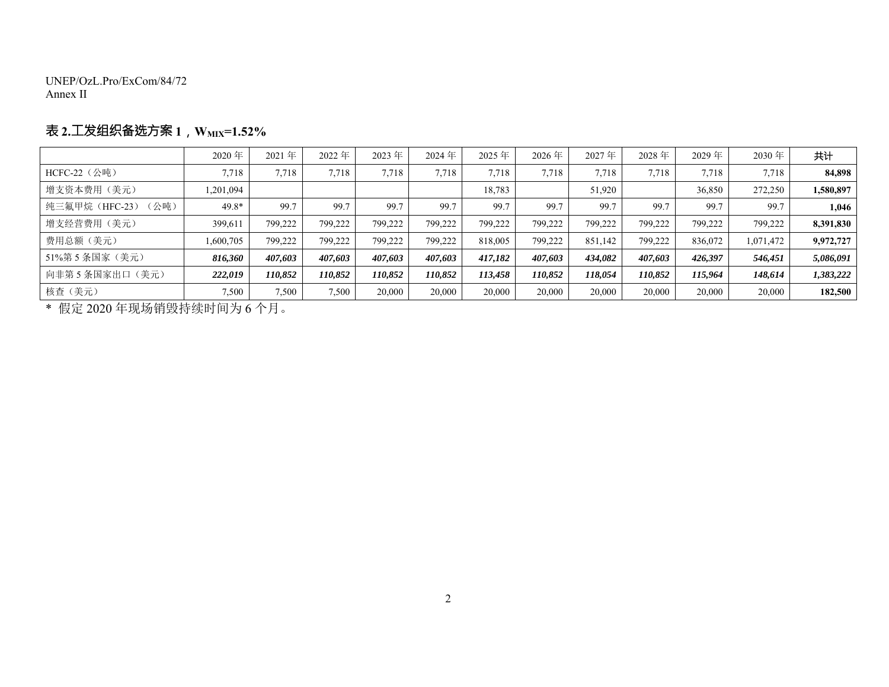## 表 2.工发组织备选方案 1，$W_{MIX}$=1.52%

| | 2020 年 | 2021 年 | 2022 年 | 2023 年 | 2024 年 | 2025 年 | 2026 年 | 2027 年 | 2028 年 | 2029 年 | 2030 年 | **共计** |
|---|---|---|---|---|---|---|---|---|---|---|---|---|
| HCFC-22（公吨） | 7,718 | 7,718 | 7,718 | 7,718 | 7,718 | 7,718 | 7,718 | 7,718 | 7,718 | 7,718 | 7,718 | **84,898** |
| 增支资本费用（美元） | 1,201,094 | | | | | 18,783 | | 51,920 | | 36,850 | 272,250 | **1,580,897** |
| 纯三氟甲烷（HFC-23）（公吨） | 49.8* | 99.7 | 99.7 | 99.7 | 99.7 | 99.7 | 99.7 | 99.7 | 99.7 | 99.7 | 99.7 | **1,046** |
| 增支经营费用（美元） | 399,611 | 799,222 | 799,222 | 799,222 | 799,222 | 799,222 | 799,222 | 799,222 | 799,222 | 799,222 | 799,222 | **8,391,830** |
| 费用总额（美元） | 1,600,705 | 799,222 | 799,222 | 799,222 | 799,222 | 818,005 | 799,222 | 851,142 | 799,222 | 836,072 | 1,071,472 | **9,972,727** |
| 51%第 5 条国家（美元） | ***816,360*** | ***407,603*** | ***407,603*** | ***407,603*** | ***407,603*** | ***417,182*** | ***407,603*** | ***434,082*** | ***407,603*** | ***426,397*** | ***546,451*** | ***5,086,091*** |
| 向非第 5 条国家出口（美元） | ***222,019*** | ***110,852*** | ***110,852*** | ***110,852*** | ***110,852*** | ***113,458*** | ***110,852*** | ***118,054*** | ***110,852*** | ***115,964*** | ***148,614*** | ***1,383,222*** |
| 核查（美元） | 7,500 | 7,500 | 7,500 | 20,000 | 20,000 | 20,000 | 20,000 | 20,000 | 20,000 | 20,000 | 20,000 | **182,500** |

\* 假定 2020 年现场销毁持续时间为 6 个月。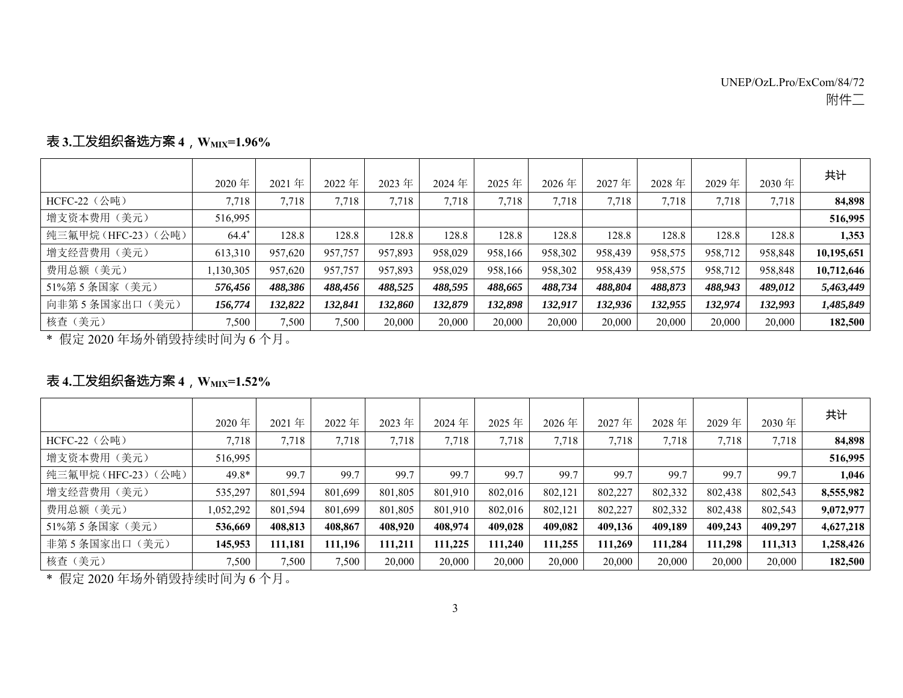**表 3.工发组织备选方案 4，$W_{MIX}$=1.96%**

| | 2020 年 | 2021 年 | 2022 年 | 2023 年 | 2024 年 | 2025 年 | 2026 年 | 2027 年 | 2028 年 | 2029 年 | 2030 年 | 共计 |
|---|---|---|---|---|---|---|---|---|---|---|---|---|
| HCFC-22（公吨） | 7,718 | 7,718 | 7,718 | 7,718 | 7,718 | 7,718 | 7,718 | 7,718 | 7,718 | 7,718 | 7,718 | **84,898** |
| 增支资本费用（美元） | 516,995 | | | | | | | | | | | **516,995** |
| 纯三氟甲烷（HFC-23）（公吨） | 64.4* | 128.8 | 128.8 | 128.8 | 128.8 | 128.8 | 128.8 | 128.8 | 128.8 | 128.8 | 128.8 | **1,353** |
| 增支经营费用（美元） | 613,310 | 957,620 | 957,757 | 957,893 | 958,029 | 958,166 | 958,302 | 958,439 | 958,575 | 958,712 | 958,848 | **10,195,651** |
| 费用总额（美元） | 1,130,305 | 957,620 | 957,757 | 957,893 | 958,029 | 958,166 | 958,302 | 958,439 | 958,575 | 958,712 | 958,848 | **10,712,646** |
| 51%第 5 条国家（美元） | ***576,456*** | ***488,386*** | ***488,456*** | ***488,525*** | ***488,595*** | ***488,665*** | ***488,734*** | ***488,804*** | ***488,873*** | ***488,943*** | ***489,012*** | ***5,463,449*** |
| 向非第 5 条国家出口（美元） | ***156,774*** | ***132,822*** | ***132,841*** | ***132,860*** | ***132,879*** | ***132,898*** | ***132,917*** | ***132,936*** | ***132,955*** | ***132,974*** | ***132,993*** | ***1,485,849*** |
| 核查（美元） | 7,500 | 7,500 | 7,500 | 20,000 | 20,000 | 20,000 | 20,000 | 20,000 | 20,000 | 20,000 | 20,000 | **182,500** |

\* 假定 2020 年场外销毁持续时间为 6 个月。

**表 4.工发组织备选方案 4，$W_{MIX}$=1.52%**

| | 2020 年 | 2021 年 | 2022 年 | 2023 年 | 2024 年 | 2025 年 | 2026 年 | 2027 年 | 2028 年 | 2029 年 | 2030 年 | 共计 |
|---|---|---|---|---|---|---|---|---|---|---|---|---|
| HCFC-22（公吨） | 7,718 | 7,718 | 7,718 | 7,718 | 7,718 | 7,718 | 7,718 | 7,718 | 7,718 | 7,718 | 7,718 | **84,898** |
| 增支资本费用（美元） | 516,995 | | | | | | | | | | | **516,995** |
| 纯三氟甲烷（HFC-23）（公吨） | 49.8* | 99.7 | 99.7 | 99.7 | 99.7 | 99.7 | 99.7 | 99.7 | 99.7 | 99.7 | 99.7 | **1,046** |
| 增支经营费用（美元） | 535,297 | 801,594 | 801,699 | 801,805 | 801,910 | 802,016 | 802,121 | 802,227 | 802,332 | 802,438 | 802,543 | **8,555,982** |
| 费用总额（美元） | 1,052,292 | 801,594 | 801,699 | 801,805 | 801,910 | 802,016 | 802,121 | 802,227 | 802,332 | 802,438 | 802,543 | **9,072,977** |
| 51%第 5 条国家（美元） | **536,669** | **408,813** | **408,867** | **408,920** | **408,974** | **409,028** | **409,082** | **409,136** | **409,189** | **409,243** | **409,297** | **4,627,218** |
| 非第 5 条国家出口（美元） | **145,953** | **111,181** | **111,196** | **111,211** | **111,225** | **111,240** | **111,255** | **111,269** | **111,284** | **111,298** | **111,313** | **1,258,426** |
| 核查（美元） | 7,500 | 7,500 | 7,500 | 20,000 | 20,000 | 20,000 | 20,000 | 20,000 | 20,000 | 20,000 | 20,000 | **182,500** |

\* 假定 2020 年场外销毁持续时间为 6 个月。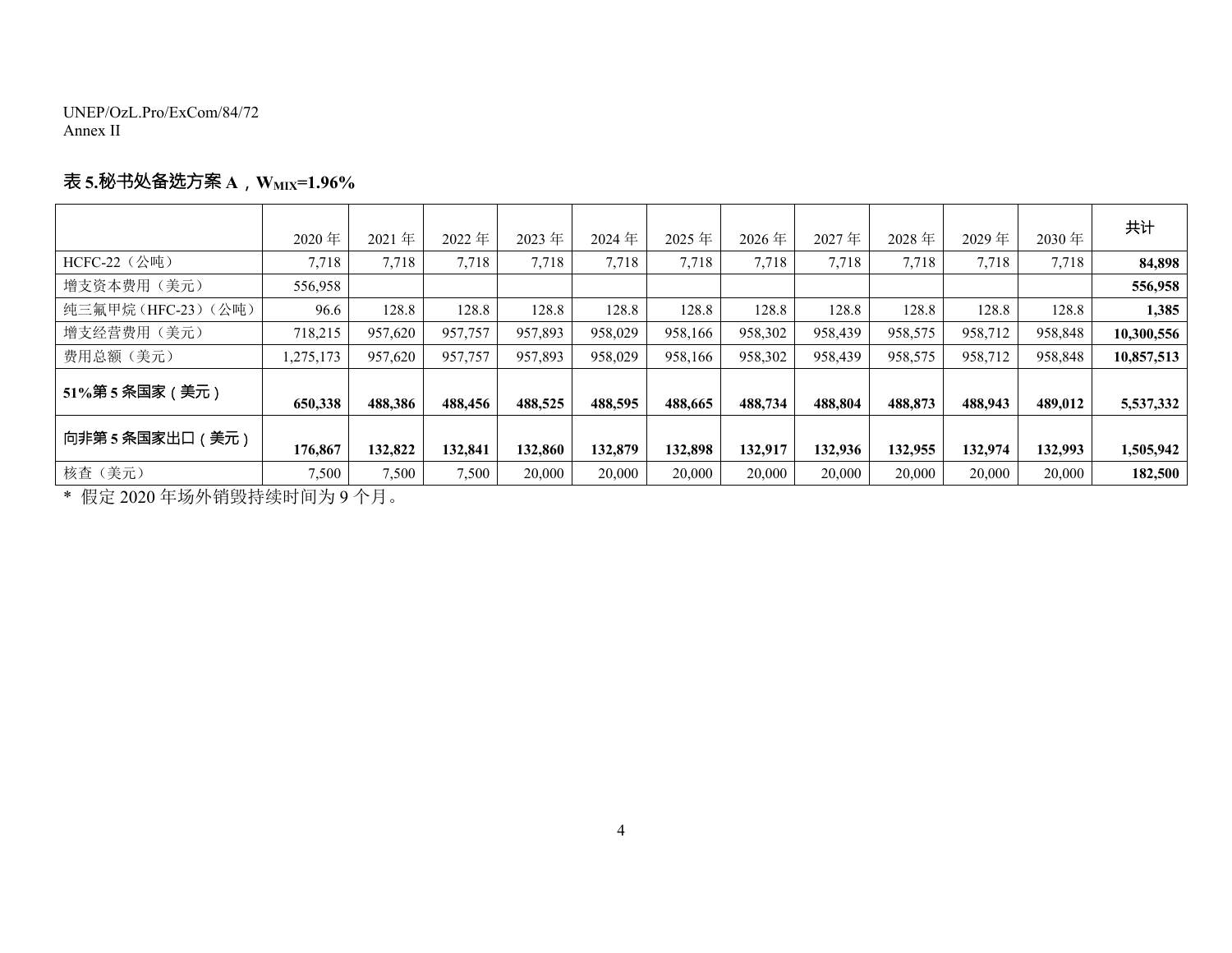**表 5.秘书处备选方案 A，$W_{MIX}$=1.96%**

| | 2020 年 | 2021 年 | 2022 年 | 2023 年 | 2024 年 | 2025 年 | 2026 年 | 2027 年 | 2028 年 | 2029 年 | 2030 年 | 共计 |
|---|---|---|---|---|---|---|---|---|---|---|---|---|
| HCFC-22（公吨） | 7,718 | 7,718 | 7,718 | 7,718 | 7,718 | 7,718 | 7,718 | 7,718 | 7,718 | 7,718 | 7,718 | **84,898** |
| 增支资本费用（美元） | 556,958 | | | | | | | | | | | **556,958** |
| 纯三氟甲烷（HFC-23）（公吨） | 96.6 | 128.8 | 128.8 | 128.8 | 128.8 | 128.8 | 128.8 | 128.8 | 128.8 | 128.8 | 128.8 | **1,385** |
| 增支经营费用（美元） | 718,215 | 957,620 | 957,757 | 957,893 | 958,029 | 958,166 | 958,302 | 958,439 | 958,575 | 958,712 | 958,848 | **10,300,556** |
| 费用总额（美元） | 1,275,173 | 957,620 | 957,757 | 957,893 | 958,029 | 958,166 | 958,302 | 958,439 | 958,575 | 958,712 | 958,848 | **10,857,513** |
| **51%第 5 条国家（美元）** | **650,338** | **488,386** | **488,456** | **488,525** | **488,595** | **488,665** | **488,734** | **488,804** | **488,873** | **488,943** | **489,012** | **5,537,332** |
| **向非第 5 条国家出口（美元）** | **176,867** | **132,822** | **132,841** | **132,860** | **132,879** | **132,898** | **132,917** | **132,936** | **132,955** | **132,974** | **132,993** | **1,505,942** |
| 核查（美元） | 7,500 | 7,500 | 7,500 | 20,000 | 20,000 | 20,000 | 20,000 | 20,000 | 20,000 | 20,000 | 20,000 | **182,500** |

* 假定 2020 年场外销毁持续时间为 9 个月。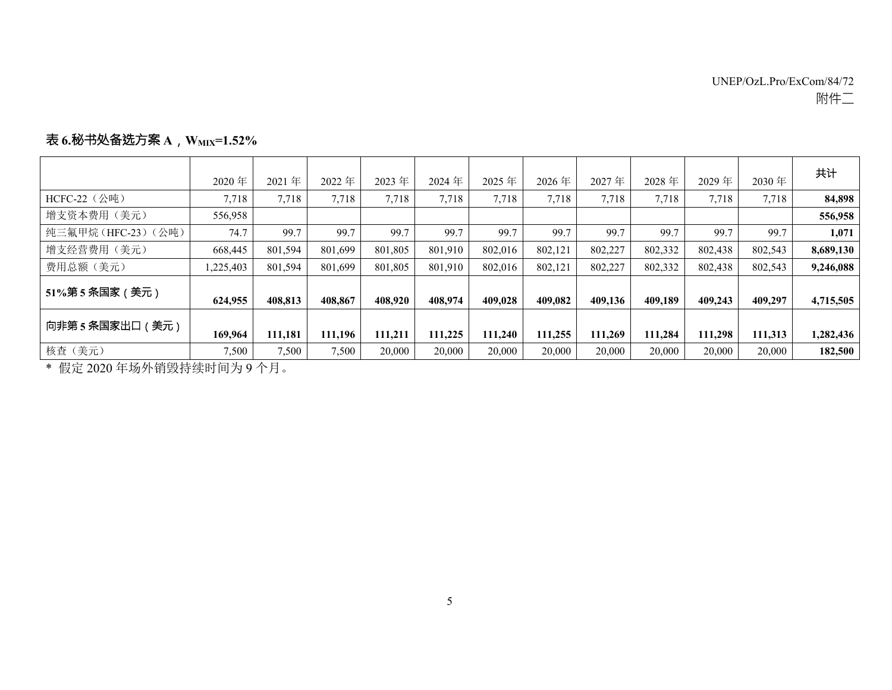**表 6.秘书处备选方案 A，$W_{MIX}$=1.52%**

| | 2020 年 | 2021 年 | 2022 年 | 2023 年 | 2024 年 | 2025 年 | 2026 年 | 2027 年 | 2028 年 | 2029 年 | 2030 年 | 共计 |
|---|---|---|---|---|---|---|---|---|---|---|---|---|
| HCFC-22（公吨） | 7,718 | 7,718 | 7,718 | 7,718 | 7,718 | 7,718 | 7,718 | 7,718 | 7,718 | 7,718 | 7,718 | **84,898** |
| 增支资本费用（美元） | 556,958 | | | | | | | | | | | **556,958** |
| 纯三氟甲烷（HFC-23）（公吨） | 74.7 | 99.7 | 99.7 | 99.7 | 99.7 | 99.7 | 99.7 | 99.7 | 99.7 | 99.7 | 99.7 | **1,071** |
| 增支经营费用（美元） | 668,445 | 801,594 | 801,699 | 801,805 | 801,910 | 802,016 | 802,121 | 802,227 | 802,332 | 802,438 | 802,543 | **8,689,130** |
| 费用总额（美元） | 1,225,403 | 801,594 | 801,699 | 801,805 | 801,910 | 802,016 | 802,121 | 802,227 | 802,332 | 802,438 | 802,543 | **9,246,088** |
| **51%第 5 条国家（美元）** | **624,955** | **408,813** | **408,867** | **408,920** | **408,974** | **409,028** | **409,082** | **409,136** | **409,189** | **409,243** | **409,297** | **4,715,505** |
| **向非第 5 条国家出口（美元）** | **169,964** | **111,181** | **111,196** | **111,211** | **111,225** | **111,240** | **111,255** | **111,269** | **111,284** | **111,298** | **111,313** | **1,282,436** |
| 核查（美元） | 7,500 | 7,500 | 7,500 | 20,000 | 20,000 | 20,000 | 20,000 | 20,000 | 20,000 | 20,000 | 20,000 | **182,500** |

* 假定 2020 年场外销毁持续时间为 9 个月。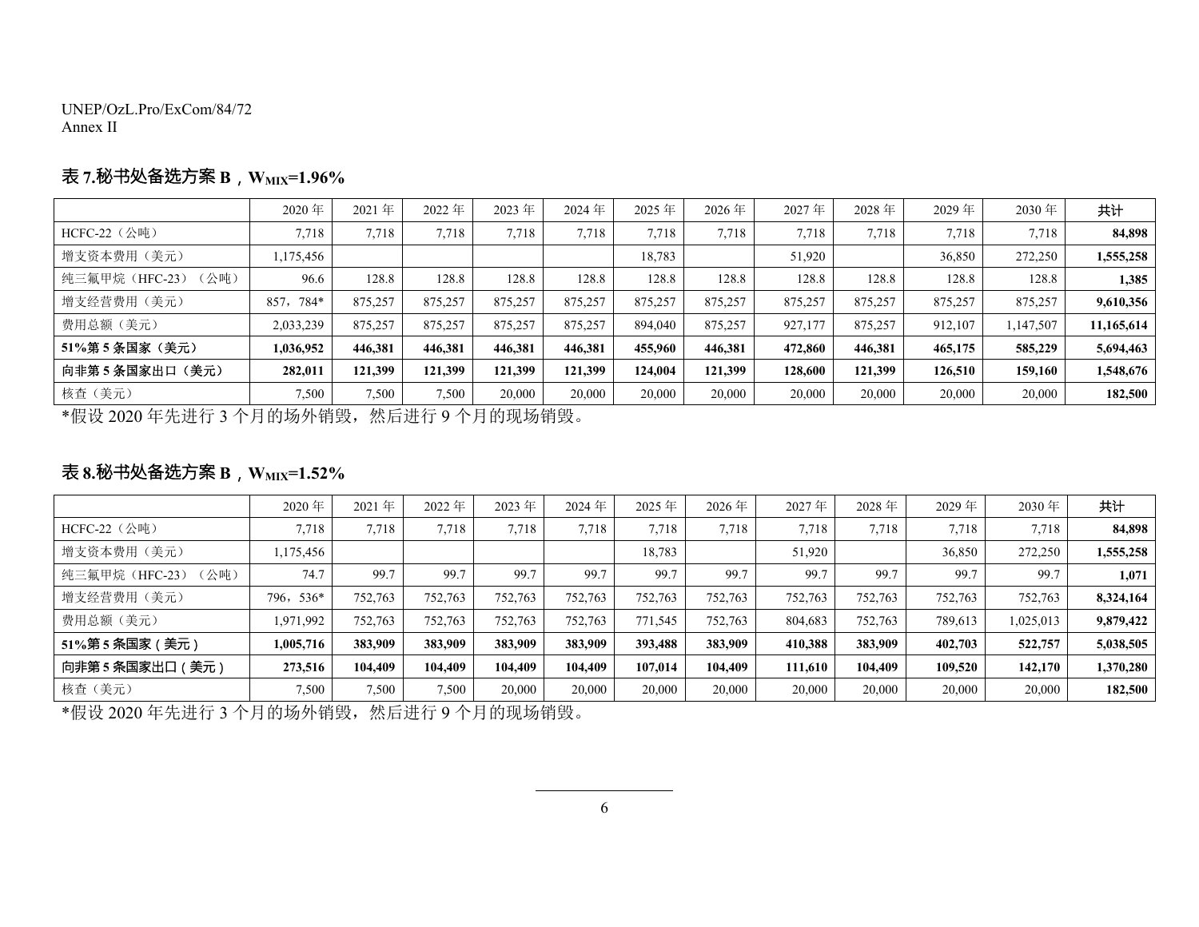### 表 7.秘书处备选方案 B，$W_{MIX}$=1.96%

| | 2020 年 | 2021 年 | 2022 年 | 2023 年 | 2024 年 | 2025 年 | 2026 年 | 2027 年 | 2028 年 | 2029 年 | 2030 年 | 共计 |
|---|---|---|---|---|---|---|---|---|---|---|---|---|
| HCFC-22（公吨） | 7,718 | 7,718 | 7,718 | 7,718 | 7,718 | 7,718 | 7,718 | 7,718 | 7,718 | 7,718 | 7,718 | **84,898** |
| 增支资本费用（美元） | 1,175,456 | | | | | 18,783 | | 51,920 | | 36,850 | 272,250 | **1,555,258** |
| 纯三氟甲烷（HFC-23）（公吨） | 96.6 | 128.8 | 128.8 | 128.8 | 128.8 | 128.8 | 128.8 | 128.8 | 128.8 | 128.8 | 128.8 | **1,385** |
| 增支经营费用（美元） | 857，784* | 875,257 | 875,257 | 875,257 | 875,257 | 875,257 | 875,257 | 875,257 | 875,257 | 875,257 | 875,257 | **9,610,356** |
| 费用总额（美元） | 2,033,239 | 875,257 | 875,257 | 875,257 | 875,257 | 894,040 | 875,257 | 927,177 | 875,257 | 912,107 | 1,147,507 | **11,165,614** |
| **51%第 5 条国家（美元）** | **1,036,952** | **446,381** | **446,381** | **446,381** | **446,381** | **455,960** | **446,381** | **472,860** | **446,381** | **465,175** | **585,229** | **5,694,463** |
| **向非第 5 条国家出口（美元）** | **282,011** | **121,399** | **121,399** | **121,399** | **121,399** | **124,004** | **121,399** | **128,600** | **121,399** | **126,510** | **159,160** | **1,548,676** |
| 核查（美元） | 7,500 | 7,500 | 7,500 | 20,000 | 20,000 | 20,000 | 20,000 | 20,000 | 20,000 | 20,000 | 20,000 | **182,500** |

*假设 2020 年先进行 3 个月的场外销毁，然后进行 9 个月的现场销毁。

### 表 8.秘书处备选方案 B，$W_{MIX}$=1.52%

| | 2020 年 | 2021 年 | 2022 年 | 2023 年 | 2024 年 | 2025 年 | 2026 年 | 2027 年 | 2028 年 | 2029 年 | 2030 年 | 共计 |
|---|---|---|---|---|---|---|---|---|---|---|---|---|
| HCFC-22（公吨） | 7,718 | 7,718 | 7,718 | 7,718 | 7,718 | 7,718 | 7,718 | 7,718 | 7,718 | 7,718 | 7,718 | **84,898** |
| 增支资本费用（美元） | 1,175,456 | | | | | 18,783 | | 51,920 | | 36,850 | 272,250 | **1,555,258** |
| 纯三氟甲烷（HFC-23）（公吨） | 74.7 | 99.7 | 99.7 | 99.7 | 99.7 | 99.7 | 99.7 | 99.7 | 99.7 | 99.7 | 99.7 | **1,071** |
| 增支经营费用（美元） | 796，536* | 752,763 | 752,763 | 752,763 | 752,763 | 752,763 | 752,763 | 752,763 | 752,763 | 752,763 | 752,763 | **8,324,164** |
| 费用总额（美元） | 1,971,992 | 752,763 | 752,763 | 752,763 | 752,763 | 771,545 | 752,763 | 804,683 | 752,763 | 789,613 | 1,025,013 | **9,879,422** |
| **51%第 5 条国家（美元）** | **1,005,716** | **383,909** | **383,909** | **383,909** | **383,909** | **393,488** | **383,909** | **410,388** | **383,909** | **402,703** | **522,757** | **5,038,505** |
| **向非第 5 条国家出口（美元）** | **273,516** | **104,409** | **104,409** | **104,409** | **104,409** | **107,014** | **104,409** | **111,610** | **104,409** | **109,520** | **142,170** | **1,370,280** |
| 核查（美元） | 7,500 | 7,500 | 7,500 | 20,000 | 20,000 | 20,000 | 20,000 | 20,000 | 20,000 | 20,000 | 20,000 | **182,500** |

*假设 2020 年先进行 3 个月的场外销毁，然后进行 9 个月的现场销毁。